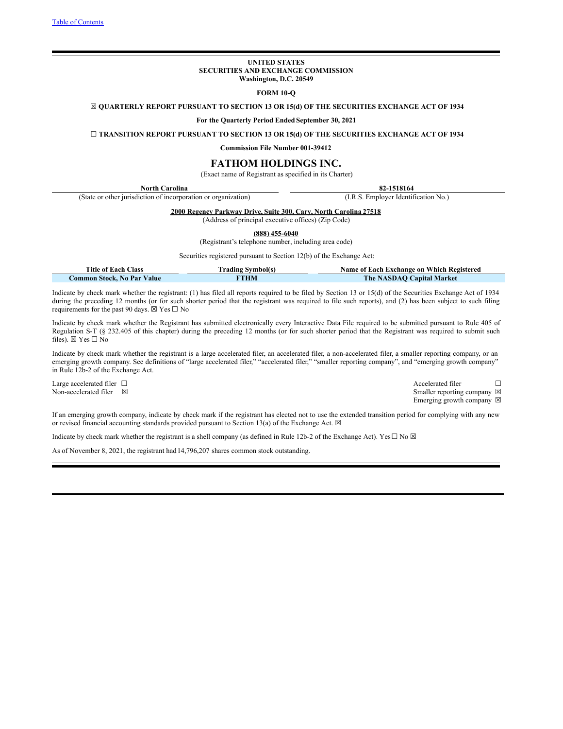Table of Contents

**UNITED STATES**
**SECURITIES AND EXCHANGE COMMISSION**
**Washington, D.C. 20549**

**FORM 10-Q**

☒ **QUARTERLY REPORT PURSUANT TO SECTION 13 OR 15(d) OF THE SECURITIES EXCHANGE ACT OF 1934**

**For the Quarterly Period Ended September 30, 2021**

☐ **TRANSITION REPORT PURSUANT TO SECTION 13 OR 15(d) OF THE SECURITIES EXCHANGE ACT OF 1934**

**Commission File Number 001-39412**

# FATHOM HOLDINGS INC.

(Exact name of Registrant as specified in its Charter)

| **North Carolina** | **82-1518164** |
|---|---|
| (State or other jurisdiction of incorporation or organization) | (I.R.S. Employer Identification No.) |

**2000 Regency Parkway Drive, Suite 300, Cary, North Carolina 27518**
(Address of principal executive offices) (Zip Code)

**(888) 455-6040**
(Registrant's telephone number, including area code)

Securities registered pursuant to Section 12(b) of the Exchange Act:

| Title of Each Class | Trading Symbol(s) | Name of Each Exchange on Which Registered |
|---|---|---|
| **Common Stock, No Par Value** | **FTHM** | **The NASDAQ Capital Market** |

Indicate by check mark whether the registrant: (1) has filed all reports required to be filed by Section 13 or 15(d) of the Securities Exchange Act of 1934 during the preceding 12 months (or for such shorter period that the registrant was required to file such reports), and (2) has been subject to such filing requirements for the past 90 days. ☒ Yes ☐ No

Indicate by check mark whether the Registrant has submitted electronically every Interactive Data File required to be submitted pursuant to Rule 405 of Regulation S-T (§ 232.405 of this chapter) during the preceding 12 months (or for such shorter period that the Registrant was required to submit such files). ☒ Yes ☐ No

Indicate by check mark whether the registrant is a large accelerated filer, an accelerated filer, a non-accelerated filer, a smaller reporting company, or an emerging growth company. See definitions of "large accelerated filer," "accelerated filer," "smaller reporting company", and "emerging growth company" in Rule 12b-2 of the Exchange Act.

| | |
|---|---|
| Large accelerated filer ☐ | Accelerated filer ☐ |
| Non-accelerated filer ☒ | Smaller reporting company ☒ |
| | Emerging growth company ☒ |

If an emerging growth company, indicate by check mark if the registrant has elected not to use the extended transition period for complying with any new or revised financial accounting standards provided pursuant to Section 13(a) of the Exchange Act. ☒

Indicate by check mark whether the registrant is a shell company (as defined in Rule 12b-2 of the Exchange Act). Yes ☐ No ☒

As of November 8, 2021, the registrant had 14,796,207 shares common stock outstanding.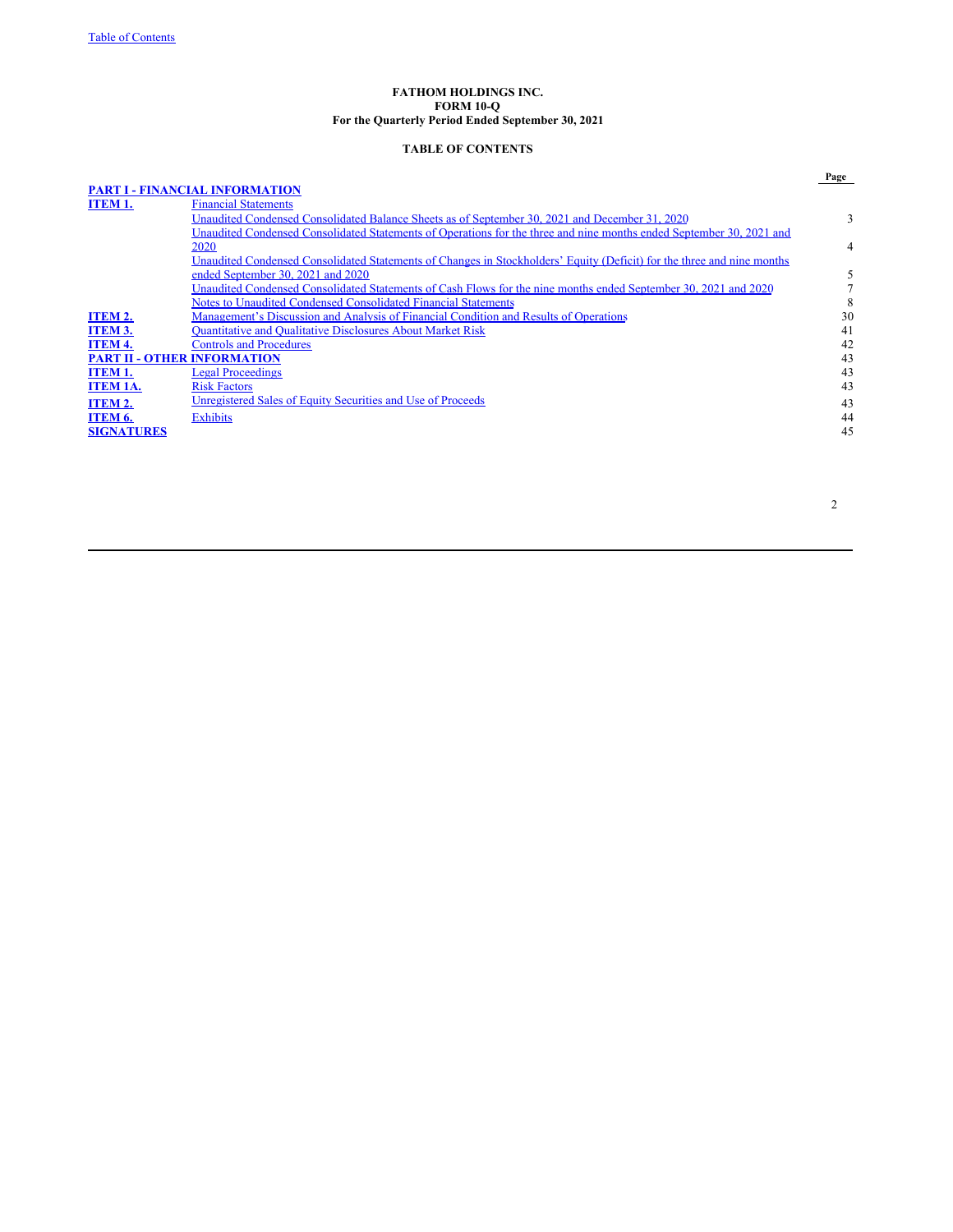**FATHOM HOLDINGS INC.**
**FORM 10-Q**
**For the Quarterly Period Ended September 30, 2021**

**TABLE OF CONTENTS**

| | | Page |
|---|---|---|
| **PART I - FINANCIAL INFORMATION** | | |
| **ITEM 1.** | Financial Statements | |
| | Unaudited Condensed Consolidated Balance Sheets as of September 30, 2021 and December 31, 2020 | 3 |
| | Unaudited Condensed Consolidated Statements of Operations for the three and nine months ended September 30, 2021 and 2020 | 4 |
| | Unaudited Condensed Consolidated Statements of Changes in Stockholders' Equity (Deficit) for the three and nine months ended September 30, 2021 and 2020 | 5 |
| | Unaudited Condensed Consolidated Statements of Cash Flows for the nine months ended September 30, 2021 and 2020 | 7 |
| | Notes to Unaudited Condensed Consolidated Financial Statements | 8 |
| **ITEM 2.** | Management's Discussion and Analysis of Financial Condition and Results of Operations | 30 |
| **ITEM 3.** | Quantitative and Qualitative Disclosures About Market Risk | 41 |
| **ITEM 4.** | Controls and Procedures | 42 |
| **PART II - OTHER INFORMATION** | | 43 |
| **ITEM 1.** | Legal Proceedings | 43 |
| **ITEM 1A.** | Risk Factors | 43 |
| **ITEM 2.** | Unregistered Sales of Equity Securities and Use of Proceeds | 43 |
| **ITEM 6.** | Exhibits | 44 |
| **SIGNATURES** | | 45 |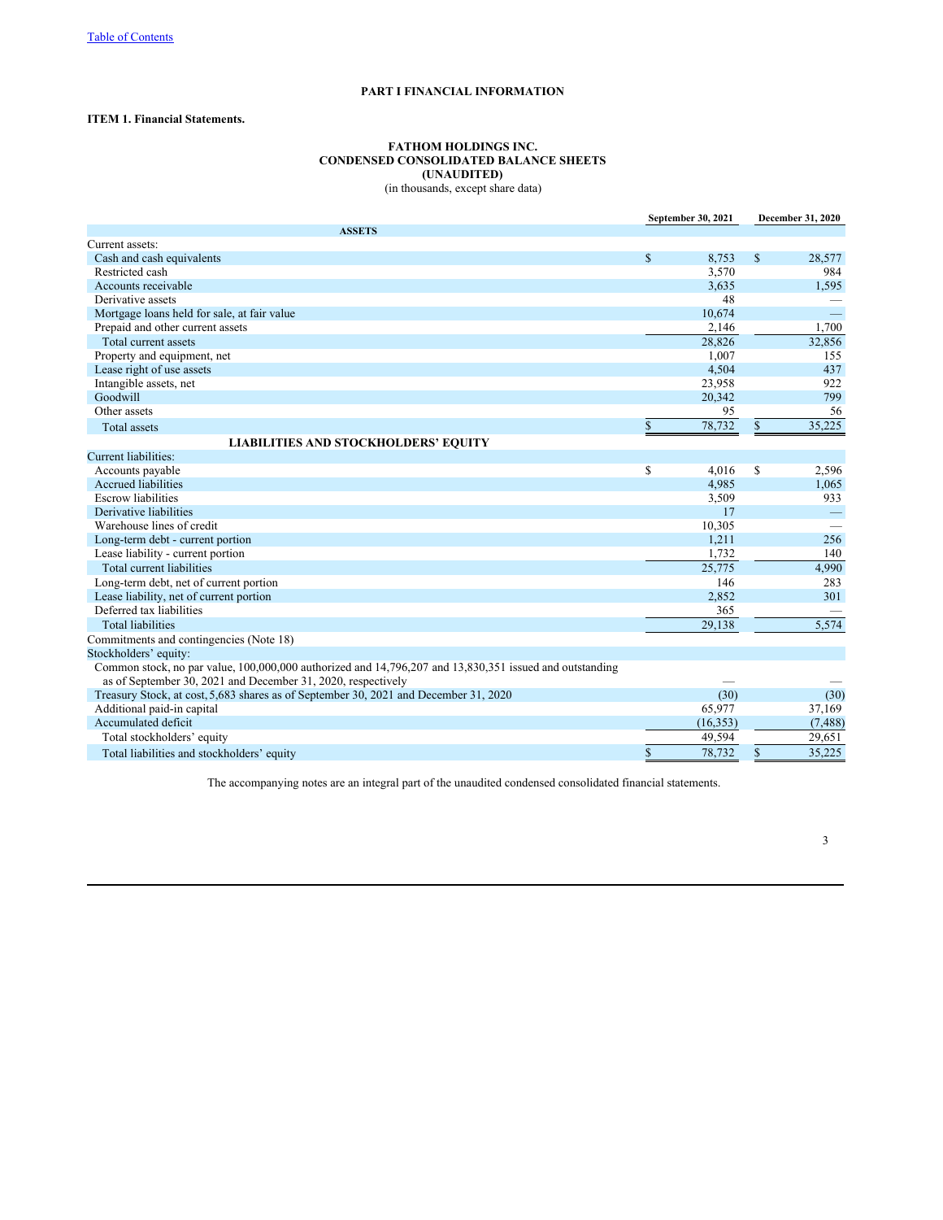[Table of Contents]

**PART I FINANCIAL INFORMATION**

**ITEM 1. Financial Statements.**

**FATHOM HOLDINGS INC.**
**CONDENSED CONSOLIDATED BALANCE SHEETS**
**(UNAUDITED)**
(in thousands, except share data)

| | September 30, 2021 | December 31, 2020 |
|---|---|---|
| **ASSETS** | | |
| Current assets: | | |
| Cash and cash equivalents | $ 8,753 | $ 28,577 |
| Restricted cash | 3,570 | 984 |
| Accounts receivable | 3,635 | 1,595 |
| Derivative assets | 48 | — |
| Mortgage loans held for sale, at fair value | 10,674 | — |
| Prepaid and other current assets | 2,146 | 1,700 |
| Total current assets | 28,826 | 32,856 |
| Property and equipment, net | 1,007 | 155 |
| Lease right of use assets | 4,504 | 437 |
| Intangible assets, net | 23,958 | 922 |
| Goodwill | 20,342 | 799 |
| Other assets | 95 | 56 |
| Total assets | $ 78,732 | $ 35,225 |
| **LIABILITIES AND STOCKHOLDERS' EQUITY** | | |
| Current liabilities: | | |
| Accounts payable | $ 4,016 | $ 2,596 |
| Accrued liabilities | 4,985 | 1,065 |
| Escrow liabilities | 3,509 | 933 |
| Derivative liabilities | 17 | — |
| Warehouse lines of credit | 10,305 | — |
| Long-term debt - current portion | 1,211 | 256 |
| Lease liability - current portion | 1,732 | 140 |
| Total current liabilities | 25,775 | 4,990 |
| Long-term debt, net of current portion | 146 | 283 |
| Lease liability, net of current portion | 2,852 | 301 |
| Deferred tax liabilities | 365 | — |
| Total liabilities | 29,138 | 5,574 |
| Commitments and contingencies (Note 18) | | |
| Stockholders' equity: | | |
| Common stock, no par value, 100,000,000 authorized and 14,796,207 and 13,830,351 issued and outstanding as of September 30, 2021 and December 31, 2020, respectively | — | — |
| Treasury Stock, at cost, 5,683 shares as of September 30, 2021 and December 31, 2020 | (30) | (30) |
| Additional paid-in capital | 65,977 | 37,169 |
| Accumulated deficit | (16,353) | (7,488) |
| Total stockholders' equity | 49,594 | 29,651 |
| Total liabilities and stockholders' equity | $ 78,732 | $ 35,225 |

The accompanying notes are an integral part of the unaudited condensed consolidated financial statements.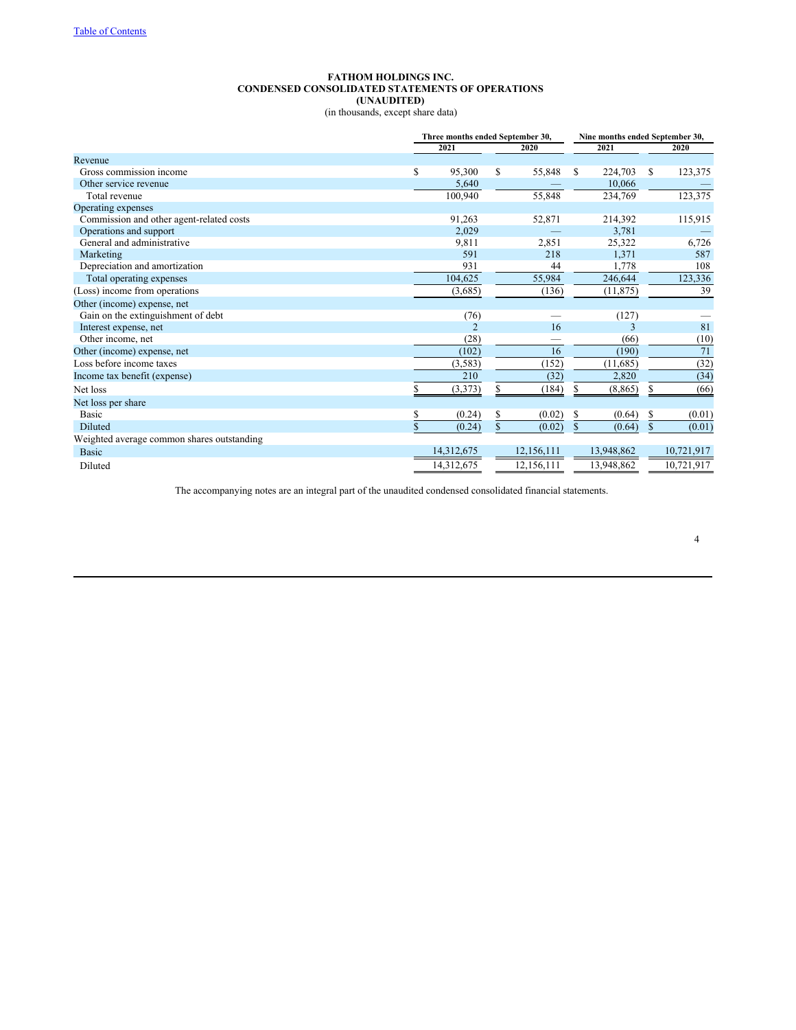[Table of Contents](#)

# FATHOM HOLDINGS INC.
## CONDENSED CONSOLIDATED STATEMENTS OF OPERATIONS
## (UNAUDITED)

(in thousands, except share data)

| | Three months ended September 30, | | Nine months ended September 30, | |
|---|---|---|---|---|
| | 2021 | 2020 | 2021 | 2020 |
| Revenue | | | | |
| Gross commission income | $ 95,300 | $ 55,848 | $ 224,703 | $ 123,375 |
| Other service revenue | 5,640 | — | 10,066 | — |
| Total revenue | 100,940 | 55,848 | 234,769 | 123,375 |
| Operating expenses | | | | |
| Commission and other agent-related costs | 91,263 | 52,871 | 214,392 | 115,915 |
| Operations and support | 2,029 | — | 3,781 | — |
| General and administrative | 9,811 | 2,851 | 25,322 | 6,726 |
| Marketing | 591 | 218 | 1,371 | 587 |
| Depreciation and amortization | 931 | 44 | 1,778 | 108 |
| Total operating expenses | 104,625 | 55,984 | 246,644 | 123,336 |
| (Loss) income from operations | (3,685) | (136) | (11,875) | 39 |
| Other (income) expense, net | | | | |
| Gain on the extinguishment of debt | (76) | — | (127) | — |
| Interest expense, net | 2 | 16 | 3 | 81 |
| Other income, net | (28) | — | (66) | (10) |
| Other (income) expense, net | (102) | 16 | (190) | 71 |
| Loss before income taxes | (3,583) | (152) | (11,685) | (32) |
| Income tax benefit (expense) | 210 | (32) | 2,820 | (34) |
| Net loss | $ (3,373) | $ (184) | $ (8,865) | $ (66) |
| Net loss per share | | | | |
| Basic | $ (0.24) | $ (0.02) | $ (0.64) | $ (0.01) |
| Diluted | $ (0.24) | $ (0.02) | $ (0.64) | $ (0.01) |
| Weighted average common shares outstanding | | | | |
| Basic | 14,312,675 | 12,156,111 | 13,948,862 | 10,721,917 |
| Diluted | 14,312,675 | 12,156,111 | 13,948,862 | 10,721,917 |

The accompanying notes are an integral part of the unaudited condensed consolidated financial statements.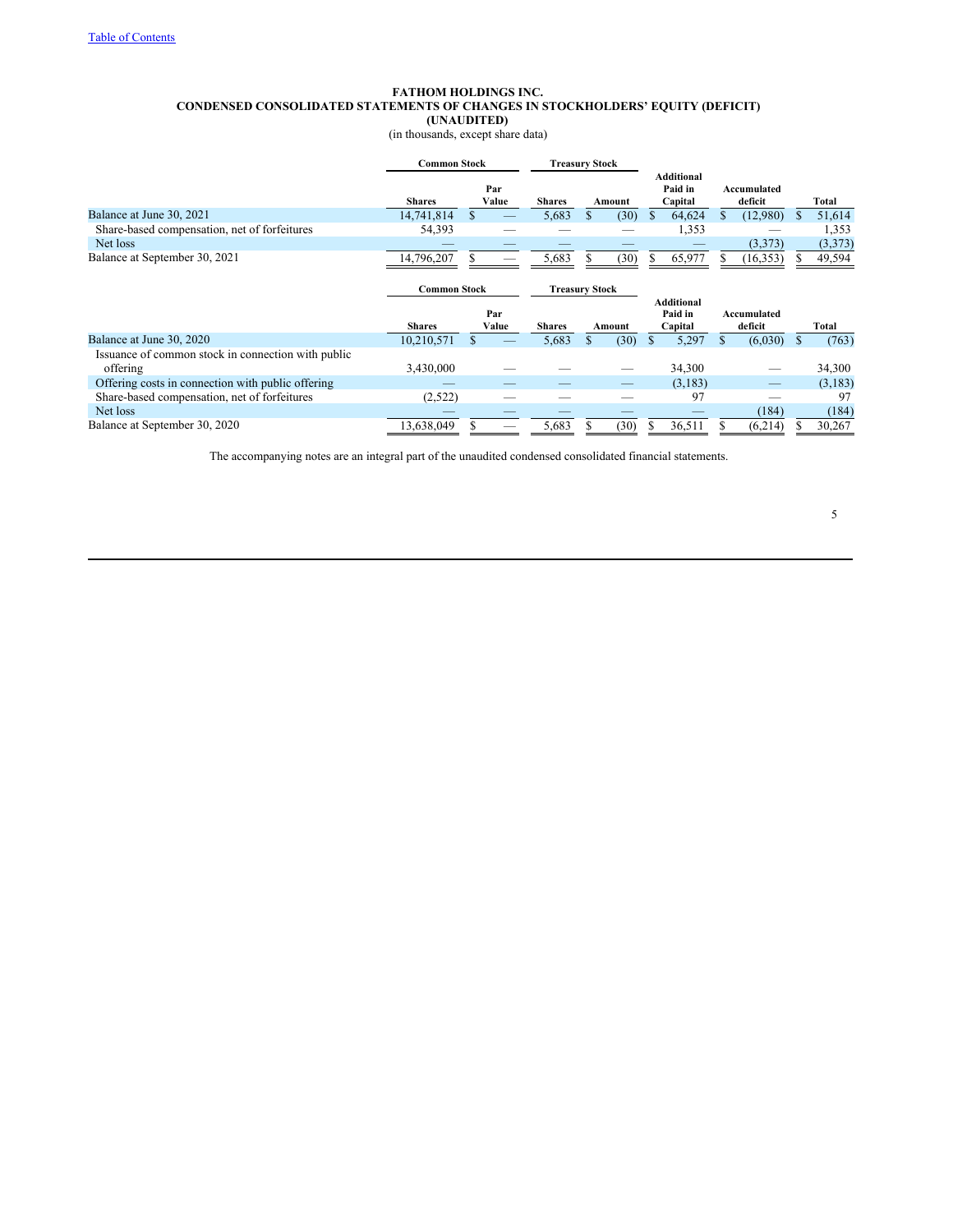Table of Contents

**FATHOM HOLDINGS INC.**
**CONDENSED CONSOLIDATED STATEMENTS OF CHANGES IN STOCKHOLDERS' EQUITY (DEFICIT)**
**(UNAUDITED)**
(in thousands, except share data)

| | Common Stock | | Treasury Stock | | Additional Paid in Capital | Accumulated deficit | Total |
|---|---|---|---|---|---|---|---|
| | Shares | Par Value | Shares | Amount | | | |
| Balance at June 30, 2021 | 14,741,814 | $ — | 5,683 | $ (30) | $ 64,624 | $ (12,980) | $ 51,614 |
| Share-based compensation, net of forfeitures | 54,393 | — | — | — | 1,353 | — | 1,353 |
| Net loss | — | — | — | — | — | (3,373) | (3,373) |
| Balance at September 30, 2021 | 14,796,207 | $ — | 5,683 | $ (30) | $ 65,977 | $ (16,353) | $ 49,594 |

| | Common Stock | | Treasury Stock | | Additional Paid in Capital | Accumulated deficit | Total |
|---|---|---|---|---|---|---|---|
| | Shares | Par Value | Shares | Amount | | | |
| Balance at June 30, 2020 | 10,210,571 | $ — | 5,683 | $ (30) | $ 5,297 | $ (6,030) | $ (763) |
| Issuance of common stock in connection with public offering | 3,430,000 | — | — | — | 34,300 | — | 34,300 |
| Offering costs in connection with public offering | — | — | — | — | (3,183) | — | (3,183) |
| Share-based compensation, net of forfeitures | (2,522) | — | — | — | 97 | — | 97 |
| Net loss | — | — | — | — | — | (184) | (184) |
| Balance at September 30, 2020 | 13,638,049 | $ — | 5,683 | $ (30) | $ 36,511 | $ (6,214) | $ 30,267 |

The accompanying notes are an integral part of the unaudited condensed consolidated financial statements.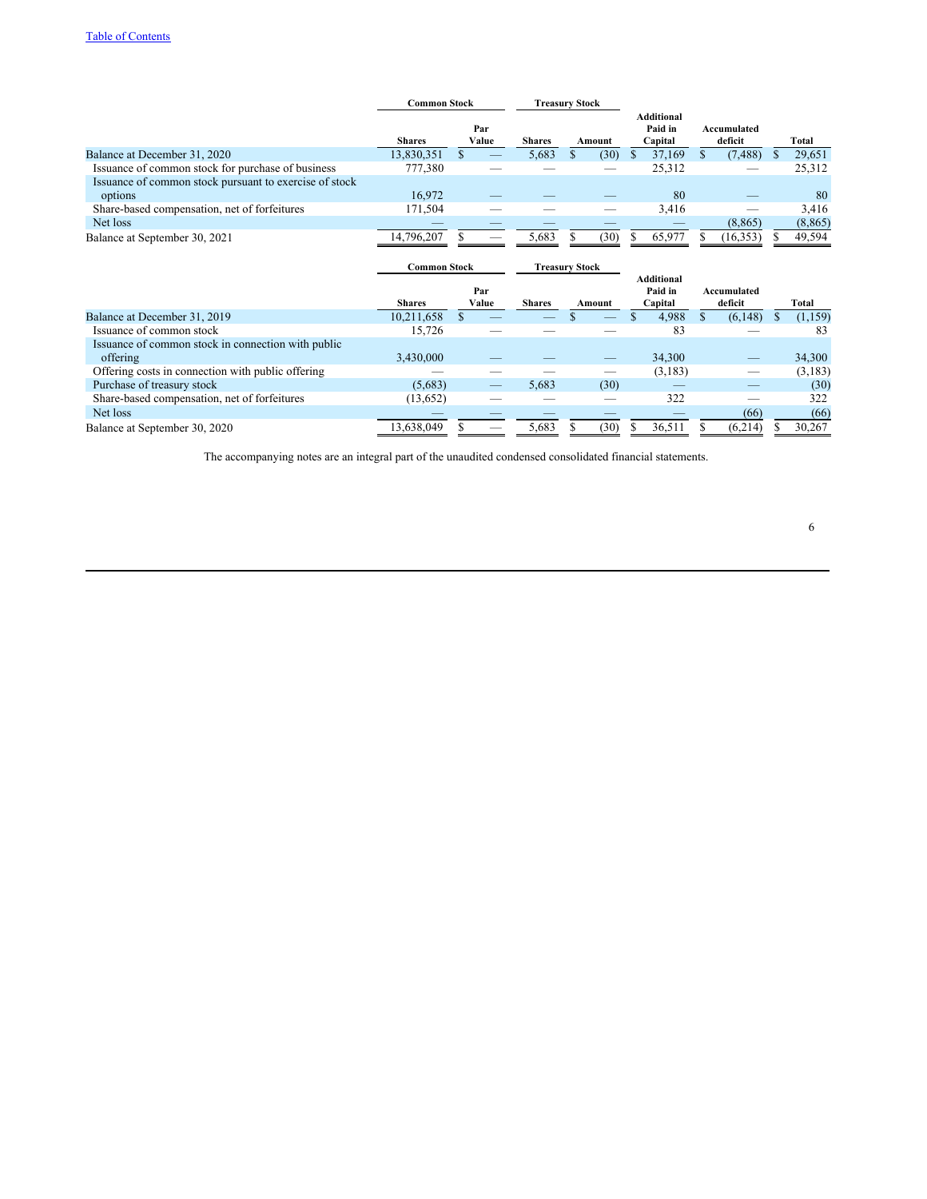| | Common Stock | | Treasury Stock | | Additional Paid in Capital | Accumulated deficit | Total |
|---|---|---|---|---|---|---|---|
| | Shares | Par Value | Shares | Amount | | | |
| Balance at December 31, 2020 | 13,830,351 | $ — | 5,683 | $ (30) | $ 37,169 | $ (7,488) | $ 29,651 |
| Issuance of common stock for purchase of business | 777,380 | — | — | — | 25,312 | — | 25,312 |
| Issuance of common stock pursuant to exercise of stock options | 16,972 | — | — | — | 80 | — | 80 |
| Share-based compensation, net of forfeitures | 171,504 | — | — | — | 3,416 | — | 3,416 |
| Net loss | — | — | — | — | — | (8,865) | (8,865) |
| Balance at September 30, 2021 | 14,796,207 | $ — | 5,683 | $ (30) | $ 65,977 | $ (16,353) | $ 49,594 |

| | Common Stock | | Treasury Stock | | Additional Paid in Capital | Accumulated deficit | Total |
|---|---|---|---|---|---|---|---|
| | Shares | Par Value | Shares | Amount | | | |
| Balance at December 31, 2019 | 10,211,658 | $ — | — | $ — | $ 4,988 | $ (6,148) | $ (1,159) |
| Issuance of common stock | 15,726 | — | — | — | 83 | — | 83 |
| Issuance of common stock in connection with public offering | 3,430,000 | — | — | — | 34,300 | — | 34,300 |
| Offering costs in connection with public offering | — | — | — | — | (3,183) | — | (3,183) |
| Purchase of treasury stock | (5,683) | — | 5,683 | (30) | — | — | (30) |
| Share-based compensation, net of forfeitures | (13,652) | — | — | — | 322 | — | 322 |
| Net loss | — | — | — | — | — | (66) | (66) |
| Balance at September 30, 2020 | 13,638,049 | $ — | 5,683 | $ (30) | $ 36,511 | $ (6,214) | $ 30,267 |

The accompanying notes are an integral part of the unaudited condensed consolidated financial statements.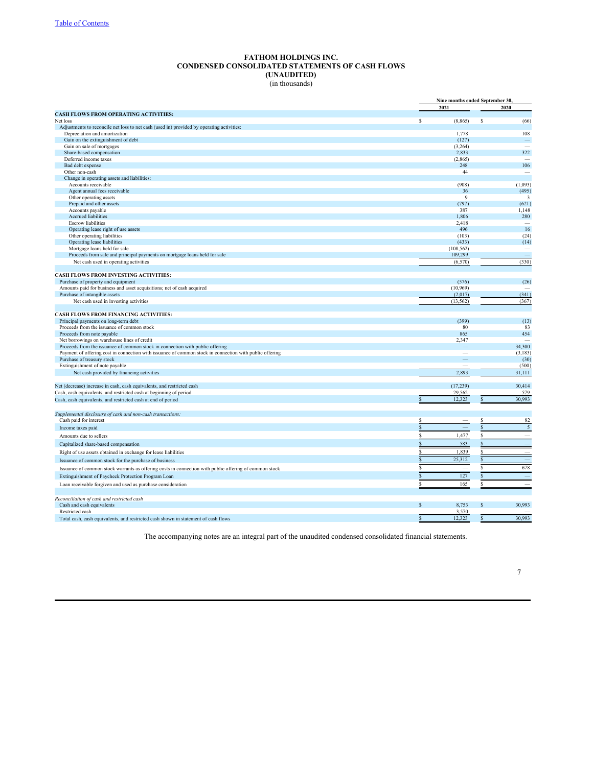Table of Contents

# FATHOM HOLDINGS INC.
## CONDENSED CONSOLIDATED STATEMENTS OF CASH FLOWS
## (UNAUDITED)
(in thousands)

| | Nine months ended September 30, | |
|---|---|---|
| | 2021 | 2020 |
| **CASH FLOWS FROM OPERATING ACTIVITIES:** | | |
| Net loss | $ (8,865) | $ (66) |
| Adjustments to reconcile net loss to net cash (used in) provided by operating activities: | | |
| Depreciation and amortization | 1,778 | 108 |
| Gain on the extinguishment of debt | (127) | — |
| Gain on sale of mortgages | (3,264) | — |
| Share-based compensation | 2,833 | 322 |
| Deferred income taxes | (2,865) | — |
| Bad debt expense | 248 | 106 |
| Other non-cash | 44 | — |
| Change in operating assets and liabilities: | | |
| Accounts receivable | (908) | (1,093) |
| Agent annual fees receivable | 36 | (495) |
| Other operating assets | 9 | 3 |
| Prepaid and other assets | (797) | (621) |
| Accounts payable | 387 | 1,148 |
| Accrued liabilities | 1,806 | 280 |
| Escrow liabilities | 2,418 | — |
| Operating lease right of use assets | 496 | 16 |
| Other operating liabilities | (103) | (24) |
| Operating lease liabilities | (433) | (14) |
| Mortgage loans held for sale | (108,562) | — |
| Proceeds from sale and principal payments on mortgage loans held for sale | 109,299 | — |
| Net cash used in operating activities | (6,570) | (330) |
| | | |
| **CASH FLOWS FROM INVESTING ACTIVITIES:** | | |
| Purchase of property and equipment | (576) | (26) |
| Amounts paid for business and asset acquisitions; net of cash acquired | (10,969) | — |
| Purchase of intangible assets | (2,017) | (341) |
| Net cash used in investing activities | (13,562) | (367) |
| | | |
| **CASH FLOWS FROM FINANCING ACTIVITIES:** | | |
| Principal payments on long-term debt | (399) | (13) |
| Proceeds from the issuance of common stock | 80 | 83 |
| Proceeds from note payable | 865 | 454 |
| Net borrowings on warehouse lines of credit | 2,347 | — |
| Proceeds from the issuance of common stock in connection with public offering | — | 34,300 |
| Payment of offering cost in connection with issuance of common stock in connection with public offering | — | (3,183) |
| Purchase of treasury stock | — | (30) |
| Extinguishment of note payable | — | (500) |
| Net cash provided by financing activities | 2,893 | 31,111 |
| | | |
| Net (decrease) increase in cash, cash equivalents, and restricted cash | (17,239) | 30,414 |
| Cash, cash equivalents, and restricted cash at beginning of period | 29,562 | 579 |
| Cash, cash equivalents, and restricted cash at end of period | $ 12,323 | $ 30,993 |
| | | |
| *Supplemental disclosure of cash and non-cash transactions:* | | |
| Cash paid for interest | $ — | $ 82 |
| Income taxes paid | $ — | $ 5 |
| Amounts due to sellers | $ 1,477 | $ — |
| Capitalized share-based compensation | $ 583 | $ — |
| Right of use assets obtained in exchange for lease liabilities | $ 1,839 | $ — |
| Issuance of common stock for the purchase of business | $ 25,312 | $ — |
| Issuance of common stock warrants as offering costs in connection with public offering of common stock | $ — | $ 678 |
| Extinguishment of Paycheck Protection Program Loan | $ 127 | $ — |
| Loan receivable forgiven and used as purchase consideration | $ 165 | $ — |
| | | |
| *Reconciliation of cash and restricted cash* | | |
| Cash and cash equivalents | $ 8,753 | $ 30,993 |
| Restricted cash | 3,570 | — |
| Total cash, cash equivalents, and restricted cash shown in statement of cash flows | $ 12,323 | $ 30,993 |

The accompanying notes are an integral part of the unaudited condensed consolidated financial statements.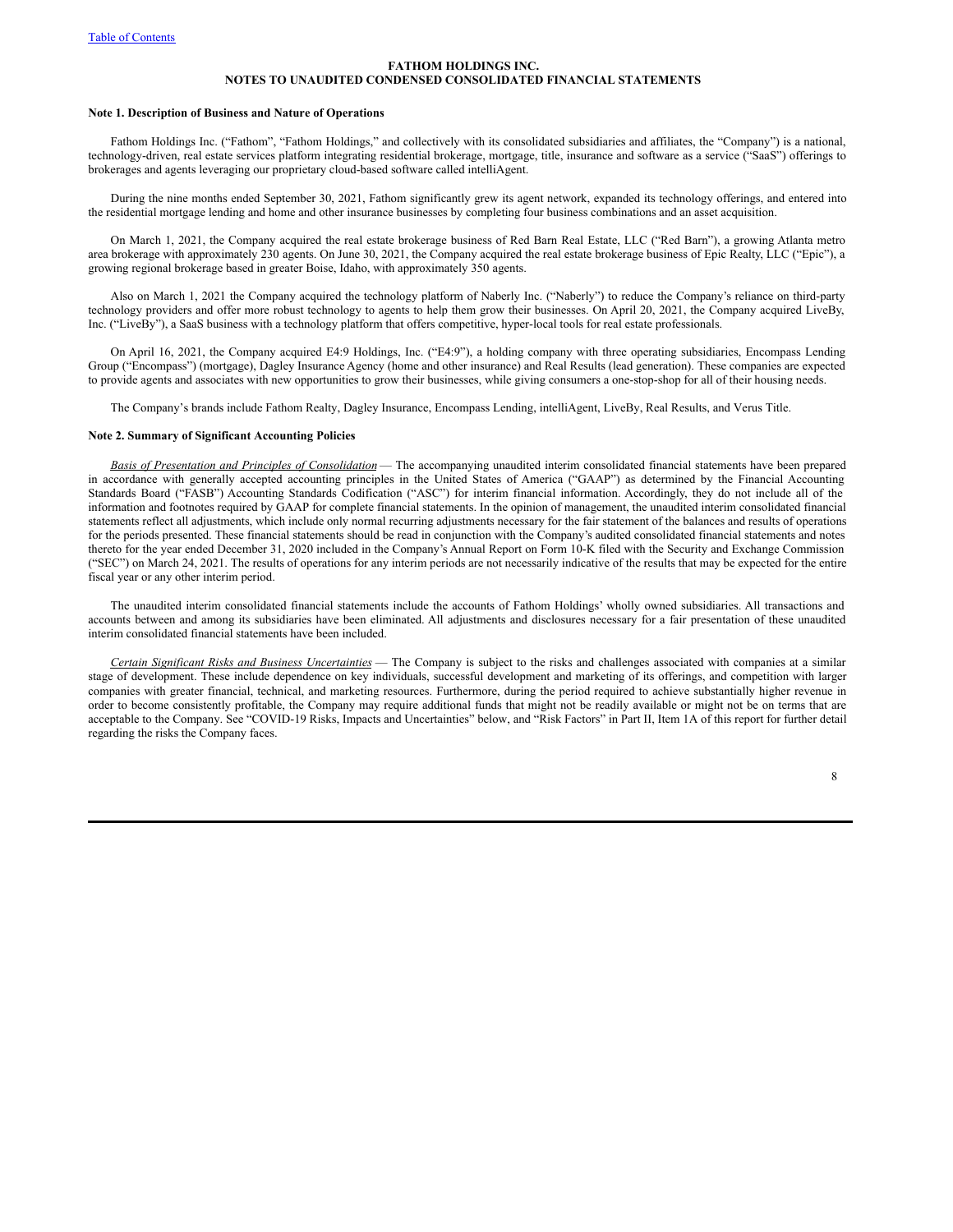**FATHOM HOLDINGS INC.**
**NOTES TO UNAUDITED CONDENSED CONSOLIDATED FINANCIAL STATEMENTS**

**Note 1. Description of Business and Nature of Operations**

Fathom Holdings Inc. ("Fathom", "Fathom Holdings," and collectively with its consolidated subsidiaries and affiliates, the "Company") is a national, technology-driven, real estate services platform integrating residential brokerage, mortgage, title, insurance and software as a service ("SaaS") offerings to brokerages and agents leveraging our proprietary cloud-based software called intelliAgent.

During the nine months ended September 30, 2021, Fathom significantly grew its agent network, expanded its technology offerings, and entered into the residential mortgage lending and home and other insurance businesses by completing four business combinations and an asset acquisition.

On March 1, 2021, the Company acquired the real estate brokerage business of Red Barn Real Estate, LLC ("Red Barn"), a growing Atlanta metro area brokerage with approximately 230 agents. On June 30, 2021, the Company acquired the real estate brokerage business of Epic Realty, LLC ("Epic"), a growing regional brokerage based in greater Boise, Idaho, with approximately 350 agents.

Also on March 1, 2021 the Company acquired the technology platform of Naberly Inc. ("Naberly") to reduce the Company's reliance on third-party technology providers and offer more robust technology to agents to help them grow their businesses. On April 20, 2021, the Company acquired LiveBy, Inc. ("LiveBy"), a SaaS business with a technology platform that offers competitive, hyper-local tools for real estate professionals.

On April 16, 2021, the Company acquired E4:9 Holdings, Inc. ("E4:9"), a holding company with three operating subsidiaries, Encompass Lending Group ("Encompass") (mortgage), Dagley Insurance Agency (home and other insurance) and Real Results (lead generation). These companies are expected to provide agents and associates with new opportunities to grow their businesses, while giving consumers a one-stop-shop for all of their housing needs.

The Company's brands include Fathom Realty, Dagley Insurance, Encompass Lending, intelliAgent, LiveBy, Real Results, and Verus Title.

**Note 2. Summary of Significant Accounting Policies**

*Basis of Presentation and Principles of Consolidation* — The accompanying unaudited interim consolidated financial statements have been prepared in accordance with generally accepted accounting principles in the United States of America ("GAAP") as determined by the Financial Accounting Standards Board ("FASB") Accounting Standards Codification ("ASC") for interim financial information. Accordingly, they do not include all of the information and footnotes required by GAAP for complete financial statements. In the opinion of management, the unaudited interim consolidated financial statements reflect all adjustments, which include only normal recurring adjustments necessary for the fair statement of the balances and results of operations for the periods presented. These financial statements should be read in conjunction with the Company's audited consolidated financial statements and notes thereto for the year ended December 31, 2020 included in the Company's Annual Report on Form 10-K filed with the Security and Exchange Commission ("SEC") on March 24, 2021. The results of operations for any interim periods are not necessarily indicative of the results that may be expected for the entire fiscal year or any other interim period.

The unaudited interim consolidated financial statements include the accounts of Fathom Holdings' wholly owned subsidiaries. All transactions and accounts between and among its subsidiaries have been eliminated. All adjustments and disclosures necessary for a fair presentation of these unaudited interim consolidated financial statements have been included.

*Certain Significant Risks and Business Uncertainties* — The Company is subject to the risks and challenges associated with companies at a similar stage of development. These include dependence on key individuals, successful development and marketing of its offerings, and competition with larger companies with greater financial, technical, and marketing resources. Furthermore, during the period required to achieve substantially higher revenue in order to become consistently profitable, the Company may require additional funds that might not be readily available or might not be on terms that are acceptable to the Company. See "COVID-19 Risks, Impacts and Uncertainties" below, and "Risk Factors" in Part II, Item 1A of this report for further detail regarding the risks the Company faces.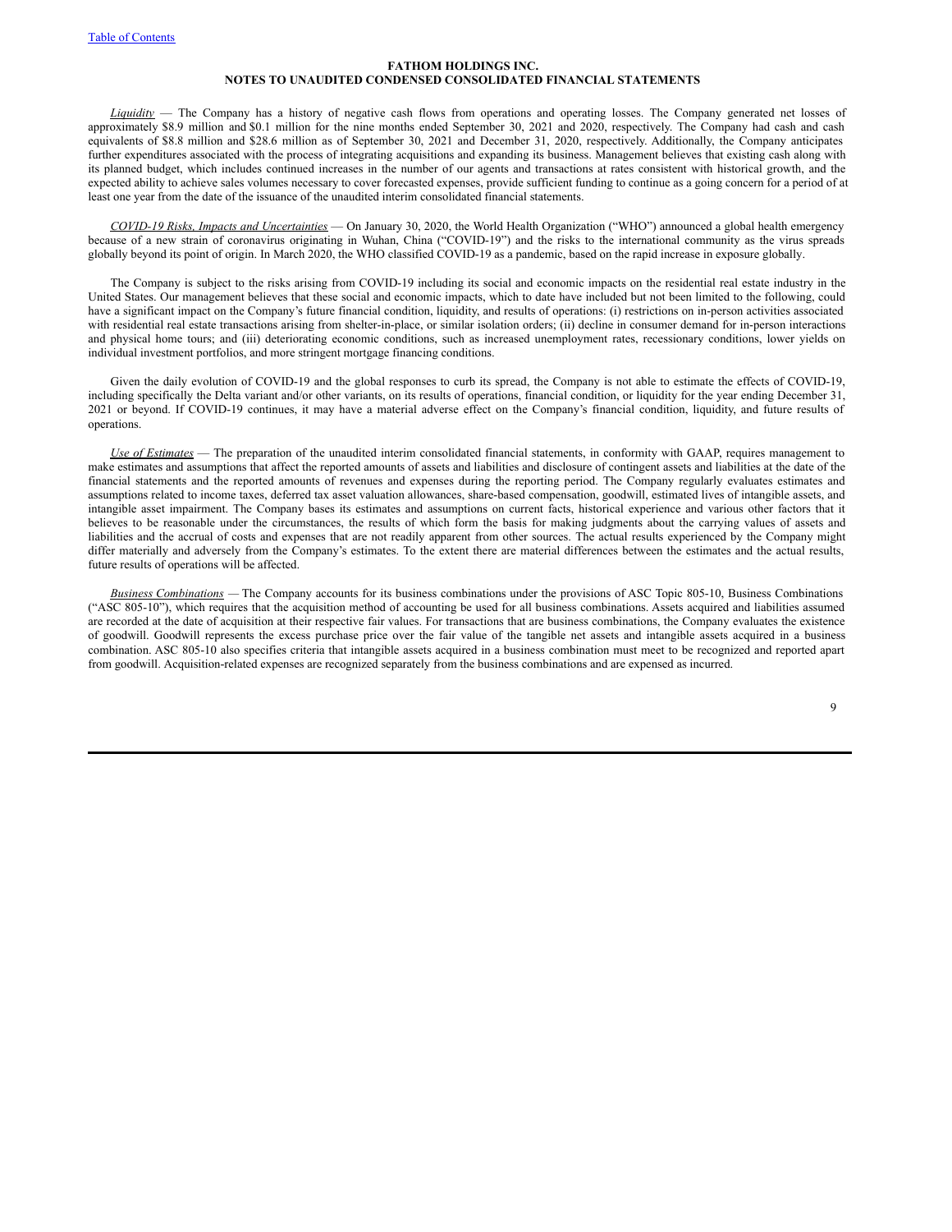**FATHOM HOLDINGS INC.**
**NOTES TO UNAUDITED CONDENSED CONSOLIDATED FINANCIAL STATEMENTS**

*Liquidity* — The Company has a history of negative cash flows from operations and operating losses. The Company generated net losses of approximately $8.9 million and $0.1 million for the nine months ended September 30, 2021 and 2020, respectively. The Company had cash and cash equivalents of $8.8 million and $28.6 million as of September 30, 2021 and December 31, 2020, respectively. Additionally, the Company anticipates further expenditures associated with the process of integrating acquisitions and expanding its business. Management believes that existing cash along with its planned budget, which includes continued increases in the number of our agents and transactions at rates consistent with historical growth, and the expected ability to achieve sales volumes necessary to cover forecasted expenses, provide sufficient funding to continue as a going concern for a period of at least one year from the date of the issuance of the unaudited interim consolidated financial statements.

*COVID-19 Risks, Impacts and Uncertainties* — On January 30, 2020, the World Health Organization ("WHO") announced a global health emergency because of a new strain of coronavirus originating in Wuhan, China ("COVID-19") and the risks to the international community as the virus spreads globally beyond its point of origin. In March 2020, the WHO classified COVID-19 as a pandemic, based on the rapid increase in exposure globally.

The Company is subject to the risks arising from COVID-19 including its social and economic impacts on the residential real estate industry in the United States. Our management believes that these social and economic impacts, which to date have included but not been limited to the following, could have a significant impact on the Company's future financial condition, liquidity, and results of operations: (i) restrictions on in-person activities associated with residential real estate transactions arising from shelter-in-place, or similar isolation orders; (ii) decline in consumer demand for in-person interactions and physical home tours; and (iii) deteriorating economic conditions, such as increased unemployment rates, recessionary conditions, lower yields on individual investment portfolios, and more stringent mortgage financing conditions.

Given the daily evolution of COVID-19 and the global responses to curb its spread, the Company is not able to estimate the effects of COVID-19, including specifically the Delta variant and/or other variants, on its results of operations, financial condition, or liquidity for the year ending December 31, 2021 or beyond. If COVID-19 continues, it may have a material adverse effect on the Company's financial condition, liquidity, and future results of operations.

*Use of Estimates* — The preparation of the unaudited interim consolidated financial statements, in conformity with GAAP, requires management to make estimates and assumptions that affect the reported amounts of assets and liabilities and disclosure of contingent assets and liabilities at the date of the financial statements and the reported amounts of revenues and expenses during the reporting period. The Company regularly evaluates estimates and assumptions related to income taxes, deferred tax asset valuation allowances, share-based compensation, goodwill, estimated lives of intangible assets, and intangible asset impairment. The Company bases its estimates and assumptions on current facts, historical experience and various other factors that it believes to be reasonable under the circumstances, the results of which form the basis for making judgments about the carrying values of assets and liabilities and the accrual of costs and expenses that are not readily apparent from other sources. The actual results experienced by the Company might differ materially and adversely from the Company's estimates. To the extent there are material differences between the estimates and the actual results, future results of operations will be affected.

*Business Combinations* — The Company accounts for its business combinations under the provisions of ASC Topic 805-10, Business Combinations ("ASC 805-10"), which requires that the acquisition method of accounting be used for all business combinations. Assets acquired and liabilities assumed are recorded at the date of acquisition at their respective fair values. For transactions that are business combinations, the Company evaluates the existence of goodwill. Goodwill represents the excess purchase price over the fair value of the tangible net assets and intangible assets acquired in a business combination. ASC 805-10 also specifies criteria that intangible assets acquired in a business combination must meet to be recognized and reported apart from goodwill. Acquisition-related expenses are recognized separately from the business combinations and are expensed as incurred.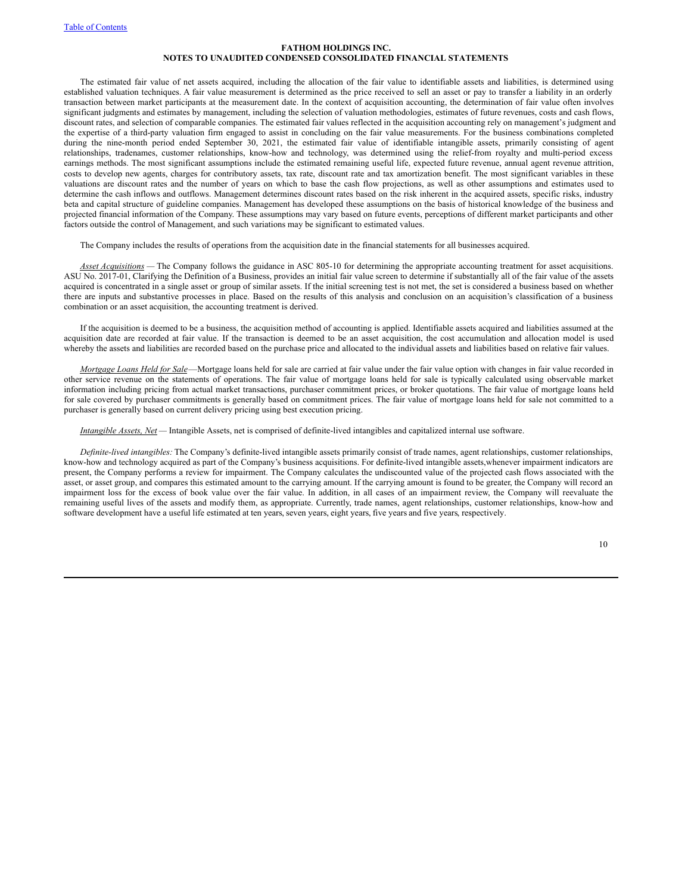**FATHOM HOLDINGS INC.**
**NOTES TO UNAUDITED CONDENSED CONSOLIDATED FINANCIAL STATEMENTS**

The estimated fair value of net assets acquired, including the allocation of the fair value to identifiable assets and liabilities, is determined using established valuation techniques. A fair value measurement is determined as the price received to sell an asset or pay to transfer a liability in an orderly transaction between market participants at the measurement date. In the context of acquisition accounting, the determination of fair value often involves significant judgments and estimates by management, including the selection of valuation methodologies, estimates of future revenues, costs and cash flows, discount rates, and selection of comparable companies. The estimated fair values reflected in the acquisition accounting rely on management's judgment and the expertise of a third-party valuation firm engaged to assist in concluding on the fair value measurements. For the business combinations completed during the nine-month period ended September 30, 2021, the estimated fair value of identifiable intangible assets, primarily consisting of agent relationships, tradenames, customer relationships, know-how and technology, was determined using the relief-from royalty and multi-period excess earnings methods. The most significant assumptions include the estimated remaining useful life, expected future revenue, annual agent revenue attrition, costs to develop new agents, charges for contributory assets, tax rate, discount rate and tax amortization benefit. The most significant variables in these valuations are discount rates and the number of years on which to base the cash flow projections, as well as other assumptions and estimates used to determine the cash inflows and outflows. Management determines discount rates based on the risk inherent in the acquired assets, specific risks, industry beta and capital structure of guideline companies. Management has developed these assumptions on the basis of historical knowledge of the business and projected financial information of the Company. These assumptions may vary based on future events, perceptions of different market participants and other factors outside the control of Management, and such variations may be significant to estimated values.

The Company includes the results of operations from the acquisition date in the financial statements for all businesses acquired.

*Asset Acquisitions* — The Company follows the guidance in ASC 805-10 for determining the appropriate accounting treatment for asset acquisitions. ASU No. 2017-01, Clarifying the Definition of a Business, provides an initial fair value screen to determine if substantially all of the fair value of the assets acquired is concentrated in a single asset or group of similar assets. If the initial screening test is not met, the set is considered a business based on whether there are inputs and substantive processes in place. Based on the results of this analysis and conclusion on an acquisition's classification of a business combination or an asset acquisition, the accounting treatment is derived.

If the acquisition is deemed to be a business, the acquisition method of accounting is applied. Identifiable assets acquired and liabilities assumed at the acquisition date are recorded at fair value. If the transaction is deemed to be an asset acquisition, the cost accumulation and allocation model is used whereby the assets and liabilities are recorded based on the purchase price and allocated to the individual assets and liabilities based on relative fair values.

*Mortgage Loans Held for Sale*—Mortgage loans held for sale are carried at fair value under the fair value option with changes in fair value recorded in other service revenue on the statements of operations. The fair value of mortgage loans held for sale is typically calculated using observable market information including pricing from actual market transactions, purchaser commitment prices, or broker quotations. The fair value of mortgage loans held for sale covered by purchaser commitments is generally based on commitment prices. The fair value of mortgage loans held for sale not committed to a purchaser is generally based on current delivery pricing using best execution pricing.

*Intangible Assets, Net* — Intangible Assets, net is comprised of definite-lived intangibles and capitalized internal use software.

*Definite-lived intangibles:* The Company's definite-lived intangible assets primarily consist of trade names, agent relationships, customer relationships, know-how and technology acquired as part of the Company's business acquisitions. For definite-lived intangible assets,whenever impairment indicators are present, the Company performs a review for impairment. The Company calculates the undiscounted value of the projected cash flows associated with the asset, or asset group, and compares this estimated amount to the carrying amount. If the carrying amount is found to be greater, the Company will record an impairment loss for the excess of book value over the fair value. In addition, in all cases of an impairment review, the Company will reevaluate the remaining useful lives of the assets and modify them, as appropriate. Currently, trade names, agent relationships, customer relationships, know-how and software development have a useful life estimated at ten years, seven years, eight years, five years and five years, respectively.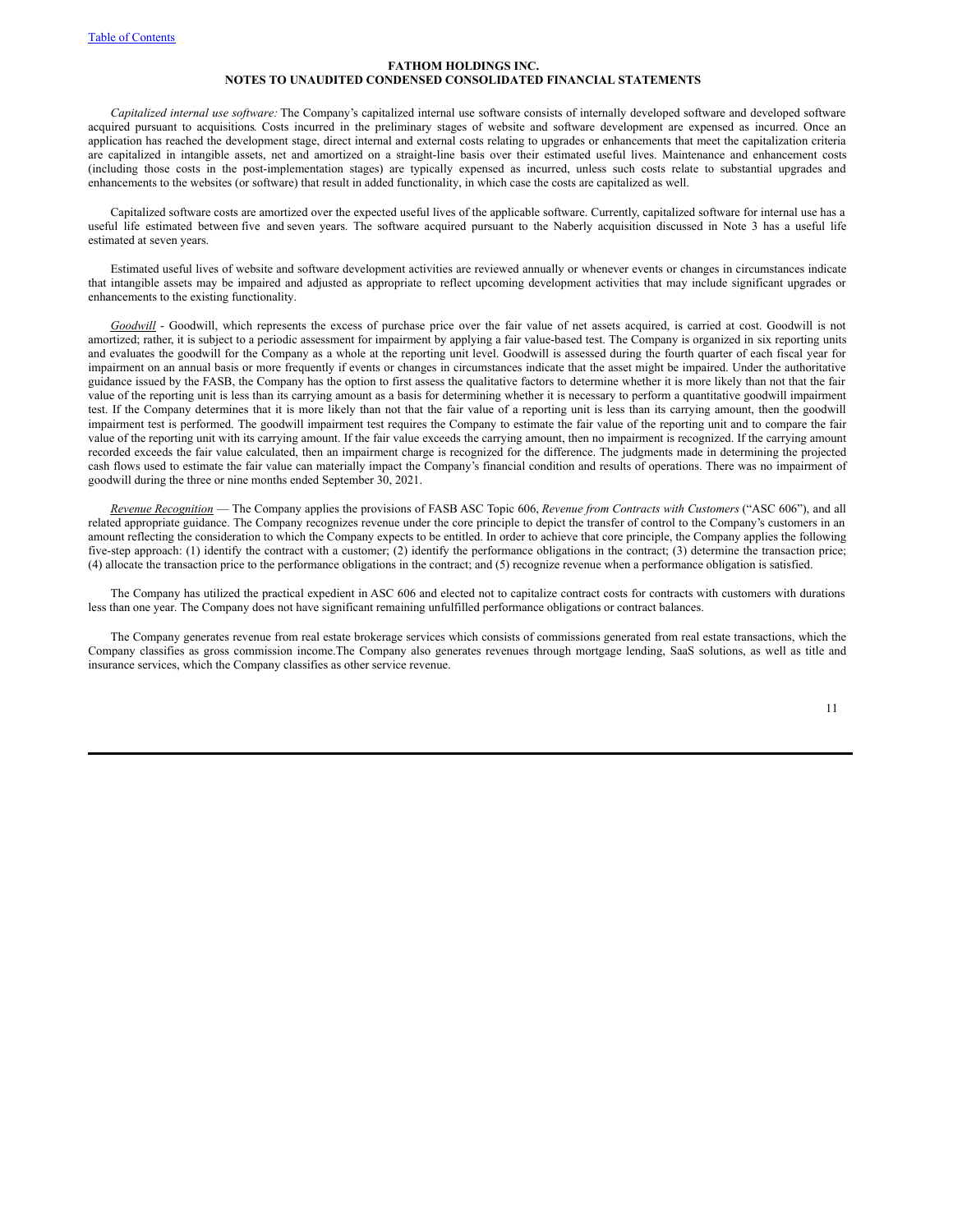**FATHOM HOLDINGS INC.**
**NOTES TO UNAUDITED CONDENSED CONSOLIDATED FINANCIAL STATEMENTS**

*Capitalized internal use software:* The Company's capitalized internal use software consists of internally developed software and developed software acquired pursuant to acquisitions*.* Costs incurred in the preliminary stages of website and software development are expensed as incurred. Once an application has reached the development stage, direct internal and external costs relating to upgrades or enhancements that meet the capitalization criteria are capitalized in intangible assets, net and amortized on a straight-line basis over their estimated useful lives. Maintenance and enhancement costs (including those costs in the post-implementation stages) are typically expensed as incurred, unless such costs relate to substantial upgrades and enhancements to the websites (or software) that result in added functionality, in which case the costs are capitalized as well.

Capitalized software costs are amortized over the expected useful lives of the applicable software. Currently, capitalized software for internal use has a useful life estimated between five and seven years. The software acquired pursuant to the Naberly acquisition discussed in Note 3 has a useful life estimated at seven years.

Estimated useful lives of website and software development activities are reviewed annually or whenever events or changes in circumstances indicate that intangible assets may be impaired and adjusted as appropriate to reflect upcoming development activities that may include significant upgrades or enhancements to the existing functionality.

*Goodwill* - Goodwill, which represents the excess of purchase price over the fair value of net assets acquired, is carried at cost. Goodwill is not amortized; rather, it is subject to a periodic assessment for impairment by applying a fair value-based test. The Company is organized in six reporting units and evaluates the goodwill for the Company as a whole at the reporting unit level. Goodwill is assessed during the fourth quarter of each fiscal year for impairment on an annual basis or more frequently if events or changes in circumstances indicate that the asset might be impaired. Under the authoritative guidance issued by the FASB, the Company has the option to first assess the qualitative factors to determine whether it is more likely than not that the fair value of the reporting unit is less than its carrying amount as a basis for determining whether it is necessary to perform a quantitative goodwill impairment test. If the Company determines that it is more likely than not that the fair value of a reporting unit is less than its carrying amount, then the goodwill impairment test is performed. The goodwill impairment test requires the Company to estimate the fair value of the reporting unit and to compare the fair value of the reporting unit with its carrying amount. If the fair value exceeds the carrying amount, then no impairment is recognized. If the carrying amount recorded exceeds the fair value calculated, then an impairment charge is recognized for the difference. The judgments made in determining the projected cash flows used to estimate the fair value can materially impact the Company's financial condition and results of operations. There was no impairment of goodwill during the three or nine months ended September 30, 2021.

*Revenue Recognition* — The Company applies the provisions of FASB ASC Topic 606, *Revenue from Contracts with Customers* ("ASC 606"), and all related appropriate guidance. The Company recognizes revenue under the core principle to depict the transfer of control to the Company's customers in an amount reflecting the consideration to which the Company expects to be entitled. In order to achieve that core principle, the Company applies the following five-step approach: (1) identify the contract with a customer; (2) identify the performance obligations in the contract; (3) determine the transaction price; (4) allocate the transaction price to the performance obligations in the contract; and (5) recognize revenue when a performance obligation is satisfied.

The Company has utilized the practical expedient in ASC 606 and elected not to capitalize contract costs for contracts with customers with durations less than one year. The Company does not have significant remaining unfulfilled performance obligations or contract balances.

The Company generates revenue from real estate brokerage services which consists of commissions generated from real estate transactions, which the Company classifies as gross commission income.The Company also generates revenues through mortgage lending, SaaS solutions, as well as title and insurance services, which the Company classifies as other service revenue.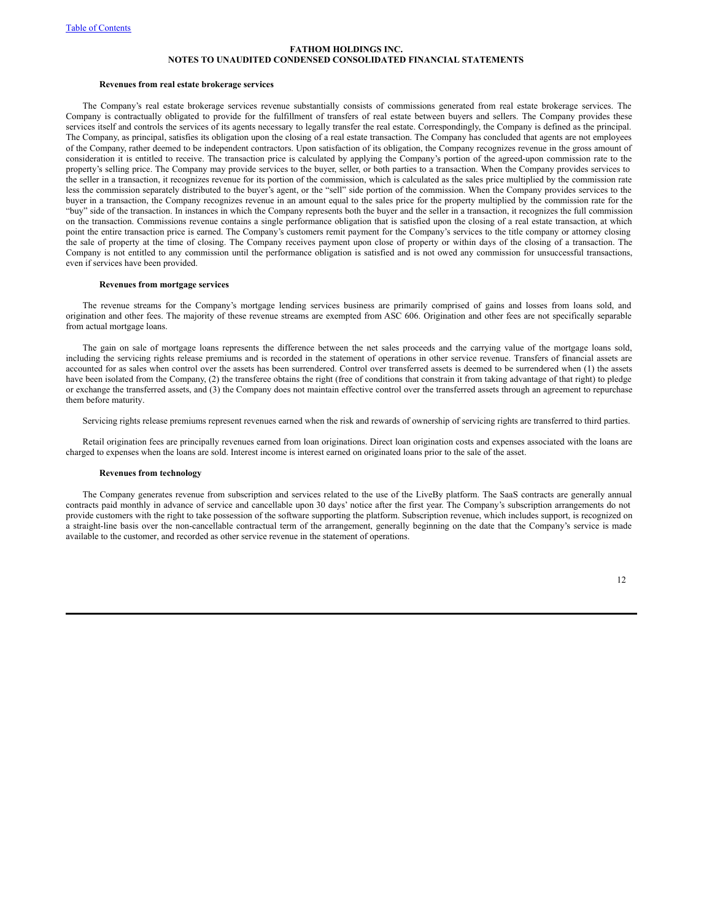**Revenues from real estate brokerage services**

The Company's real estate brokerage services revenue substantially consists of commissions generated from real estate brokerage services. The Company is contractually obligated to provide for the fulfillment of transfers of real estate between buyers and sellers. The Company provides these services itself and controls the services of its agents necessary to legally transfer the real estate. Correspondingly, the Company is defined as the principal. The Company, as principal, satisfies its obligation upon the closing of a real estate transaction. The Company has concluded that agents are not employees of the Company, rather deemed to be independent contractors. Upon satisfaction of its obligation, the Company recognizes revenue in the gross amount of consideration it is entitled to receive. The transaction price is calculated by applying the Company's portion of the agreed-upon commission rate to the property's selling price. The Company may provide services to the buyer, seller, or both parties to a transaction. When the Company provides services to the seller in a transaction, it recognizes revenue for its portion of the commission, which is calculated as the sales price multiplied by the commission rate less the commission separately distributed to the buyer's agent, or the "sell" side portion of the commission. When the Company provides services to the buyer in a transaction, the Company recognizes revenue in an amount equal to the sales price for the property multiplied by the commission rate for the "buy" side of the transaction. In instances in which the Company represents both the buyer and the seller in a transaction, it recognizes the full commission on the transaction. Commissions revenue contains a single performance obligation that is satisfied upon the closing of a real estate transaction, at which point the entire transaction price is earned. The Company's customers remit payment for the Company's services to the title company or attorney closing the sale of property at the time of closing. The Company receives payment upon close of property or within days of the closing of a transaction. The Company is not entitled to any commission until the performance obligation is satisfied and is not owed any commission for unsuccessful transactions, even if services have been provided.

**Revenues from mortgage services**

The revenue streams for the Company's mortgage lending services business are primarily comprised of gains and losses from loans sold, and origination and other fees. The majority of these revenue streams are exempted from ASC 606. Origination and other fees are not specifically separable from actual mortgage loans.

The gain on sale of mortgage loans represents the difference between the net sales proceeds and the carrying value of the mortgage loans sold, including the servicing rights release premiums and is recorded in the statement of operations in other service revenue. Transfers of financial assets are accounted for as sales when control over the assets has been surrendered. Control over transferred assets is deemed to be surrendered when (1) the assets have been isolated from the Company, (2) the transferee obtains the right (free of conditions that constrain it from taking advantage of that right) to pledge or exchange the transferred assets, and (3) the Company does not maintain effective control over the transferred assets through an agreement to repurchase them before maturity.

Servicing rights release premiums represent revenues earned when the risk and rewards of ownership of servicing rights are transferred to third parties.

Retail origination fees are principally revenues earned from loan originations. Direct loan origination costs and expenses associated with the loans are charged to expenses when the loans are sold. Interest income is interest earned on originated loans prior to the sale of the asset.

**Revenues from technology**

The Company generates revenue from subscription and services related to the use of the LiveBy platform. The SaaS contracts are generally annual contracts paid monthly in advance of service and cancellable upon 30 days' notice after the first year. The Company's subscription arrangements do not provide customers with the right to take possession of the software supporting the platform. Subscription revenue, which includes support, is recognized on a straight-line basis over the non-cancellable contractual term of the arrangement, generally beginning on the date that the Company's service is made available to the customer, and recorded as other service revenue in the statement of operations.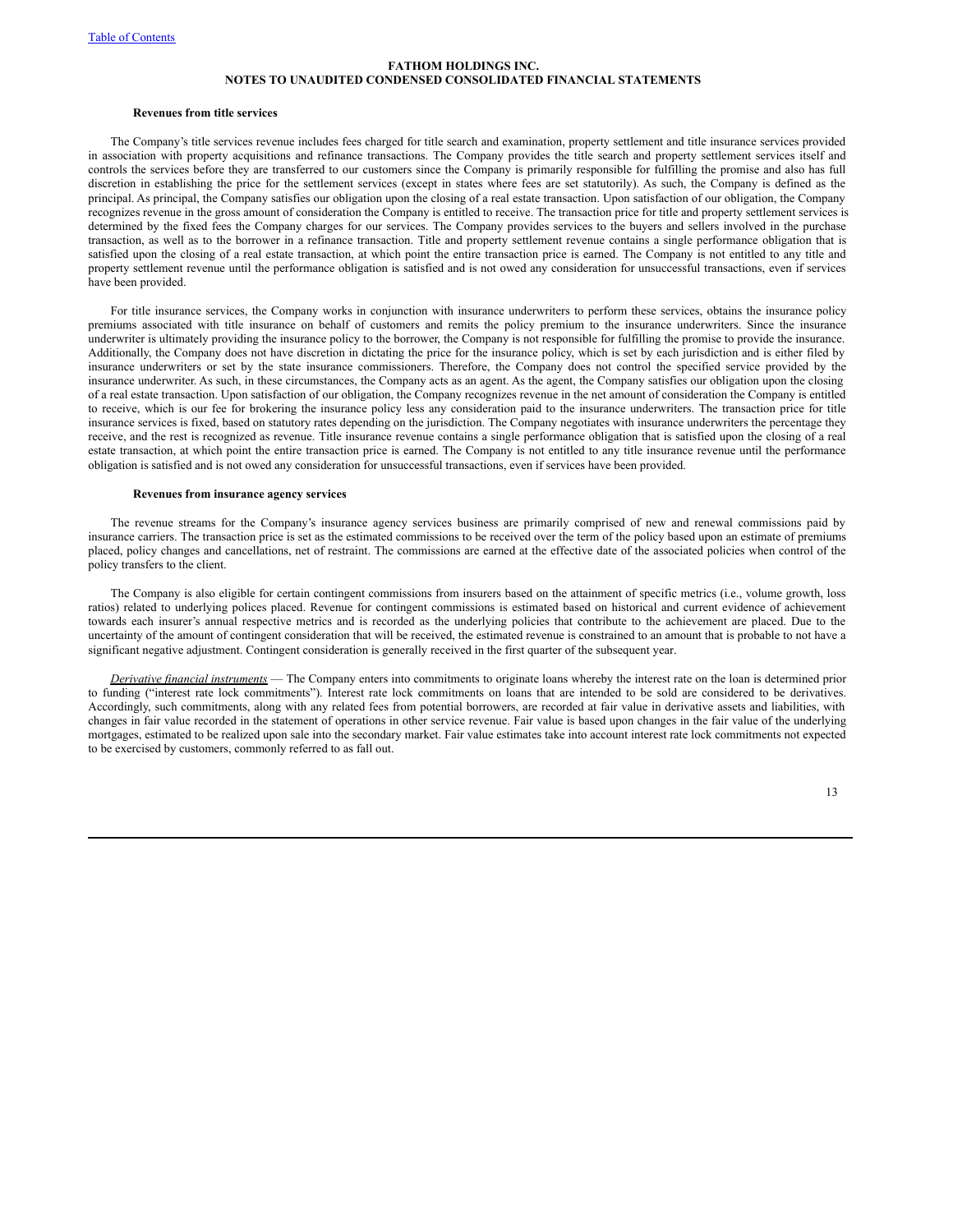**FATHOM HOLDINGS INC.**
**NOTES TO UNAUDITED CONDENSED CONSOLIDATED FINANCIAL STATEMENTS**

**Revenues from title services**

The Company's title services revenue includes fees charged for title search and examination, property settlement and title insurance services provided in association with property acquisitions and refinance transactions. The Company provides the title search and property settlement services itself and controls the services before they are transferred to our customers since the Company is primarily responsible for fulfilling the promise and also has full discretion in establishing the price for the settlement services (except in states where fees are set statutorily). As such, the Company is defined as the principal. As principal, the Company satisfies our obligation upon the closing of a real estate transaction. Upon satisfaction of our obligation, the Company recognizes revenue in the gross amount of consideration the Company is entitled to receive. The transaction price for title and property settlement services is determined by the fixed fees the Company charges for our services. The Company provides services to the buyers and sellers involved in the purchase transaction, as well as to the borrower in a refinance transaction. Title and property settlement revenue contains a single performance obligation that is satisfied upon the closing of a real estate transaction, at which point the entire transaction price is earned. The Company is not entitled to any title and property settlement revenue until the performance obligation is satisfied and is not owed any consideration for unsuccessful transactions, even if services have been provided.

For title insurance services, the Company works in conjunction with insurance underwriters to perform these services, obtains the insurance policy premiums associated with title insurance on behalf of customers and remits the policy premium to the insurance underwriters. Since the insurance underwriter is ultimately providing the insurance policy to the borrower, the Company is not responsible for fulfilling the promise to provide the insurance. Additionally, the Company does not have discretion in dictating the price for the insurance policy, which is set by each jurisdiction and is either filed by insurance underwriters or set by the state insurance commissioners. Therefore, the Company does not control the specified service provided by the insurance underwriter. As such, in these circumstances, the Company acts as an agent. As the agent, the Company satisfies our obligation upon the closing of a real estate transaction. Upon satisfaction of our obligation, the Company recognizes revenue in the net amount of consideration the Company is entitled to receive, which is our fee for brokering the insurance policy less any consideration paid to the insurance underwriters. The transaction price for title insurance services is fixed, based on statutory rates depending on the jurisdiction. The Company negotiates with insurance underwriters the percentage they receive, and the rest is recognized as revenue. Title insurance revenue contains a single performance obligation that is satisfied upon the closing of a real estate transaction, at which point the entire transaction price is earned. The Company is not entitled to any title insurance revenue until the performance obligation is satisfied and is not owed any consideration for unsuccessful transactions, even if services have been provided.

**Revenues from insurance agency services**

The revenue streams for the Company's insurance agency services business are primarily comprised of new and renewal commissions paid by insurance carriers. The transaction price is set as the estimated commissions to be received over the term of the policy based upon an estimate of premiums placed, policy changes and cancellations, net of restraint. The commissions are earned at the effective date of the associated policies when control of the policy transfers to the client.

The Company is also eligible for certain contingent commissions from insurers based on the attainment of specific metrics (i.e., volume growth, loss ratios) related to underlying polices placed. Revenue for contingent commissions is estimated based on historical and current evidence of achievement towards each insurer's annual respective metrics and is recorded as the underlying policies that contribute to the achievement are placed. Due to the uncertainty of the amount of contingent consideration that will be received, the estimated revenue is constrained to an amount that is probable to not have a significant negative adjustment. Contingent consideration is generally received in the first quarter of the subsequent year.

*Derivative financial instruments* — The Company enters into commitments to originate loans whereby the interest rate on the loan is determined prior to funding ("interest rate lock commitments"). Interest rate lock commitments on loans that are intended to be sold are considered to be derivatives. Accordingly, such commitments, along with any related fees from potential borrowers, are recorded at fair value in derivative assets and liabilities, with changes in fair value recorded in the statement of operations in other service revenue. Fair value is based upon changes in the fair value of the underlying mortgages, estimated to be realized upon sale into the secondary market. Fair value estimates take into account interest rate lock commitments not expected to be exercised by customers, commonly referred to as fall out.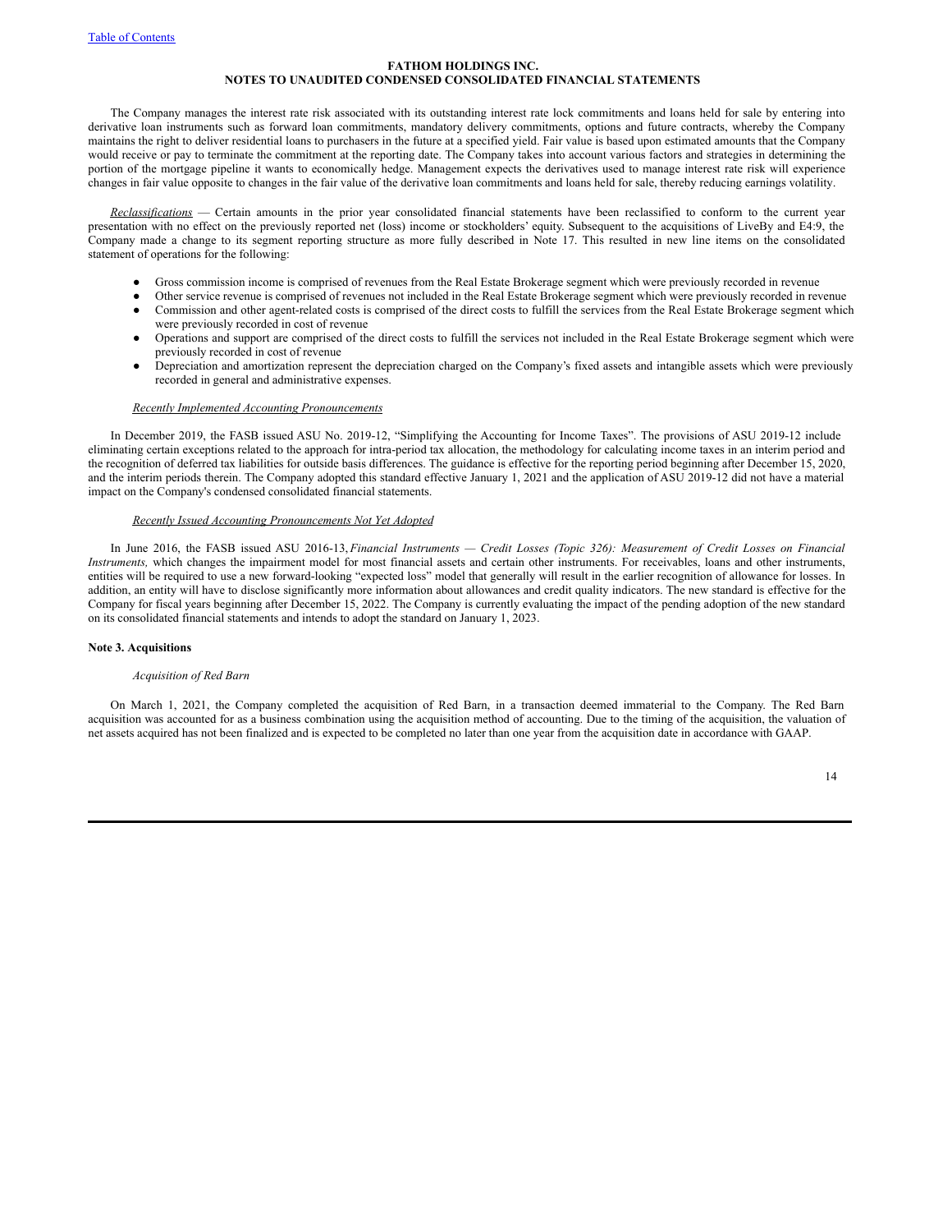The Company manages the interest rate risk associated with its outstanding interest rate lock commitments and loans held for sale by entering into derivative loan instruments such as forward loan commitments, mandatory delivery commitments, options and future contracts, whereby the Company maintains the right to deliver residential loans to purchasers in the future at a specified yield. Fair value is based upon estimated amounts that the Company would receive or pay to terminate the commitment at the reporting date. The Company takes into account various factors and strategies in determining the portion of the mortgage pipeline it wants to economically hedge. Management expects the derivatives used to manage interest rate risk will experience changes in fair value opposite to changes in the fair value of the derivative loan commitments and loans held for sale, thereby reducing earnings volatility.

*Reclassifications* — Certain amounts in the prior year consolidated financial statements have been reclassified to conform to the current year presentation with no effect on the previously reported net (loss) income or stockholders' equity. Subsequent to the acquisitions of LiveBy and E4:9, the Company made a change to its segment reporting structure as more fully described in Note 17. This resulted in new line items on the consolidated statement of operations for the following:

- Gross commission income is comprised of revenues from the Real Estate Brokerage segment which were previously recorded in revenue
- Other service revenue is comprised of revenues not included in the Real Estate Brokerage segment which were previously recorded in revenue
- Commission and other agent-related costs is comprised of the direct costs to fulfill the services from the Real Estate Brokerage segment which were previously recorded in cost of revenue
- Operations and support are comprised of the direct costs to fulfill the services not included in the Real Estate Brokerage segment which were previously recorded in cost of revenue
- Depreciation and amortization represent the depreciation charged on the Company's fixed assets and intangible assets which were previously recorded in general and administrative expenses.

*Recently Implemented Accounting Pronouncements*

In December 2019, the FASB issued ASU No. 2019-12, "Simplifying the Accounting for Income Taxes". The provisions of ASU 2019-12 include eliminating certain exceptions related to the approach for intra-period tax allocation, the methodology for calculating income taxes in an interim period and the recognition of deferred tax liabilities for outside basis differences. The guidance is effective for the reporting period beginning after December 15, 2020, and the interim periods therein. The Company adopted this standard effective January 1, 2021 and the application of ASU 2019-12 did not have a material impact on the Company's condensed consolidated financial statements.

*Recently Issued Accounting Pronouncements Not Yet Adopted*

In June 2016, the FASB issued ASU 2016-13, *Financial Instruments — Credit Losses (Topic 326): Measurement of Credit Losses on Financial Instruments,* which changes the impairment model for most financial assets and certain other instruments. For receivables, loans and other instruments, entities will be required to use a new forward-looking "expected loss" model that generally will result in the earlier recognition of allowance for losses. In addition, an entity will have to disclose significantly more information about allowances and credit quality indicators. The new standard is effective for the Company for fiscal years beginning after December 15, 2022. The Company is currently evaluating the impact of the pending adoption of the new standard on its consolidated financial statements and intends to adopt the standard on January 1, 2023.

**Note 3. Acquisitions**

*Acquisition of Red Barn*

On March 1, 2021, the Company completed the acquisition of Red Barn, in a transaction deemed immaterial to the Company. The Red Barn acquisition was accounted for as a business combination using the acquisition method of accounting. Due to the timing of the acquisition, the valuation of net assets acquired has not been finalized and is expected to be completed no later than one year from the acquisition date in accordance with GAAP.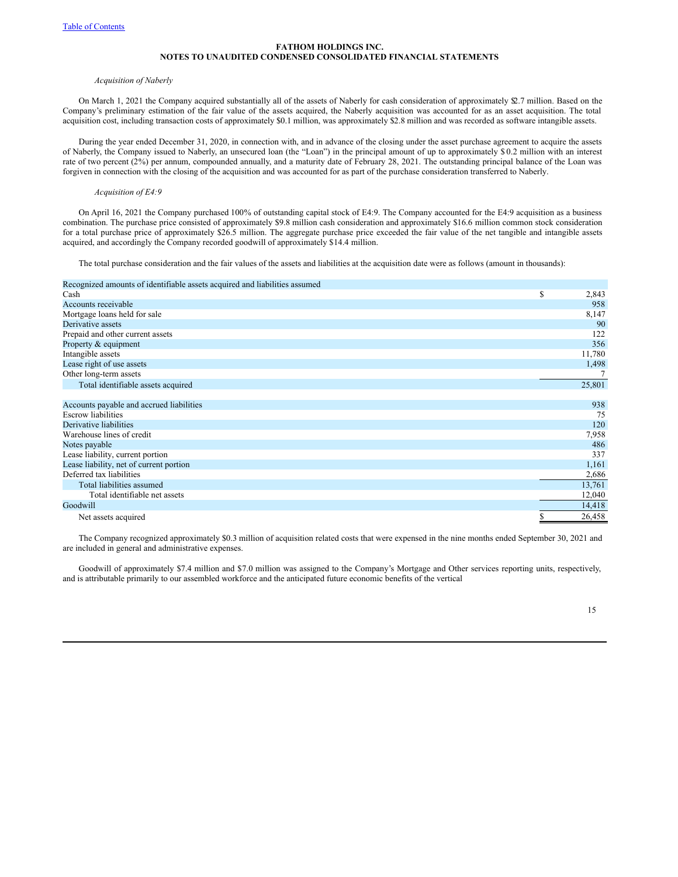**FATHOM HOLDINGS INC.**
**NOTES TO UNAUDITED CONDENSED CONSOLIDATED FINANCIAL STATEMENTS**

*Acquisition of Naberly*

On March 1, 2021 the Company acquired substantially all of the assets of Naberly for cash consideration of approximately $2.7 million. Based on the Company's preliminary estimation of the fair value of the assets acquired, the Naberly acquisition was accounted for as an asset acquisition. The total acquisition cost, including transaction costs of approximately $0.1 million, was approximately $2.8 million and was recorded as software intangible assets.

During the year ended December 31, 2020, in connection with, and in advance of the closing under the asset purchase agreement to acquire the assets of Naberly, the Company issued to Naberly, an unsecured loan (the "Loan") in the principal amount of up to approximately $0.2 million with an interest rate of two percent (2%) per annum, compounded annually, and a maturity date of February 28, 2021. The outstanding principal balance of the Loan was forgiven in connection with the closing of the acquisition and was accounted for as part of the purchase consideration transferred to Naberly.

*Acquisition of E4:9*

On April 16, 2021 the Company purchased 100% of outstanding capital stock of E4:9. The Company accounted for the E4:9 acquisition as a business combination. The purchase price consisted of approximately $9.8 million cash consideration and approximately $16.6 million common stock consideration for a total purchase price of approximately $26.5 million. The aggregate purchase price exceeded the fair value of the net tangible and intangible assets acquired, and accordingly the Company recorded goodwill of approximately $14.4 million.

The total purchase consideration and the fair values of the assets and liabilities at the acquisition date were as follows (amount in thousands):

| Recognized amounts of identifiable assets acquired and liabilities assumed | |
|---|---|
| Cash | $ 2,843 |
| Accounts receivable | 958 |
| Mortgage loans held for sale | 8,147 |
| Derivative assets | 90 |
| Prepaid and other current assets | 122 |
| Property & equipment | 356 |
| Intangible assets | 11,780 |
| Lease right of use assets | 1,498 |
| Other long-term assets | 7 |
| Total identifiable assets acquired | 25,801 |
| | |
| Accounts payable and accrued liabilities | 938 |
| Escrow liabilities | 75 |
| Derivative liabilities | 120 |
| Warehouse lines of credit | 7,958 |
| Notes payable | 486 |
| Lease liability, current portion | 337 |
| Lease liability, net of current portion | 1,161 |
| Deferred tax liabilities | 2,686 |
| Total liabilities assumed | 13,761 |
| Total identifiable net assets | 12,040 |
| Goodwill | 14,418 |
| Net assets acquired | $ 26,458 |

The Company recognized approximately $0.3 million of acquisition related costs that were expensed in the nine months ended September 30, 2021 and are included in general and administrative expenses.

Goodwill of approximately $7.4 million and $7.0 million was assigned to the Company's Mortgage and Other services reporting units, respectively, and is attributable primarily to our assembled workforce and the anticipated future economic benefits of the vertical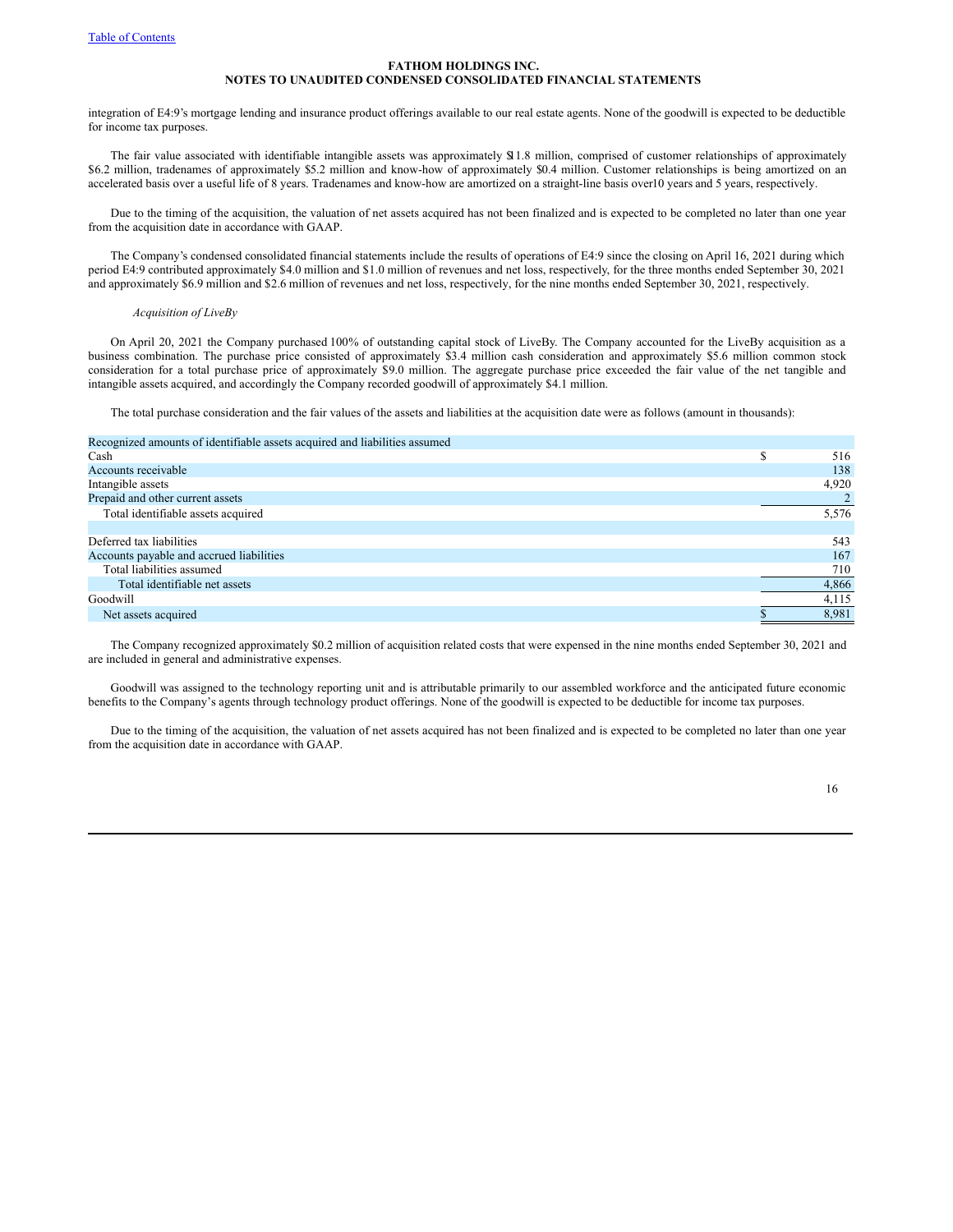integration of E4:9's mortgage lending and insurance product offerings available to our real estate agents. None of the goodwill is expected to be deductible for income tax purposes.

The fair value associated with identifiable intangible assets was approximately $11.8 million, comprised of customer relationships of approximately $6.2 million, tradenames of approximately $5.2 million and know-how of approximately $0.4 million. Customer relationships is being amortized on an accelerated basis over a useful life of 8 years. Tradenames and know-how are amortized on a straight-line basis over 10 years and 5 years, respectively.

Due to the timing of the acquisition, the valuation of net assets acquired has not been finalized and is expected to be completed no later than one year from the acquisition date in accordance with GAAP.

The Company's condensed consolidated financial statements include the results of operations of E4:9 since the closing on April 16, 2021 during which period E4:9 contributed approximately $4.0 million and $1.0 million of revenues and net loss, respectively, for the three months ended September 30, 2021 and approximately $6.9 million and $2.6 million of revenues and net loss, respectively, for the nine months ended September 30, 2021, respectively.

*Acquisition of LiveBy*

On April 20, 2021 the Company purchased 100% of outstanding capital stock of LiveBy. The Company accounted for the LiveBy acquisition as a business combination. The purchase price consisted of approximately $3.4 million cash consideration and approximately $5.6 million common stock consideration for a total purchase price of approximately $9.0 million. The aggregate purchase price exceeded the fair value of the net tangible and intangible assets acquired, and accordingly the Company recorded goodwill of approximately $4.1 million.

The total purchase consideration and the fair values of the assets and liabilities at the acquisition date were as follows (amount in thousands):

| Recognized amounts of identifiable assets acquired and liabilities assumed | |
|---|---|
| Cash | $ 516 |
| Accounts receivable | 138 |
| Intangible assets | 4,920 |
| Prepaid and other current assets | 2 |
| Total identifiable assets acquired | 5,576 |
| | |
| Deferred tax liabilities | 543 |
| Accounts payable and accrued liabilities | 167 |
| Total liabilities assumed | 710 |
| Total identifiable net assets | 4,866 |
| Goodwill | 4,115 |
| Net assets acquired | $ 8,981 |

The Company recognized approximately $0.2 million of acquisition related costs that were expensed in the nine months ended September 30, 2021 and are included in general and administrative expenses.

Goodwill was assigned to the technology reporting unit and is attributable primarily to our assembled workforce and the anticipated future economic benefits to the Company's agents through technology product offerings. None of the goodwill is expected to be deductible for income tax purposes.

Due to the timing of the acquisition, the valuation of net assets acquired has not been finalized and is expected to be completed no later than one year from the acquisition date in accordance with GAAP.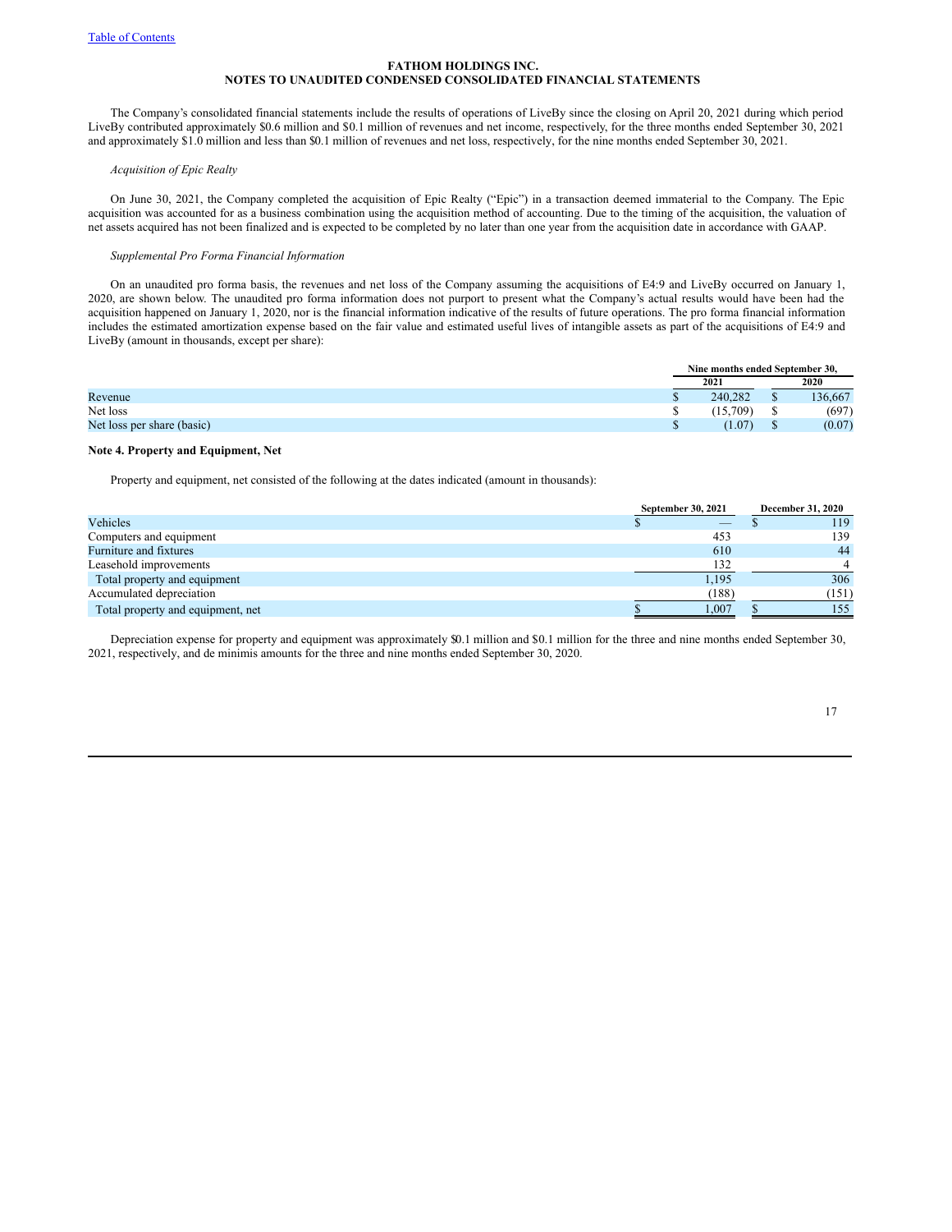**FATHOM HOLDINGS INC.**
**NOTES TO UNAUDITED CONDENSED CONSOLIDATED FINANCIAL STATEMENTS**

The Company's consolidated financial statements include the results of operations of LiveBy since the closing on April 20, 2021 during which period LiveBy contributed approximately $0.6 million and $0.1 million of revenues and net income, respectively, for the three months ended September 30, 2021 and approximately $1.0 million and less than $0.1 million of revenues and net loss, respectively, for the nine months ended September 30, 2021.

*Acquisition of Epic Realty*

On June 30, 2021, the Company completed the acquisition of Epic Realty ("Epic") in a transaction deemed immaterial to the Company. The Epic acquisition was accounted for as a business combination using the acquisition method of accounting. Due to the timing of the acquisition, the valuation of net assets acquired has not been finalized and is expected to be completed by no later than one year from the acquisition date in accordance with GAAP.

*Supplemental Pro Forma Financial Information*

On an unaudited pro forma basis, the revenues and net loss of the Company assuming the acquisitions of E4:9 and LiveBy occurred on January 1, 2020, are shown below. The unaudited pro forma information does not purport to present what the Company's actual results would have been had the acquisition happened on January 1, 2020, nor is the financial information indicative of the results of future operations. The pro forma financial information includes the estimated amortization expense based on the fair value and estimated useful lives of intangible assets as part of the acquisitions of E4:9 and LiveBy (amount in thousands, except per share):

| | Nine months ended September 30, | |
|---|---|---|
| | 2021 | 2020 |
| Revenue | $ 240,282 | $ 136,667 |
| Net loss | $ (15,709) | $ (697) |
| Net loss per share (basic) | $ (1.07) | $ (0.07) |

**Note 4. Property and Equipment, Net**

Property and equipment, net consisted of the following at the dates indicated (amount in thousands):

| | September 30, 2021 | December 31, 2020 |
|---|---|---|
| Vehicles | $ — | $ 119 |
| Computers and equipment | 453 | 139 |
| Furniture and fixtures | 610 | 44 |
| Leasehold improvements | 132 | 4 |
| Total property and equipment | 1,195 | 306 |
| Accumulated depreciation | (188) | (151) |
| Total property and equipment, net | $ 1,007 | $ 155 |

Depreciation expense for property and equipment was approximately $0.1 million and $0.1 million for the three and nine months ended September 30, 2021, respectively, and de minimis amounts for the three and nine months ended September 30, 2020.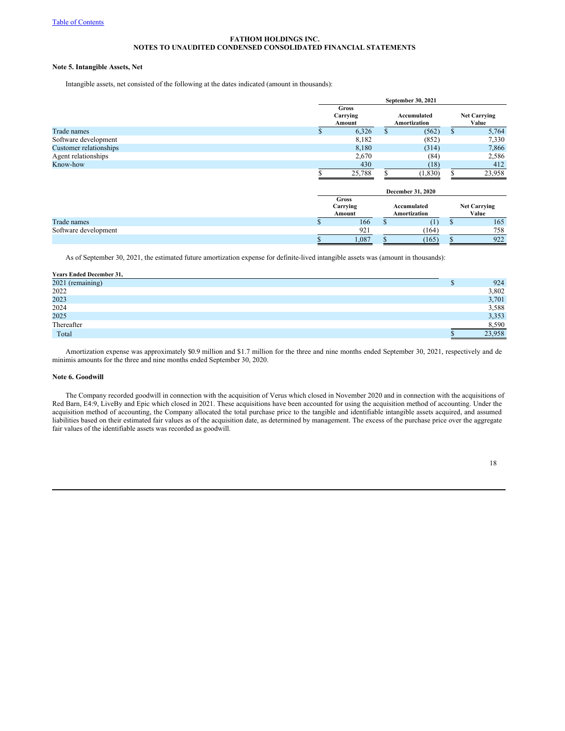FATHOM HOLDINGS INC.
NOTES TO UNAUDITED CONDENSED CONSOLIDATED FINANCIAL STATEMENTS

### Note 5. Intangible Assets, Net

Intangible assets, net consisted of the following at the dates indicated (amount in thousands):

| | September 30, 2021 | | |
|---|---|---|---|
| | Gross Carrying Amount | Accumulated Amortization | Net Carrying Value |
| Trade names | $ 6,326 | $ (562) | $ 5,764 |
| Software development | 8,182 | (852) | 7,330 |
| Customer relationships | 8,180 | (314) | 7,866 |
| Agent relationships | 2,670 | (84) | 2,586 |
| Know-how | 430 | (18) | 412 |
| | $ 25,788 | $ (1,830) | $ 23,958 |

| | December 31, 2020 | | |
|---|---|---|---|
| | Gross Carrying Amount | Accumulated Amortization | Net Carrying Value |
| Trade names | $ 166 | $ (1) | $ 165 |
| Software development | 921 | (164) | 758 |
| | $ 1,087 | $ (165) | $ 922 |

As of September 30, 2021, the estimated future amortization expense for definite-lived intangible assets was (amount in thousands):

| Years Ended December 31, | |
|---|---|
| 2021 (remaining) | $ 924 |
| 2022 | 3,802 |
| 2023 | 3,701 |
| 2024 | 3,588 |
| 2025 | 3,353 |
| Thereafter | 8,590 |
| Total | $ 23,958 |

Amortization expense was approximately $0.9 million and $1.7 million for the three and nine months ended September 30, 2021, respectively and de minimis amounts for the three and nine months ended September 30, 2020.

### Note 6. Goodwill

The Company recorded goodwill in connection with the acquisition of Verus which closed in November 2020 and in connection with the acquisitions of Red Barn, E4:9, LiveBy and Epic which closed in 2021. These acquisitions have been accounted for using the acquisition method of accounting. Under the acquisition method of accounting, the Company allocated the total purchase price to the tangible and identifiable intangible assets acquired, and assumed liabilities based on their estimated fair values as of the acquisition date, as determined by management. The excess of the purchase price over the aggregate fair values of the identifiable assets was recorded as goodwill.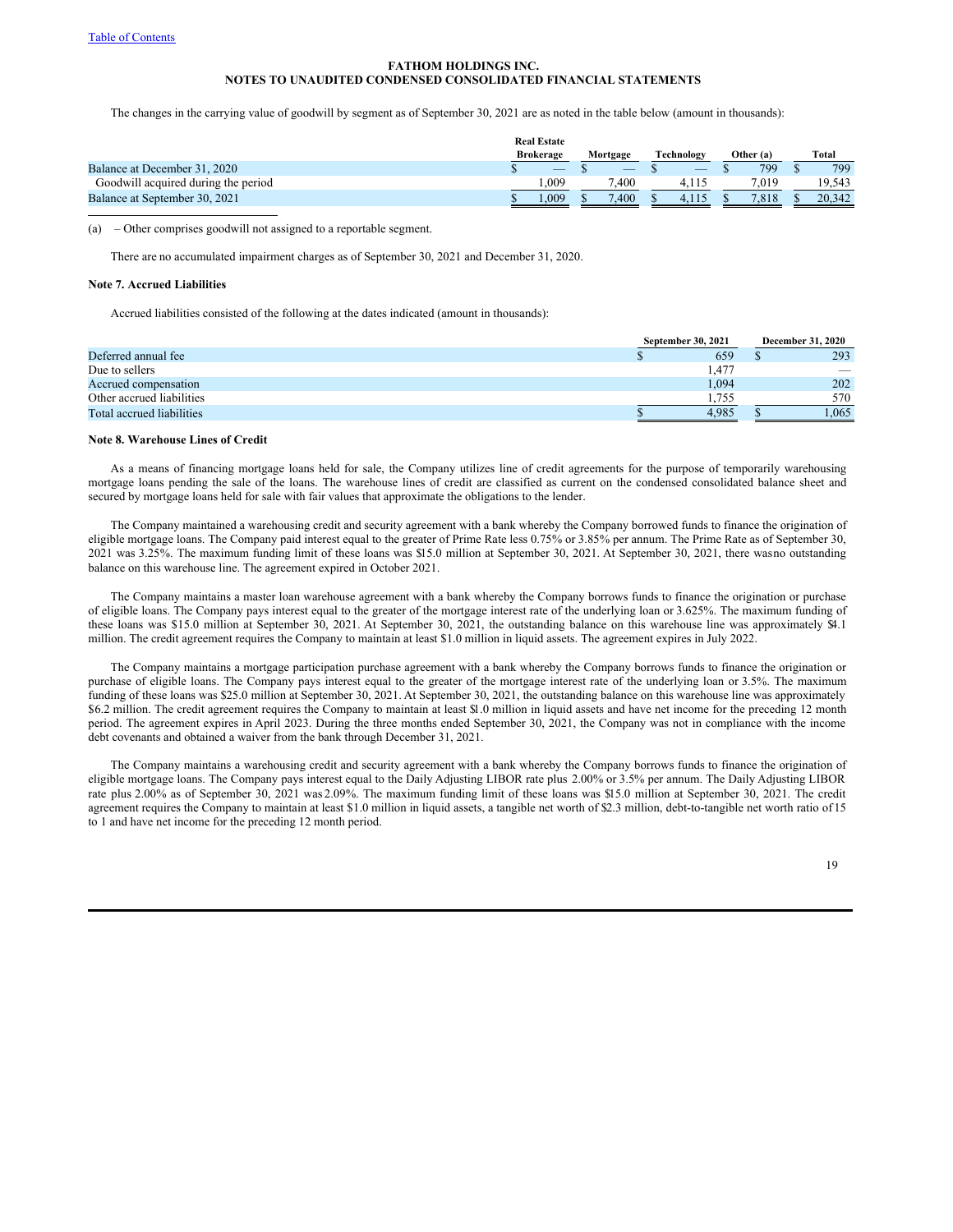**FATHOM HOLDINGS INC.**
**NOTES TO UNAUDITED CONDENSED CONSOLIDATED FINANCIAL STATEMENTS**

The changes in the carrying value of goodwill by segment as of September 30, 2021 are as noted in the table below (amount in thousands):

| | Real Estate Brokerage | Mortgage | Technology | Other (a) | Total |
|---|---|---|---|---|---|
| Balance at December 31, 2020 | $ — | $ — | $ — | $ 799 | $ 799 |
| Goodwill acquired during the period | 1,009 | 7,400 | 4,115 | 7,019 | 19,543 |
| Balance at September 30, 2021 | $ 1,009 | $ 7,400 | $ 4,115 | $ 7,818 | $ 20,342 |

(a) – Other comprises goodwill not assigned to a reportable segment.

There are no accumulated impairment charges as of September 30, 2021 and December 31, 2020.

**Note 7. Accrued Liabilities**

Accrued liabilities consisted of the following at the dates indicated (amount in thousands):

| | September 30, 2021 | December 31, 2020 |
|---|---|---|
| Deferred annual fee | $ 659 | $ 293 |
| Due to sellers | 1,477 | — |
| Accrued compensation | 1,094 | 202 |
| Other accrued liabilities | 1,755 | 570 |
| Total accrued liabilities | $ 4,985 | $ 1,065 |

**Note 8. Warehouse Lines of Credit**

As a means of financing mortgage loans held for sale, the Company utilizes line of credit agreements for the purpose of temporarily warehousing mortgage loans pending the sale of the loans. The warehouse lines of credit are classified as current on the condensed consolidated balance sheet and secured by mortgage loans held for sale with fair values that approximate the obligations to the lender.

The Company maintained a warehousing credit and security agreement with a bank whereby the Company borrowed funds to finance the origination of eligible mortgage loans. The Company paid interest equal to the greater of Prime Rate less 0.75% or 3.85% per annum. The Prime Rate as of September 30, 2021 was 3.25%. The maximum funding limit of these loans was $15.0 million at September 30, 2021. At September 30, 2021, there was no outstanding balance on this warehouse line. The agreement expired in October 2021.

The Company maintains a master loan warehouse agreement with a bank whereby the Company borrows funds to finance the origination or purchase of eligible loans. The Company pays interest equal to the greater of the mortgage interest rate of the underlying loan or 3.625%. The maximum funding of these loans was $15.0 million at September 30, 2021. At September 30, 2021, the outstanding balance on this warehouse line was approximately $4.1 million. The credit agreement requires the Company to maintain at least $1.0 million in liquid assets. The agreement expires in July 2022.

The Company maintains a mortgage participation purchase agreement with a bank whereby the Company borrows funds to finance the origination or purchase of eligible loans. The Company pays interest equal to the greater of the mortgage interest rate of the underlying loan or 3.5%. The maximum funding of these loans was $25.0 million at September 30, 2021. At September 30, 2021, the outstanding balance on this warehouse line was approximately $6.2 million. The credit agreement requires the Company to maintain at least $1.0 million in liquid assets and have net income for the preceding 12 month period. The agreement expires in April 2023. During the three months ended September 30, 2021, the Company was not in compliance with the income debt covenants and obtained a waiver from the bank through December 31, 2021.

The Company maintains a warehousing credit and security agreement with a bank whereby the Company borrows funds to finance the origination of eligible mortgage loans. The Company pays interest equal to the Daily Adjusting LIBOR rate plus 2.00% or 3.5% per annum. The Daily Adjusting LIBOR rate plus 2.00% as of September 30, 2021 was 2.09%. The maximum funding limit of these loans was $15.0 million at September 30, 2021. The credit agreement requires the Company to maintain at least $1.0 million in liquid assets, a tangible net worth of $2.3 million, debt-to-tangible net worth ratio of 15 to 1 and have net income for the preceding 12 month period.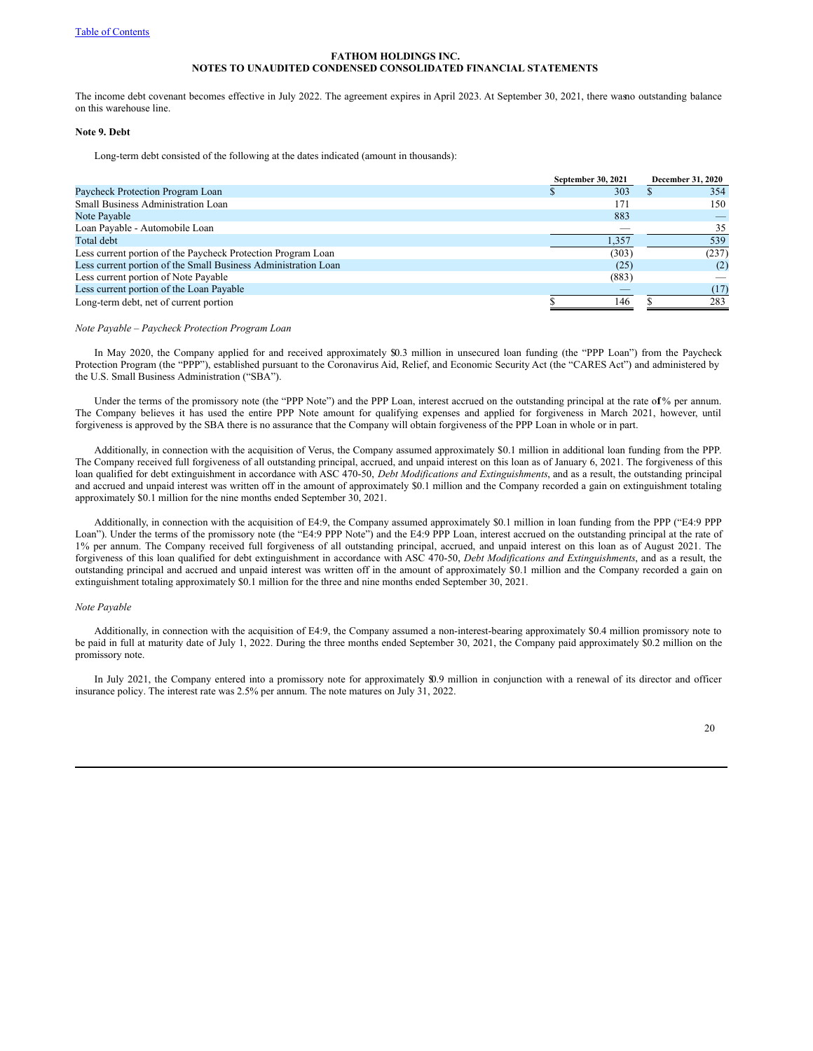**FATHOM HOLDINGS INC.**
**NOTES TO UNAUDITED CONDENSED CONSOLIDATED FINANCIAL STATEMENTS**

The income debt covenant becomes effective in July 2022. The agreement expires in April 2023. At September 30, 2021, there wasno outstanding balance on this warehouse line.

**Note 9. Debt**

Long-term debt consisted of the following at the dates indicated (amount in thousands):

| | September 30, 2021 | December 31, 2020 |
|---|---|---|
| Paycheck Protection Program Loan | $ 303 | $ 354 |
| Small Business Administration Loan | 171 | 150 |
| Note Payable | 883 | — |
| Loan Payable - Automobile Loan | — | 35 |
| Total debt | 1,357 | 539 |
| Less current portion of the Paycheck Protection Program Loan | (303) | (237) |
| Less current portion of the Small Business Administration Loan | (25) | (2) |
| Less current portion of Note Payable | (883) | — |
| Less current portion of the Loan Payable | — | (17) |
| Long-term debt, net of current portion | $ 146 | $ 283 |

*Note Payable – Paycheck Protection Program Loan*

In May 2020, the Company applied for and received approximately $0.3 million in unsecured loan funding (the "PPP Loan") from the Paycheck Protection Program (the "PPP"), established pursuant to the Coronavirus Aid, Relief, and Economic Security Act (the "CARES Act") and administered by the U.S. Small Business Administration ("SBA").

Under the terms of the promissory note (the "PPP Note") and the PPP Loan, interest accrued on the outstanding principal at the rate of1% per annum. The Company believes it has used the entire PPP Note amount for qualifying expenses and applied for forgiveness in March 2021, however, until forgiveness is approved by the SBA there is no assurance that the Company will obtain forgiveness of the PPP Loan in whole or in part.

Additionally, in connection with the acquisition of Verus, the Company assumed approximately $0.1 million in additional loan funding from the PPP. The Company received full forgiveness of all outstanding principal, accrued, and unpaid interest on this loan as of January 6, 2021. The forgiveness of this loan qualified for debt extinguishment in accordance with ASC 470-50, *Debt Modifications and Extinguishments*, and as a result, the outstanding principal and accrued and unpaid interest was written off in the amount of approximately $0.1 million and the Company recorded a gain on extinguishment totaling approximately $0.1 million for the nine months ended September 30, 2021.

Additionally, in connection with the acquisition of E4:9, the Company assumed approximately $0.1 million in loan funding from the PPP ("E4:9 PPP Loan"). Under the terms of the promissory note (the "E4:9 PPP Note") and the E4:9 PPP Loan, interest accrued on the outstanding principal at the rate of 1% per annum. The Company received full forgiveness of all outstanding principal, accrued, and unpaid interest on this loan as of August 2021. The forgiveness of this loan qualified for debt extinguishment in accordance with ASC 470-50, *Debt Modifications and Extinguishments*, and as a result, the outstanding principal and accrued and unpaid interest was written off in the amount of approximately $0.1 million and the Company recorded a gain on extinguishment totaling approximately $0.1 million for the three and nine months ended September 30, 2021.

*Note Payable*

Additionally, in connection with the acquisition of E4:9, the Company assumed a non-interest-bearing approximately $0.4 million promissory note to be paid in full at maturity date of July 1, 2022. During the three months ended September 30, 2021, the Company paid approximately $0.2 million on the promissory note.

In July 2021, the Company entered into a promissory note for approximately $0.9 million in conjunction with a renewal of its director and officer insurance policy. The interest rate was 2.5% per annum. The note matures on July 31, 2022.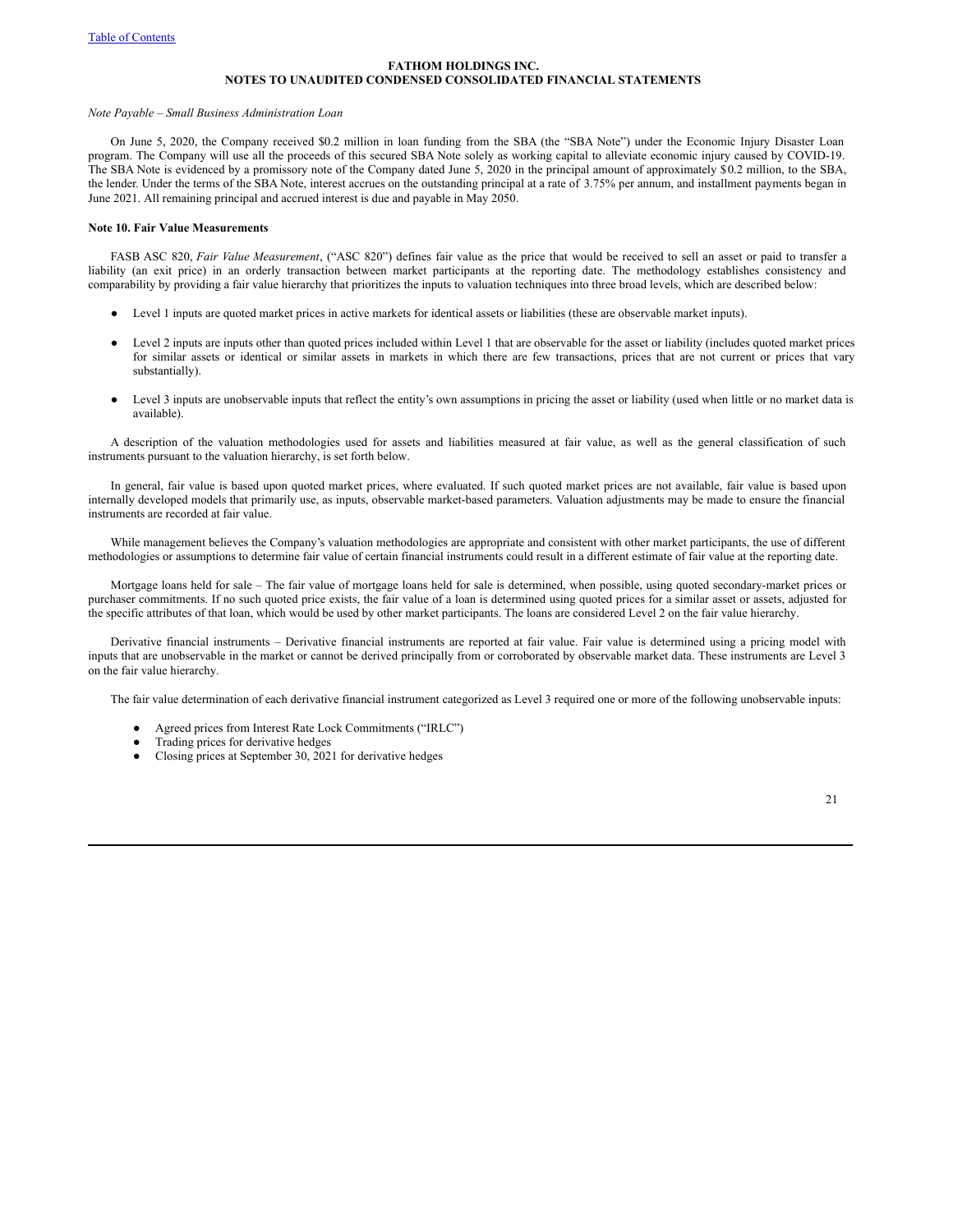*Note Payable – Small Business Administration Loan*

On June 5, 2020, the Company received $0.2 million in loan funding from the SBA (the "SBA Note") under the Economic Injury Disaster Loan program. The Company will use all the proceeds of this secured SBA Note solely as working capital to alleviate economic injury caused by COVID-19. The SBA Note is evidenced by a promissory note of the Company dated June 5, 2020 in the principal amount of approximately $0.2 million, to the SBA, the lender. Under the terms of the SBA Note, interest accrues on the outstanding principal at a rate of 3.75% per annum, and installment payments began in June 2021. All remaining principal and accrued interest is due and payable in May 2050.

**Note 10. Fair Value Measurements**

FASB ASC 820, *Fair Value Measurement*, ("ASC 820") defines fair value as the price that would be received to sell an asset or paid to transfer a liability (an exit price) in an orderly transaction between market participants at the reporting date. The methodology establishes consistency and comparability by providing a fair value hierarchy that prioritizes the inputs to valuation techniques into three broad levels, which are described below:

- Level 1 inputs are quoted market prices in active markets for identical assets or liabilities (these are observable market inputs).
- Level 2 inputs are inputs other than quoted prices included within Level 1 that are observable for the asset or liability (includes quoted market prices for similar assets or identical or similar assets in markets in which there are few transactions, prices that are not current or prices that vary substantially).
- Level 3 inputs are unobservable inputs that reflect the entity's own assumptions in pricing the asset or liability (used when little or no market data is available).

A description of the valuation methodologies used for assets and liabilities measured at fair value, as well as the general classification of such instruments pursuant to the valuation hierarchy, is set forth below.

In general, fair value is based upon quoted market prices, where evaluated. If such quoted market prices are not available, fair value is based upon internally developed models that primarily use, as inputs, observable market-based parameters. Valuation adjustments may be made to ensure the financial instruments are recorded at fair value.

While management believes the Company's valuation methodologies are appropriate and consistent with other market participants, the use of different methodologies or assumptions to determine fair value of certain financial instruments could result in a different estimate of fair value at the reporting date.

Mortgage loans held for sale – The fair value of mortgage loans held for sale is determined, when possible, using quoted secondary-market prices or purchaser commitments. If no such quoted price exists, the fair value of a loan is determined using quoted prices for a similar asset or assets, adjusted for the specific attributes of that loan, which would be used by other market participants. The loans are considered Level 2 on the fair value hierarchy.

Derivative financial instruments – Derivative financial instruments are reported at fair value. Fair value is determined using a pricing model with inputs that are unobservable in the market or cannot be derived principally from or corroborated by observable market data. These instruments are Level 3 on the fair value hierarchy.

The fair value determination of each derivative financial instrument categorized as Level 3 required one or more of the following unobservable inputs:

- Agreed prices from Interest Rate Lock Commitments ("IRLC")
- Trading prices for derivative hedges
- Closing prices at September 30, 2021 for derivative hedges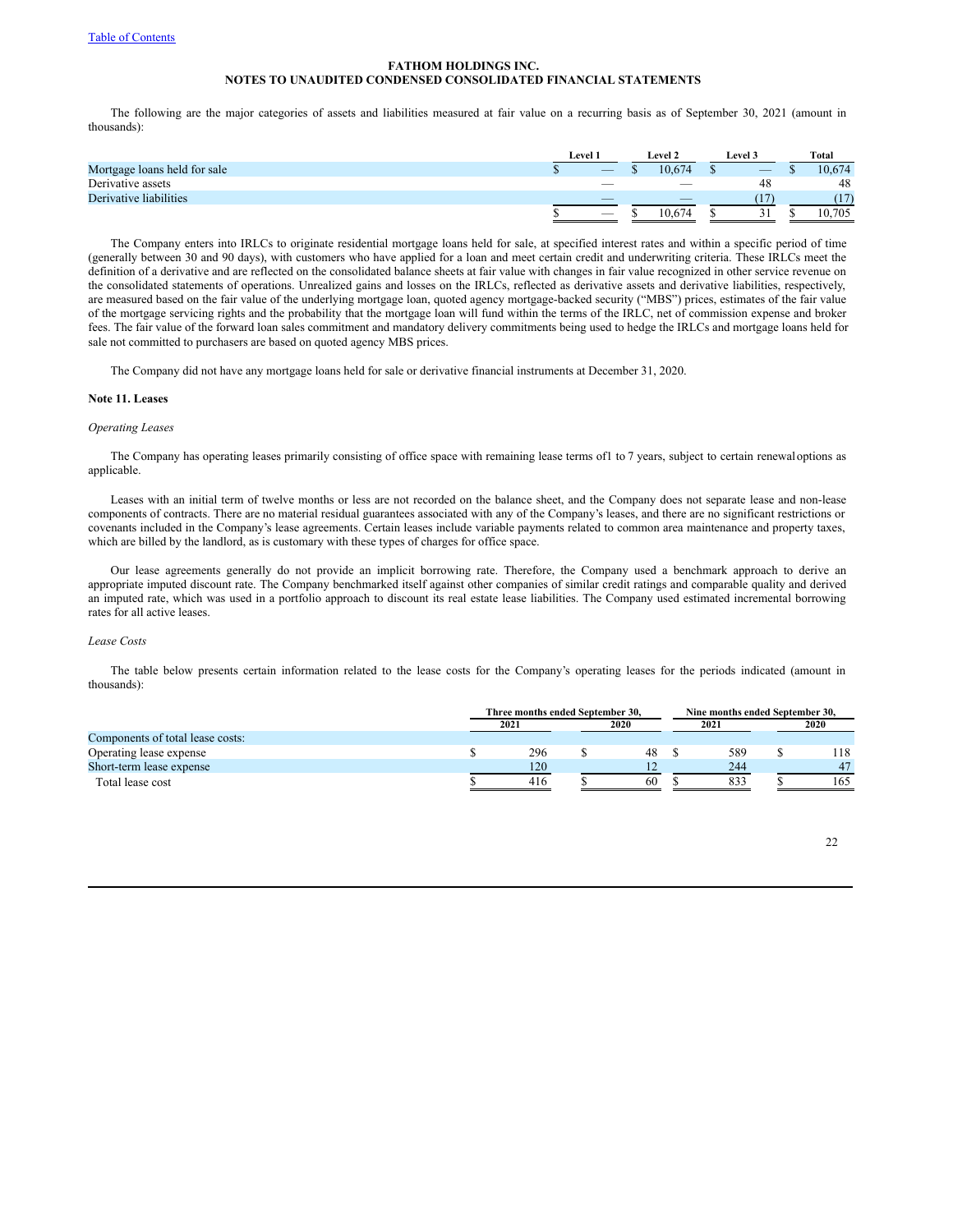FATHOM HOLDINGS INC.
NOTES TO UNAUDITED CONDENSED CONSOLIDATED FINANCIAL STATEMENTS

The following are the major categories of assets and liabilities measured at fair value on a recurring basis as of September 30, 2021 (amount in thousands):

| | Level 1 | Level 2 | Level 3 | Total |
|---|---|---|---|---|
| Mortgage loans held for sale | $ — | $ 10,674 | $ — | $ 10,674 |
| Derivative assets | — | — | 48 | 48 |
| Derivative liabilities | — | — | (17) | (17) |
| | $ — | $ 10,674 | $ 31 | $ 10,705 |

The Company enters into IRLCs to originate residential mortgage loans held for sale, at specified interest rates and within a specific period of time (generally between 30 and 90 days), with customers who have applied for a loan and meet certain credit and underwriting criteria. These IRLCs meet the definition of a derivative and are reflected on the consolidated balance sheets at fair value with changes in fair value recognized in other service revenue on the consolidated statements of operations. Unrealized gains and losses on the IRLCs, reflected as derivative assets and derivative liabilities, respectively, are measured based on the fair value of the underlying mortgage loan, quoted agency mortgage-backed security ("MBS") prices, estimates of the fair value of the mortgage servicing rights and the probability that the mortgage loan will fund within the terms of the IRLC, net of commission expense and broker fees. The fair value of the forward loan sales commitment and mandatory delivery commitments being used to hedge the IRLCs and mortgage loans held for sale not committed to purchasers are based on quoted agency MBS prices.

The Company did not have any mortgage loans held for sale or derivative financial instruments at December 31, 2020.

**Note 11. Leases**

*Operating Leases*

The Company has operating leases primarily consisting of office space with remaining lease terms of1 to 7 years, subject to certain renewaloptions as applicable.

Leases with an initial term of twelve months or less are not recorded on the balance sheet, and the Company does not separate lease and non-lease components of contracts. There are no material residual guarantees associated with any of the Company's leases, and there are no significant restrictions or covenants included in the Company's lease agreements. Certain leases include variable payments related to common area maintenance and property taxes, which are billed by the landlord, as is customary with these types of charges for office space.

Our lease agreements generally do not provide an implicit borrowing rate. Therefore, the Company used a benchmark approach to derive an appropriate imputed discount rate. The Company benchmarked itself against other companies of similar credit ratings and comparable quality and derived an imputed rate, which was used in a portfolio approach to discount its real estate lease liabilities. The Company used estimated incremental borrowing rates for all active leases.

*Lease Costs*

The table below presents certain information related to the lease costs for the Company's operating leases for the periods indicated (amount in thousands):

| | Three months ended September 30, | | Nine months ended September 30, | |
|---|---|---|---|---|
| | 2021 | 2020 | 2021 | 2020 |
| Components of total lease costs: | | | | |
| Operating lease expense | $ 296 | $ 48 | $ 589 | $ 118 |
| Short-term lease expense | 120 | 12 | 244 | 47 |
| Total lease cost | $ 416 | $ 60 | $ 833 | $ 165 |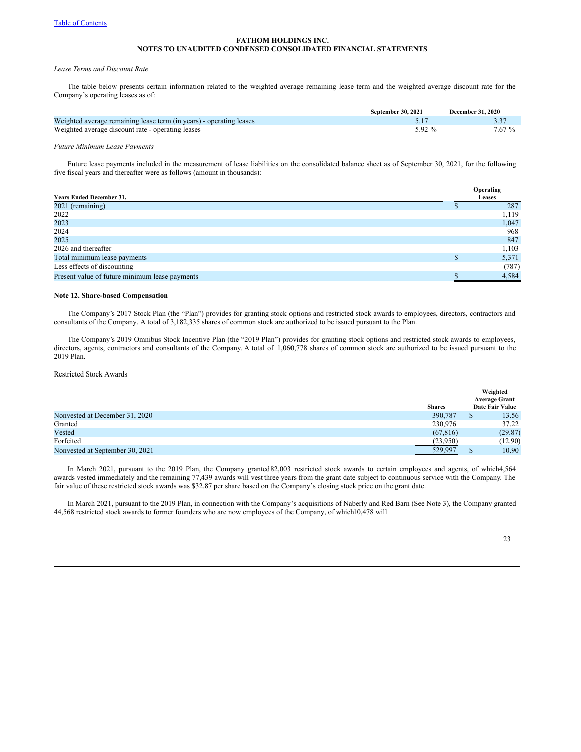**FATHOM HOLDINGS INC.**
**NOTES TO UNAUDITED CONDENSED CONSOLIDATED FINANCIAL STATEMENTS**

*Lease Terms and Discount Rate*

The table below presents certain information related to the weighted average remaining lease term and the weighted average discount rate for the Company's operating leases as of:

| | September 30, 2021 | December 31, 2020 |
|---|---|---|
| Weighted average remaining lease term (in years) - operating leases | 5.17 | 3.37 |
| Weighted average discount rate - operating leases | 5.92 % | 7.67 % |

*Future Minimum Lease Payments*

Future lease payments included in the measurement of lease liabilities on the consolidated balance sheet as of September 30, 2021, for the following five fiscal years and thereafter were as follows (amount in thousands):

| Years Ended December 31, | Operating Leases |
|---|---|
| 2021 (remaining) | $ 287 |
| 2022 | 1,119 |
| 2023 | 1,047 |
| 2024 | 968 |
| 2025 | 847 |
| 2026 and thereafter | 1,103 |
| Total minimum lease payments | $ 5,371 |
| Less effects of discounting | (787) |
| Present value of future minimum lease payments | $ 4,584 |

**Note 12. Share-based Compensation**

The Company's 2017 Stock Plan (the "Plan") provides for granting stock options and restricted stock awards to employees, directors, contractors and consultants of the Company. A total of 3,182,335 shares of common stock are authorized to be issued pursuant to the Plan.

The Company's 2019 Omnibus Stock Incentive Plan (the "2019 Plan") provides for granting stock options and restricted stock awards to employees, directors, agents, contractors and consultants of the Company. A total of 1,060,778 shares of common stock are authorized to be issued pursuant to the 2019 Plan.

Restricted Stock Awards

| | Shares | Weighted Average Grant Date Fair Value |
|---|---|---|
| Nonvested at December 31, 2020 | 390,787 | $ 13.56 |
| Granted | 230,976 | 37.22 |
| Vested | (67,816) | (29.87) |
| Forfeited | (23,950) | (12.90) |
| Nonvested at September 30, 2021 | 529,997 | $ 10.90 |

In March 2021, pursuant to the 2019 Plan, the Company granted 82,003 restricted stock awards to certain employees and agents, of which 4,564 awards vested immediately and the remaining 77,439 awards will vest three years from the grant date subject to continuous service with the Company. The fair value of these restricted stock awards was $32.87 per share based on the Company's closing stock price on the grant date.

In March 2021, pursuant to the 2019 Plan, in connection with the Company's acquisitions of Naberly and Red Barn (See Note 3), the Company granted 44,568 restricted stock awards to former founders who are now employees of the Company, of which 10,478 will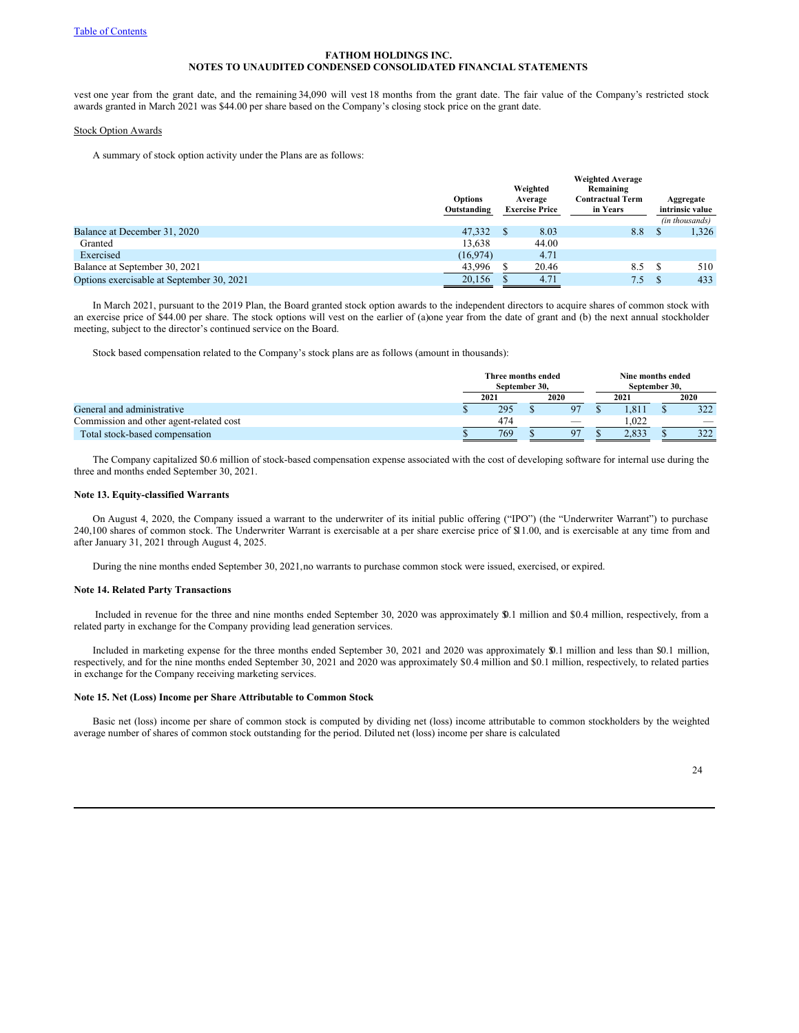vest one year from the grant date, and the remaining 34,090 will vest 18 months from the grant date. The fair value of the Company's restricted stock awards granted in March 2021 was $44.00 per share based on the Company's closing stock price on the grant date.

Stock Option Awards

A summary of stock option activity under the Plans are as follows:

| | Options Outstanding | Weighted Average Exercise Price | Weighted Average Remaining Contractual Term in Years | Aggregate intrinsic value (in thousands) |
|---|---|---|---|---|
| Balance at December 31, 2020 | 47,332 | $ 8.03 | 8.8 | $ 1,326 |
| Granted | 13,638 | 44.00 | | |
| Exercised | (16,974) | 4.71 | | |
| Balance at September 30, 2021 | 43,996 | $ 20.46 | 8.5 | $ 510 |
| Options exercisable at September 30, 2021 | 20,156 | $ 4.71 | 7.5 | $ 433 |

In March 2021, pursuant to the 2019 Plan, the Board granted stock option awards to the independent directors to acquire shares of common stock with an exercise price of $44.00 per share. The stock options will vest on the earlier of (a)one year from the date of grant and (b) the next annual stockholder meeting, subject to the director's continued service on the Board.

Stock based compensation related to the Company's stock plans are as follows (amount in thousands):

| | Three months ended September 30, | | Nine months ended September 30, | |
|---|---|---|---|---|
| | 2021 | 2020 | 2021 | 2020 |
| General and administrative | $ 295 | $ 97 | $ 1,811 | $ 322 |
| Commission and other agent-related cost | 474 | — | 1,022 | — |
| Total stock-based compensation | $ 769 | $ 97 | $ 2,833 | $ 322 |

The Company capitalized $0.6 million of stock-based compensation expense associated with the cost of developing software for internal use during the three and months ended September 30, 2021.

**Note 13. Equity-classified Warrants**

On August 4, 2020, the Company issued a warrant to the underwriter of its initial public offering ("IPO") (the "Underwriter Warrant") to purchase 240,100 shares of common stock. The Underwriter Warrant is exercisable at a per share exercise price of $11.00, and is exercisable at any time from and after January 31, 2021 through August 4, 2025.

During the nine months ended September 30, 2021,no warrants to purchase common stock were issued, exercised, or expired.

**Note 14. Related Party Transactions**

Included in revenue for the three and nine months ended September 30, 2020 was approximately $0.1 million and $0.4 million, respectively, from a related party in exchange for the Company providing lead generation services.

Included in marketing expense for the three months ended September 30, 2021 and 2020 was approximately $0.1 million and less than $0.1 million, respectively, and for the nine months ended September 30, 2021 and 2020 was approximately $0.4 million and $0.1 million, respectively, to related parties in exchange for the Company receiving marketing services.

**Note 15. Net (Loss) Income per Share Attributable to Common Stock**

Basic net (loss) income per share of common stock is computed by dividing net (loss) income attributable to common stockholders by the weighted average number of shares of common stock outstanding for the period. Diluted net (loss) income per share is calculated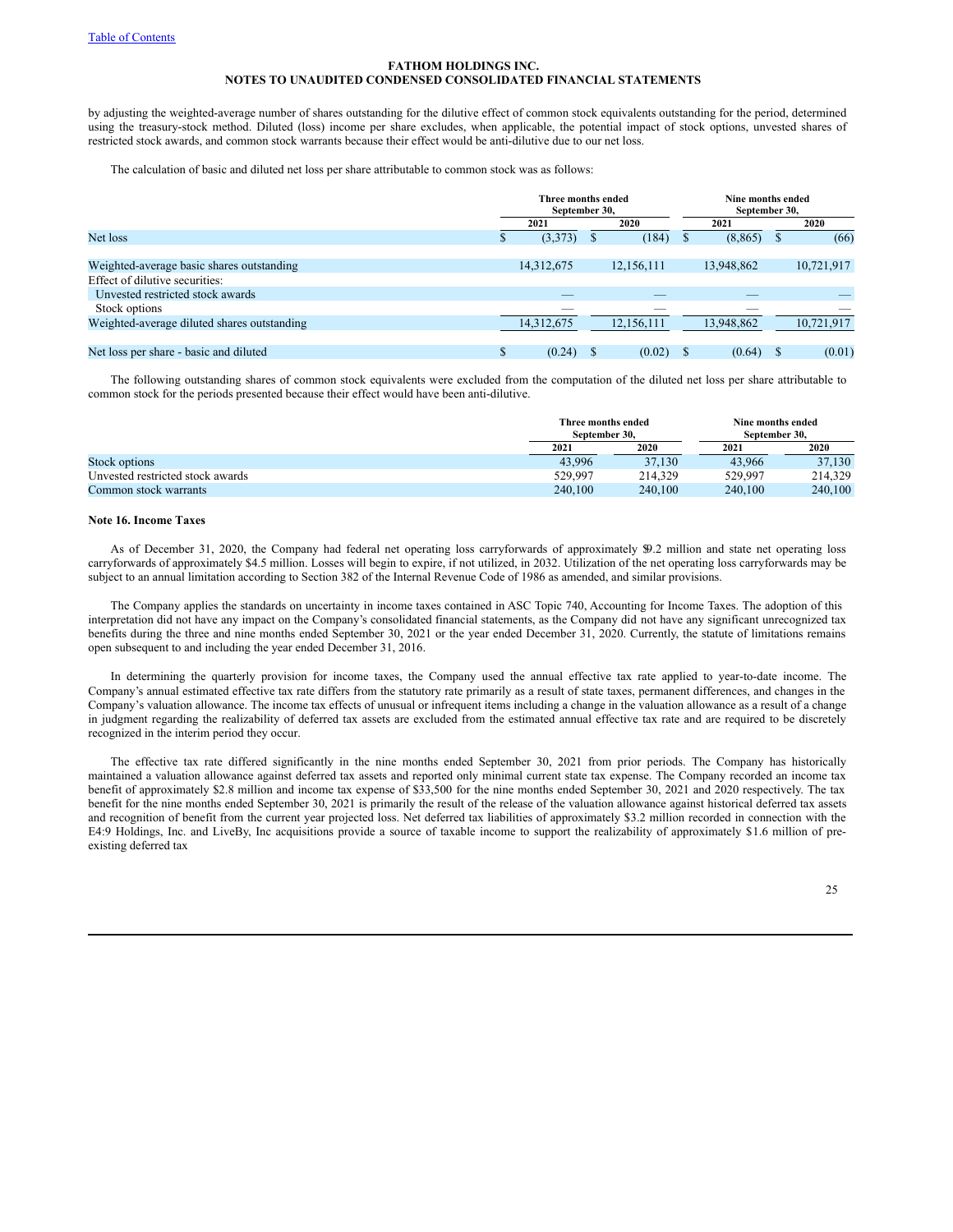by adjusting the weighted-average number of shares outstanding for the dilutive effect of common stock equivalents outstanding for the period, determined using the treasury-stock method. Diluted (loss) income per share excludes, when applicable, the potential impact of stock options, unvested shares of restricted stock awards, and common stock warrants because their effect would be anti-dilutive due to our net loss.

The calculation of basic and diluted net loss per share attributable to common stock was as follows:

| | Three months ended September 30, | | Nine months ended September 30, | |
|---|---|---|---|---|
| | 2021 | 2020 | 2021 | 2020 |
| Net loss | $ (3,373) | $ (184) | $ (8,865) | $ (66) |
| Weighted-average basic shares outstanding | 14,312,675 | 12,156,111 | 13,948,862 | 10,721,917 |
| Effect of dilutive securities: | | | | |
| Unvested restricted stock awards | — | — | — | — |
| Stock options | — | — | — | — |
| Weighted-average diluted shares outstanding | 14,312,675 | 12,156,111 | 13,948,862 | 10,721,917 |
| Net loss per share - basic and diluted | $ (0.24) | $ (0.02) | $ (0.64) | $ (0.01) |

The following outstanding shares of common stock equivalents were excluded from the computation of the diluted net loss per share attributable to common stock for the periods presented because their effect would have been anti-dilutive.

| | Three months ended September 30, | | Nine months ended September 30, | |
|---|---|---|---|---|
| | 2021 | 2020 | 2021 | 2020 |
| Stock options | 43,996 | 37,130 | 43,966 | 37,130 |
| Unvested restricted stock awards | 529,997 | 214,329 | 529,997 | 214,329 |
| Common stock warrants | 240,100 | 240,100 | 240,100 | 240,100 |

**Note 16. Income Taxes**

As of December 31, 2020, the Company had federal net operating loss carryforwards of approximately $9.2 million and state net operating loss carryforwards of approximately $4.5 million. Losses will begin to expire, if not utilized, in 2032. Utilization of the net operating loss carryforwards may be subject to an annual limitation according to Section 382 of the Internal Revenue Code of 1986 as amended, and similar provisions.

The Company applies the standards on uncertainty in income taxes contained in ASC Topic 740, Accounting for Income Taxes. The adoption of this interpretation did not have any impact on the Company's consolidated financial statements, as the Company did not have any significant unrecognized tax benefits during the three and nine months ended September 30, 2021 or the year ended December 31, 2020. Currently, the statute of limitations remains open subsequent to and including the year ended December 31, 2016.

In determining the quarterly provision for income taxes, the Company used the annual effective tax rate applied to year-to-date income. The Company's annual estimated effective tax rate differs from the statutory rate primarily as a result of state taxes, permanent differences, and changes in the Company's valuation allowance. The income tax effects of unusual or infrequent items including a change in the valuation allowance as a result of a change in judgment regarding the realizability of deferred tax assets are excluded from the estimated annual effective tax rate and are required to be discretely recognized in the interim period they occur.

The effective tax rate differed significantly in the nine months ended September 30, 2021 from prior periods. The Company has historically maintained a valuation allowance against deferred tax assets and reported only minimal current state tax expense. The Company recorded an income tax benefit of approximately $2.8 million and income tax expense of $33,500 for the nine months ended September 30, 2021 and 2020 respectively. The tax benefit for the nine months ended September 30, 2021 is primarily the result of the release of the valuation allowance against historical deferred tax assets and recognition of benefit from the current year projected loss. Net deferred tax liabilities of approximately $3.2 million recorded in connection with the E4:9 Holdings, Inc. and LiveBy, Inc acquisitions provide a source of taxable income to support the realizability of approximately $1.6 million of pre-existing deferred tax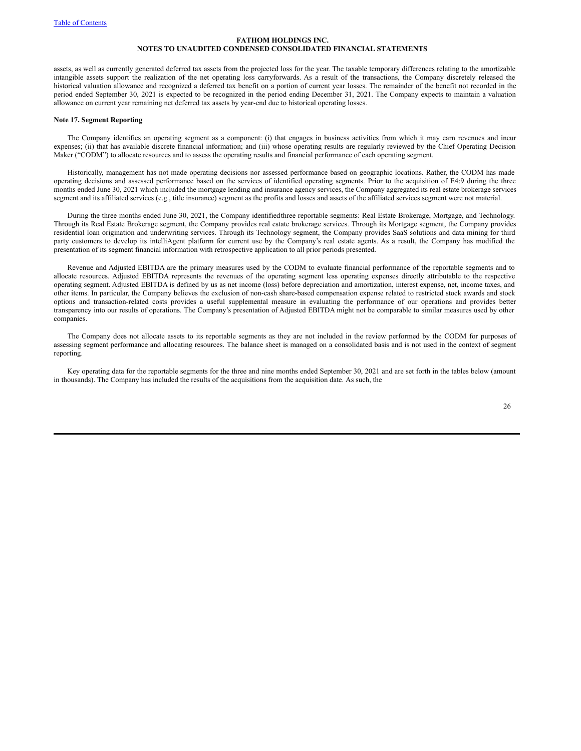assets, as well as currently generated deferred tax assets from the projected loss for the year. The taxable temporary differences relating to the amortizable intangible assets support the realization of the net operating loss carryforwards. As a result of the transactions, the Company discretely released the historical valuation allowance and recognized a deferred tax benefit on a portion of current year losses. The remainder of the benefit not recorded in the period ended September 30, 2021 is expected to be recognized in the period ending December 31, 2021. The Company expects to maintain a valuation allowance on current year remaining net deferred tax assets by year-end due to historical operating losses.

**Note 17. Segment Reporting**

The Company identifies an operating segment as a component: (i) that engages in business activities from which it may earn revenues and incur expenses; (ii) that has available discrete financial information; and (iii) whose operating results are regularly reviewed by the Chief Operating Decision Maker ("CODM") to allocate resources and to assess the operating results and financial performance of each operating segment.

Historically, management has not made operating decisions nor assessed performance based on geographic locations. Rather, the CODM has made operating decisions and assessed performance based on the services of identified operating segments. Prior to the acquisition of E4:9 during the three months ended June 30, 2021 which included the mortgage lending and insurance agency services, the Company aggregated its real estate brokerage services segment and its affiliated services (e.g., title insurance) segment as the profits and losses and assets of the affiliated services segment were not material.

During the three months ended June 30, 2021, the Company identifiedthree reportable segments: Real Estate Brokerage, Mortgage, and Technology. Through its Real Estate Brokerage segment, the Company provides real estate brokerage services. Through its Mortgage segment, the Company provides residential loan origination and underwriting services. Through its Technology segment, the Company provides SaaS solutions and data mining for third party customers to develop its intelliAgent platform for current use by the Company's real estate agents. As a result, the Company has modified the presentation of its segment financial information with retrospective application to all prior periods presented.

Revenue and Adjusted EBITDA are the primary measures used by the CODM to evaluate financial performance of the reportable segments and to allocate resources. Adjusted EBITDA represents the revenues of the operating segment less operating expenses directly attributable to the respective operating segment. Adjusted EBITDA is defined by us as net income (loss) before depreciation and amortization, interest expense, net, income taxes, and other items. In particular, the Company believes the exclusion of non-cash share-based compensation expense related to restricted stock awards and stock options and transaction-related costs provides a useful supplemental measure in evaluating the performance of our operations and provides better transparency into our results of operations. The Company's presentation of Adjusted EBITDA might not be comparable to similar measures used by other companies.

The Company does not allocate assets to its reportable segments as they are not included in the review performed by the CODM for purposes of assessing segment performance and allocating resources. The balance sheet is managed on a consolidated basis and is not used in the context of segment reporting.

Key operating data for the reportable segments for the three and nine months ended September 30, 2021 and are set forth in the tables below (amount in thousands). The Company has included the results of the acquisitions from the acquisition date. As such, the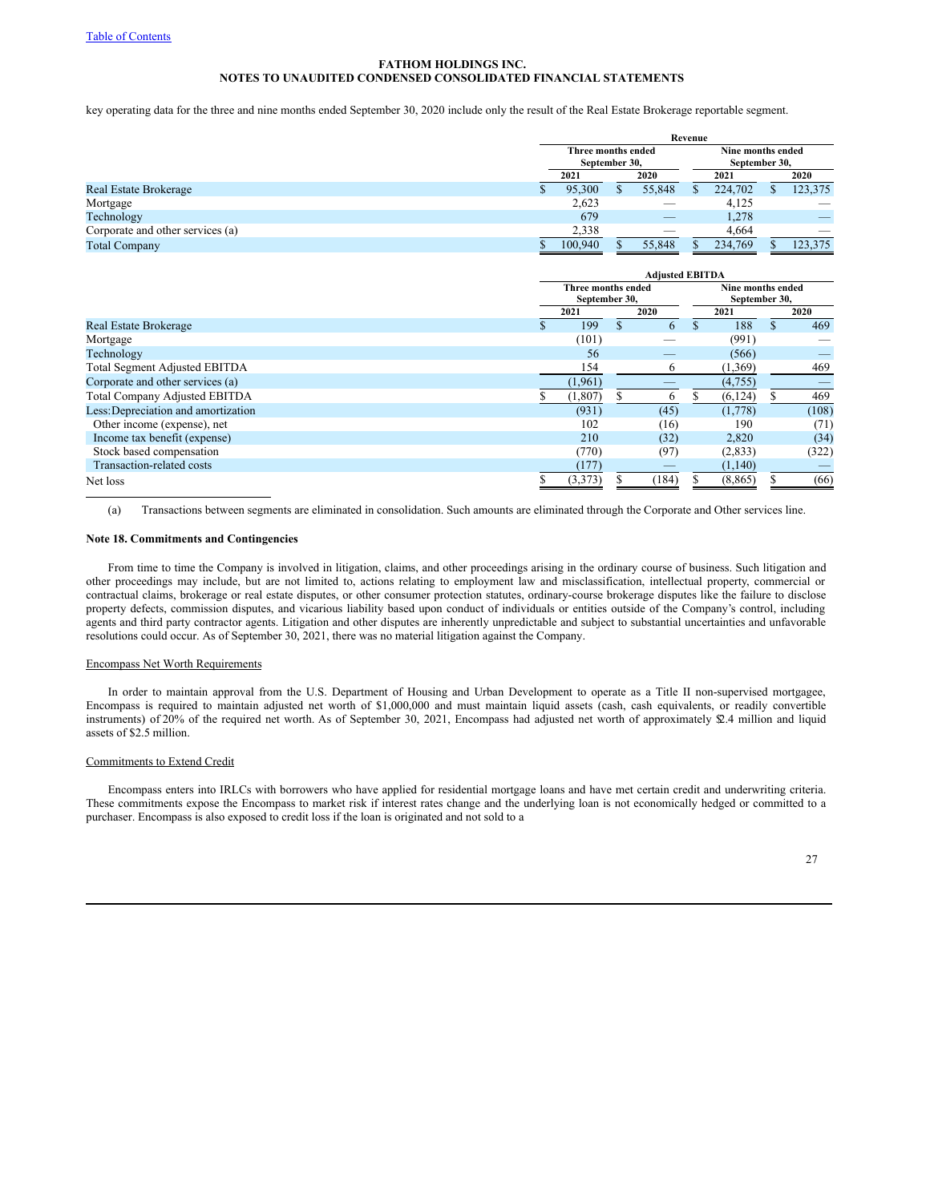key operating data for the three and nine months ended September 30, 2020 include only the result of the Real Estate Brokerage reportable segment.

| | Revenue | | | |
|---|---|---|---|---|
| | Three months ended September 30, | | Nine months ended September 30, | |
| | 2021 | 2020 | 2021 | 2020 |
| Real Estate Brokerage | $ 95,300 | $ 55,848 | $ 224,702 | $ 123,375 |
| Mortgage | 2,623 | — | 4,125 | — |
| Technology | 679 | — | 1,278 | — |
| Corporate and other services (a) | 2,338 | — | 4,664 | — |
| Total Company | $ 100,940 | $ 55,848 | $ 234,769 | $ 123,375 |

| | Adjusted EBITDA | | | |
|---|---|---|---|---|
| | Three months ended September 30, | | Nine months ended September 30, | |
| | 2021 | 2020 | 2021 | 2020 |
| Real Estate Brokerage | $ 199 | $ 6 | $ 188 | $ 469 |
| Mortgage | (101) | — | (991) | — |
| Technology | 56 | — | (566) | — |
| Total Segment Adjusted EBITDA | 154 | 6 | (1,369) | 469 |
| Corporate and other services (a) | (1,961) | — | (4,755) | — |
| Total Company Adjusted EBITDA | $ (1,807) | $ 6 | $ (6,124) | $ 469 |
| Less: Depreciation and amortization | (931) | (45) | (1,778) | (108) |
| Other income (expense), net | 102 | (16) | 190 | (71) |
| Income tax benefit (expense) | 210 | (32) | 2,820 | (34) |
| Stock based compensation | (770) | (97) | (2,833) | (322) |
| Transaction-related costs | (177) | — | (1,140) | — |
| Net loss | $ (3,373) | $ (184) | $ (8,865) | $ (66) |

(a) Transactions between segments are eliminated in consolidation. Such amounts are eliminated through the Corporate and Other services line.

**Note 18. Commitments and Contingencies**

From time to time the Company is involved in litigation, claims, and other proceedings arising in the ordinary course of business. Such litigation and other proceedings may include, but are not limited to, actions relating to employment law and misclassification, intellectual property, commercial or contractual claims, brokerage or real estate disputes, or other consumer protection statutes, ordinary-course brokerage disputes like the failure to disclose property defects, commission disputes, and vicarious liability based upon conduct of individuals or entities outside of the Company's control, including agents and third party contractor agents. Litigation and other disputes are inherently unpredictable and subject to substantial uncertainties and unfavorable resolutions could occur. As of September 30, 2021, there was no material litigation against the Company.

Encompass Net Worth Requirements

In order to maintain approval from the U.S. Department of Housing and Urban Development to operate as a Title II non-supervised mortgagee, Encompass is required to maintain adjusted net worth of $1,000,000 and must maintain liquid assets (cash, cash equivalents, or readily convertible instruments) of 20% of the required net worth. As of September 30, 2021, Encompass had adjusted net worth of approximately $2.4 million and liquid assets of $2.5 million.

Commitments to Extend Credit

Encompass enters into IRLCs with borrowers who have applied for residential mortgage loans and have met certain credit and underwriting criteria. These commitments expose the Encompass to market risk if interest rates change and the underlying loan is not economically hedged or committed to a purchaser. Encompass is also exposed to credit loss if the loan is originated and not sold to a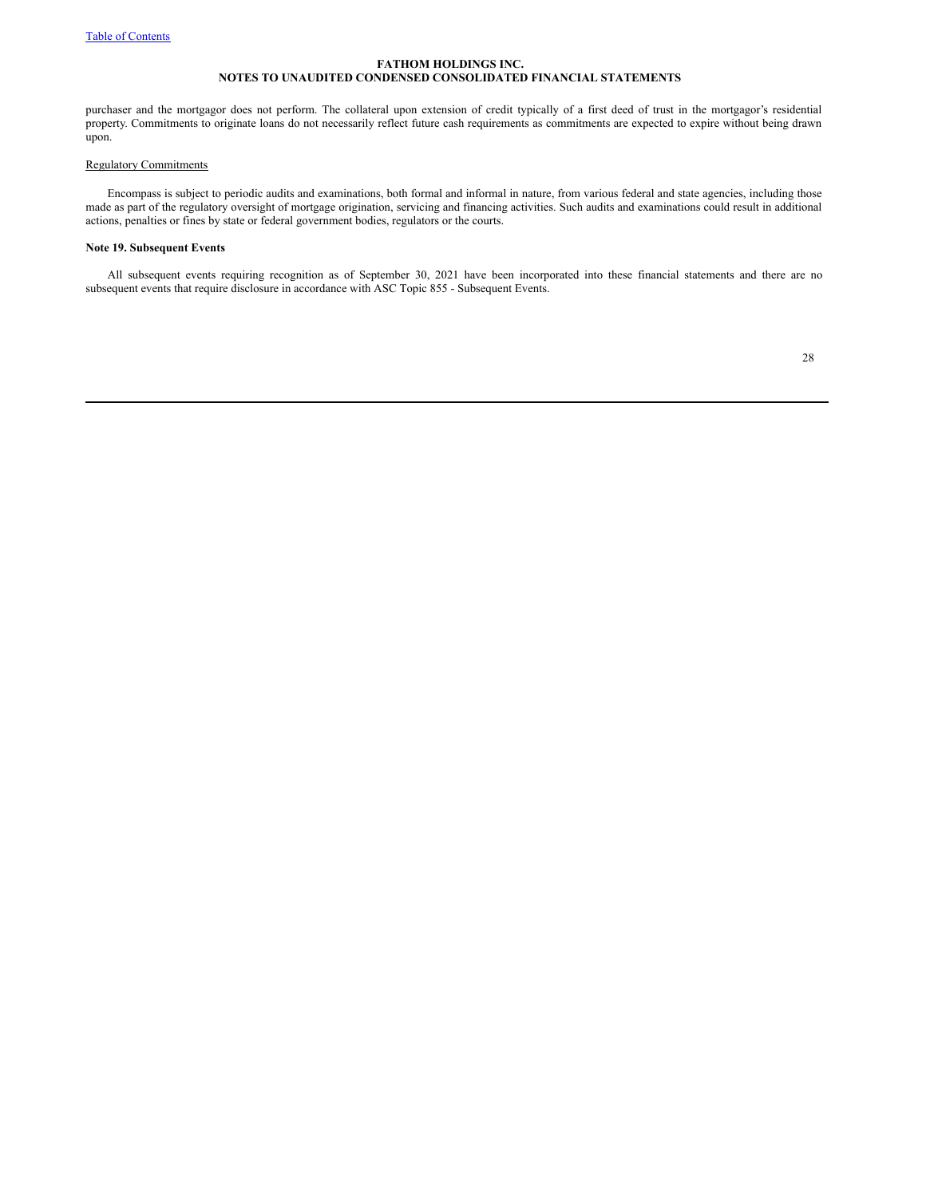purchaser and the mortgagor does not perform. The collateral upon extension of credit typically of a first deed of trust in the mortgagor's residential property. Commitments to originate loans do not necessarily reflect future cash requirements as commitments are expected to expire without being drawn upon.

Regulatory Commitments

Encompass is subject to periodic audits and examinations, both formal and informal in nature, from various federal and state agencies, including those made as part of the regulatory oversight of mortgage origination, servicing and financing activities. Such audits and examinations could result in additional actions, penalties or fines by state or federal government bodies, regulators or the courts.

**Note 19. Subsequent Events**

All subsequent events requiring recognition as of September 30, 2021 have been incorporated into these financial statements and there are no subsequent events that require disclosure in accordance with ASC Topic 855 - Subsequent Events.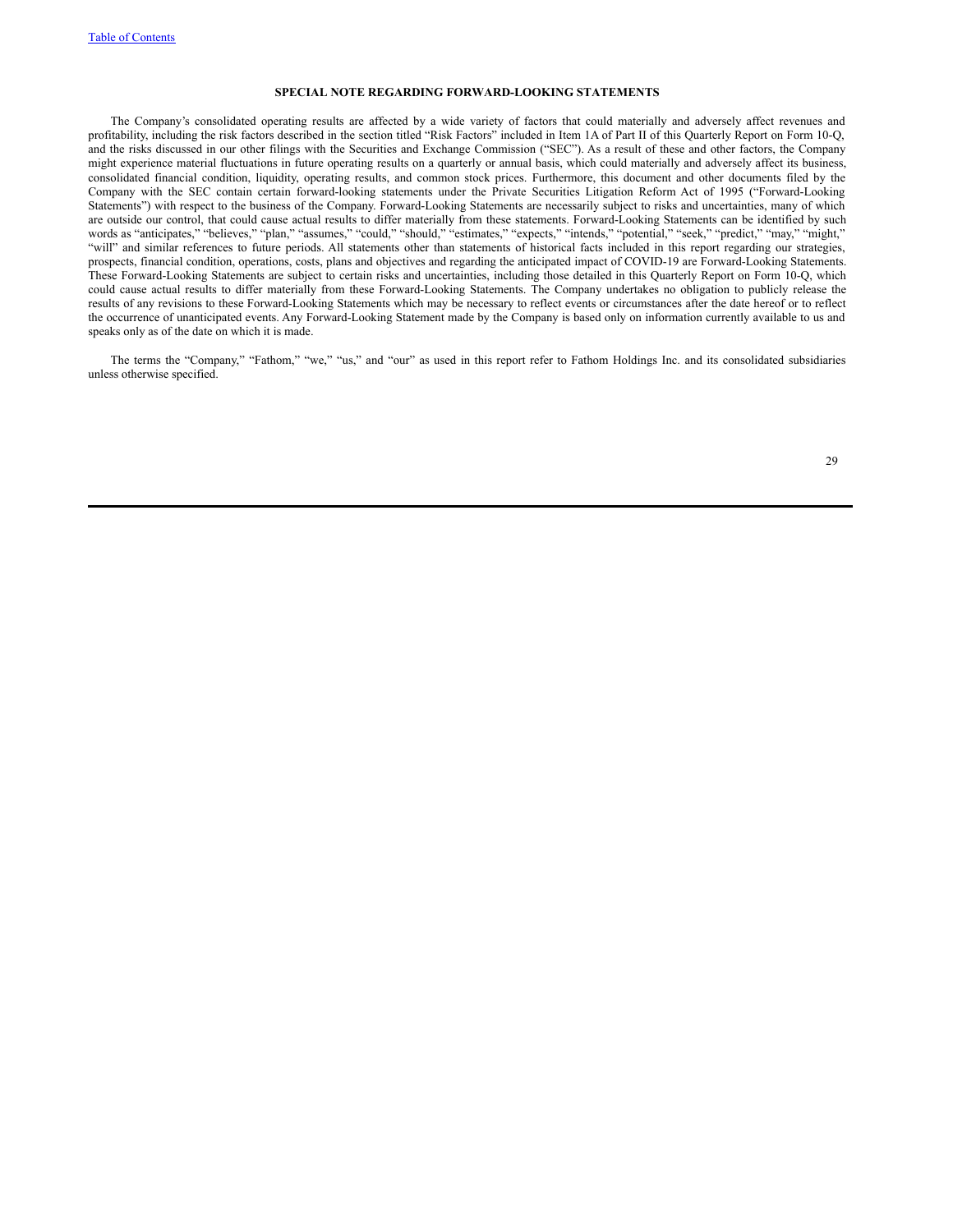## SPECIAL NOTE REGARDING FORWARD-LOOKING STATEMENTS

The Company's consolidated operating results are affected by a wide variety of factors that could materially and adversely affect revenues and profitability, including the risk factors described in the section titled "Risk Factors" included in Item 1A of Part II of this Quarterly Report on Form 10-Q, and the risks discussed in our other filings with the Securities and Exchange Commission ("SEC"). As a result of these and other factors, the Company might experience material fluctuations in future operating results on a quarterly or annual basis, which could materially and adversely affect its business, consolidated financial condition, liquidity, operating results, and common stock prices. Furthermore, this document and other documents filed by the Company with the SEC contain certain forward-looking statements under the Private Securities Litigation Reform Act of 1995 ("Forward-Looking Statements") with respect to the business of the Company. Forward-Looking Statements are necessarily subject to risks and uncertainties, many of which are outside our control, that could cause actual results to differ materially from these statements. Forward-Looking Statements can be identified by such words as "anticipates," "believes," "plan," "assumes," "could," "should," "estimates," "expects," "intends," "potential," "seek," "predict," "may," "might," "will" and similar references to future periods. All statements other than statements of historical facts included in this report regarding our strategies, prospects, financial condition, operations, costs, plans and objectives and regarding the anticipated impact of COVID-19 are Forward-Looking Statements. These Forward-Looking Statements are subject to certain risks and uncertainties, including those detailed in this Quarterly Report on Form 10-Q, which could cause actual results to differ materially from these Forward-Looking Statements. The Company undertakes no obligation to publicly release the results of any revisions to these Forward-Looking Statements which may be necessary to reflect events or circumstances after the date hereof or to reflect the occurrence of unanticipated events. Any Forward-Looking Statement made by the Company is based only on information currently available to us and speaks only as of the date on which it is made.

The terms the "Company," "Fathom," "we," "us," and "our" as used in this report refer to Fathom Holdings Inc. and its consolidated subsidiaries unless otherwise specified.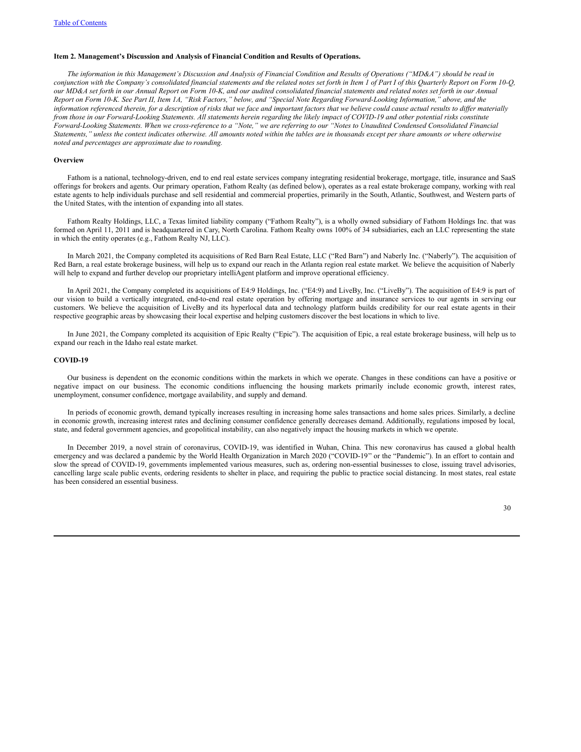**Item 2. Management's Discussion and Analysis of Financial Condition and Results of Operations.**

*The information in this Management's Discussion and Analysis of Financial Condition and Results of Operations ("MD&A") should be read in conjunction with the Company's consolidated financial statements and the related notes set forth in Item 1 of Part I of this Quarterly Report on Form 10-Q, our MD&A set forth in our Annual Report on Form 10-K, and our audited consolidated financial statements and related notes set forth in our Annual Report on Form 10-K. See Part II, Item 1A, "Risk Factors," below, and "Special Note Regarding Forward-Looking Information," above, and the information referenced therein, for a description of risks that we face and important factors that we believe could cause actual results to differ materially from those in our Forward-Looking Statements. All statements herein regarding the likely impact of COVID-19 and other potential risks constitute Forward-Looking Statements. When we cross-reference to a "Note," we are referring to our "Notes to Unaudited Condensed Consolidated Financial Statements," unless the context indicates otherwise. All amounts noted within the tables are in thousands except per share amounts or where otherwise noted and percentages are approximate due to rounding.*

**Overview**

Fathom is a national, technology-driven, end to end real estate services company integrating residential brokerage, mortgage, title, insurance and SaaS offerings for brokers and agents. Our primary operation, Fathom Realty (as defined below), operates as a real estate brokerage company, working with real estate agents to help individuals purchase and sell residential and commercial properties, primarily in the South, Atlantic, Southwest, and Western parts of the United States, with the intention of expanding into all states.

Fathom Realty Holdings, LLC, a Texas limited liability company ("Fathom Realty"), is a wholly owned subsidiary of Fathom Holdings Inc. that was formed on April 11, 2011 and is headquartered in Cary, North Carolina. Fathom Realty owns 100% of 34 subsidiaries, each an LLC representing the state in which the entity operates (e.g., Fathom Realty NJ, LLC).

In March 2021, the Company completed its acquisitions of Red Barn Real Estate, LLC ("Red Barn") and Naberly Inc. ("Naberly"). The acquisition of Red Barn, a real estate brokerage business, will help us to expand our reach in the Atlanta region real estate market. We believe the acquisition of Naberly will help to expand and further develop our proprietary intelliAgent platform and improve operational efficiency.

In April 2021, the Company completed its acquisitions of E4:9 Holdings, Inc. ("E4:9) and LiveBy, Inc. ("LiveBy"). The acquisition of E4:9 is part of our vision to build a vertically integrated, end-to-end real estate operation by offering mortgage and insurance services to our agents in serving our customers. We believe the acquisition of LiveBy and its hyperlocal data and technology platform builds credibility for our real estate agents in their respective geographic areas by showcasing their local expertise and helping customers discover the best locations in which to live.

In June 2021, the Company completed its acquisition of Epic Realty ("Epic"). The acquisition of Epic, a real estate brokerage business, will help us to expand our reach in the Idaho real estate market.

**COVID-19**

Our business is dependent on the economic conditions within the markets in which we operate. Changes in these conditions can have a positive or negative impact on our business. The economic conditions influencing the housing markets primarily include economic growth, interest rates, unemployment, consumer confidence, mortgage availability, and supply and demand.

In periods of economic growth, demand typically increases resulting in increasing home sales transactions and home sales prices. Similarly, a decline in economic growth, increasing interest rates and declining consumer confidence generally decreases demand. Additionally, regulations imposed by local, state, and federal government agencies, and geopolitical instability, can also negatively impact the housing markets in which we operate.

In December 2019, a novel strain of coronavirus, COVID-19, was identified in Wuhan, China. This new coronavirus has caused a global health emergency and was declared a pandemic by the World Health Organization in March 2020 ("COVID-19" or the "Pandemic"). In an effort to contain and slow the spread of COVID-19, governments implemented various measures, such as, ordering non-essential businesses to close, issuing travel advisories, cancelling large scale public events, ordering residents to shelter in place, and requiring the public to practice social distancing. In most states, real estate has been considered an essential business.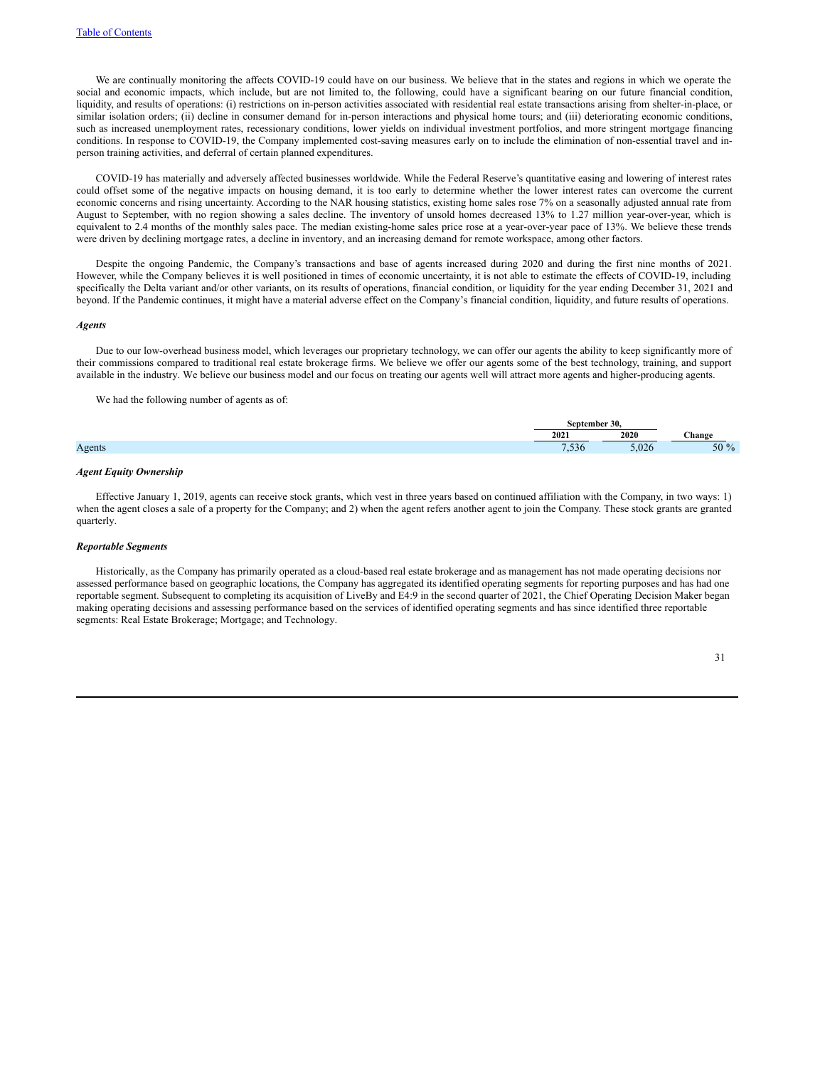We are continually monitoring the affects COVID-19 could have on our business. We believe that in the states and regions in which we operate the social and economic impacts, which include, but are not limited to, the following, could have a significant bearing on our future financial condition, liquidity, and results of operations: (i) restrictions on in-person activities associated with residential real estate transactions arising from shelter-in-place, or similar isolation orders; (ii) decline in consumer demand for in-person interactions and physical home tours; and (iii) deteriorating economic conditions, such as increased unemployment rates, recessionary conditions, lower yields on individual investment portfolios, and more stringent mortgage financing conditions. In response to COVID-19, the Company implemented cost-saving measures early on to include the elimination of non-essential travel and in-person training activities, and deferral of certain planned expenditures.

COVID-19 has materially and adversely affected businesses worldwide. While the Federal Reserve's quantitative easing and lowering of interest rates could offset some of the negative impacts on housing demand, it is too early to determine whether the lower interest rates can overcome the current economic concerns and rising uncertainty. According to the NAR housing statistics, existing home sales rose 7% on a seasonally adjusted annual rate from August to September, with no region showing a sales decline. The inventory of unsold homes decreased 13% to 1.27 million year-over-year, which is equivalent to 2.4 months of the monthly sales pace. The median existing-home sales price rose at a year-over-year pace of 13%. We believe these trends were driven by declining mortgage rates, a decline in inventory, and an increasing demand for remote workspace, among other factors.

Despite the ongoing Pandemic, the Company's transactions and base of agents increased during 2020 and during the first nine months of 2021. However, while the Company believes it is well positioned in times of economic uncertainty, it is not able to estimate the effects of COVID-19, including specifically the Delta variant and/or other variants, on its results of operations, financial condition, or liquidity for the year ending December 31, 2021 and beyond. If the Pandemic continues, it might have a material adverse effect on the Company's financial condition, liquidity, and future results of operations.

***Agents***

Due to our low-overhead business model, which leverages our proprietary technology, we can offer our agents the ability to keep significantly more of their commissions compared to traditional real estate brokerage firms. We believe we offer our agents some of the best technology, training, and support available in the industry. We believe our business model and our focus on treating our agents well will attract more agents and higher-producing agents.

We had the following number of agents as of:

| | September 30, | | |
|---|---|---|---|
| | 2021 | 2020 | Change |
| Agents | 7,536 | 5,026 | 50 % |

***Agent Equity Ownership***

Effective January 1, 2019, agents can receive stock grants, which vest in three years based on continued affiliation with the Company, in two ways: 1) when the agent closes a sale of a property for the Company; and 2) when the agent refers another agent to join the Company. These stock grants are granted quarterly.

***Reportable Segments***

Historically, as the Company has primarily operated as a cloud-based real estate brokerage and as management has not made operating decisions nor assessed performance based on geographic locations, the Company has aggregated its identified operating segments for reporting purposes and has had one reportable segment. Subsequent to completing its acquisition of LiveBy and E4:9 in the second quarter of 2021, the Chief Operating Decision Maker began making operating decisions and assessing performance based on the services of identified operating segments and has since identified three reportable segments: Real Estate Brokerage; Mortgage; and Technology.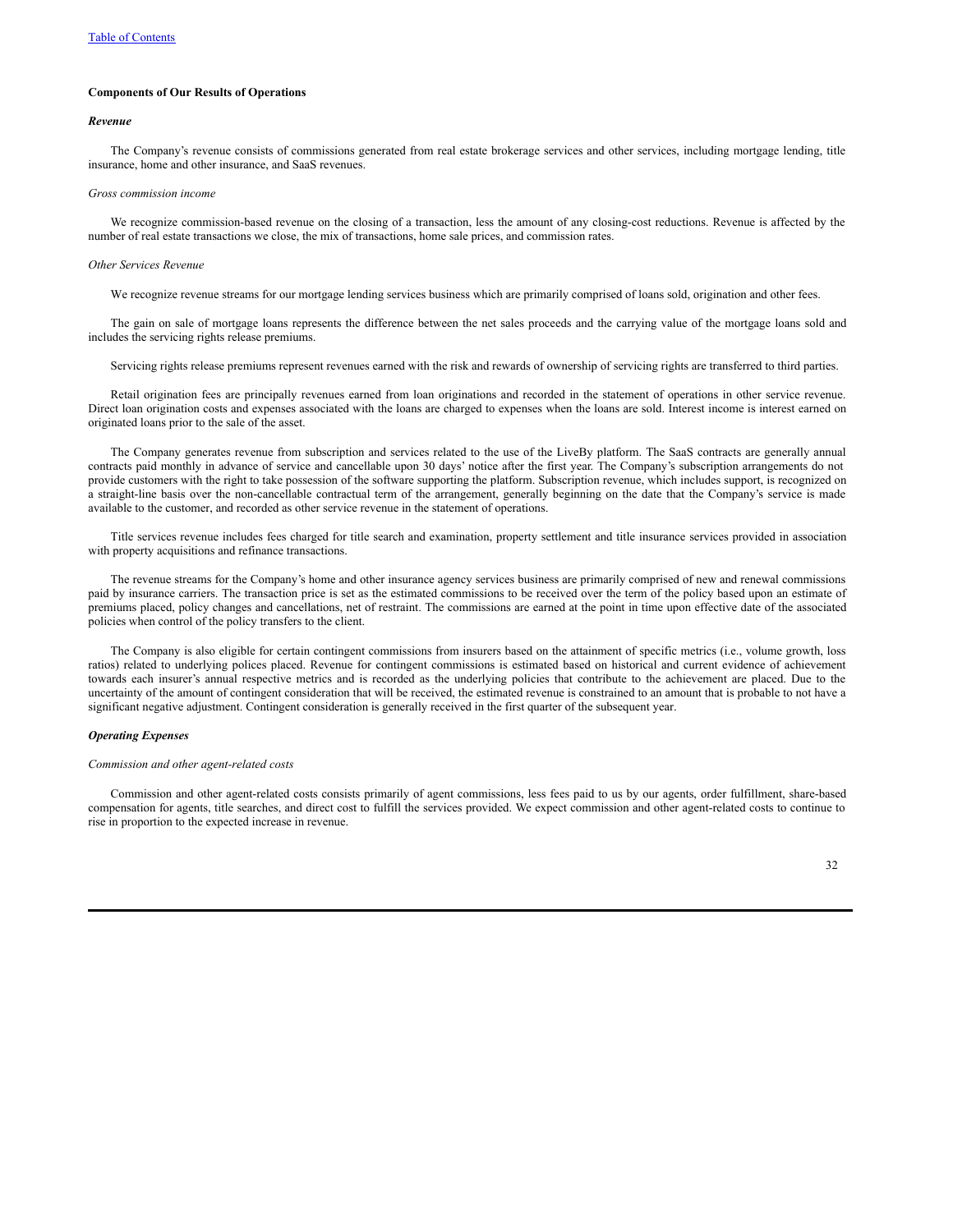**Components of Our Results of Operations**

***Revenue***

The Company's revenue consists of commissions generated from real estate brokerage services and other services, including mortgage lending, title insurance, home and other insurance, and SaaS revenues.

*Gross commission income*

We recognize commission-based revenue on the closing of a transaction, less the amount of any closing-cost reductions. Revenue is affected by the number of real estate transactions we close, the mix of transactions, home sale prices, and commission rates.

*Other Services Revenue*

We recognize revenue streams for our mortgage lending services business which are primarily comprised of loans sold, origination and other fees.

The gain on sale of mortgage loans represents the difference between the net sales proceeds and the carrying value of the mortgage loans sold and includes the servicing rights release premiums.

Servicing rights release premiums represent revenues earned with the risk and rewards of ownership of servicing rights are transferred to third parties.

Retail origination fees are principally revenues earned from loan originations and recorded in the statement of operations in other service revenue. Direct loan origination costs and expenses associated with the loans are charged to expenses when the loans are sold. Interest income is interest earned on originated loans prior to the sale of the asset.

The Company generates revenue from subscription and services related to the use of the LiveBy platform. The SaaS contracts are generally annual contracts paid monthly in advance of service and cancellable upon 30 days' notice after the first year. The Company's subscription arrangements do not provide customers with the right to take possession of the software supporting the platform. Subscription revenue, which includes support, is recognized on a straight-line basis over the non-cancellable contractual term of the arrangement, generally beginning on the date that the Company's service is made available to the customer, and recorded as other service revenue in the statement of operations.

Title services revenue includes fees charged for title search and examination, property settlement and title insurance services provided in association with property acquisitions and refinance transactions.

The revenue streams for the Company's home and other insurance agency services business are primarily comprised of new and renewal commissions paid by insurance carriers. The transaction price is set as the estimated commissions to be received over the term of the policy based upon an estimate of premiums placed, policy changes and cancellations, net of restraint. The commissions are earned at the point in time upon effective date of the associated policies when control of the policy transfers to the client.

The Company is also eligible for certain contingent commissions from insurers based on the attainment of specific metrics (i.e., volume growth, loss ratios) related to underlying polices placed. Revenue for contingent commissions is estimated based on historical and current evidence of achievement towards each insurer's annual respective metrics and is recorded as the underlying policies that contribute to the achievement are placed. Due to the uncertainty of the amount of contingent consideration that will be received, the estimated revenue is constrained to an amount that is probable to not have a significant negative adjustment. Contingent consideration is generally received in the first quarter of the subsequent year.

***Operating Expenses***

*Commission and other agent-related costs*

Commission and other agent-related costs consists primarily of agent commissions, less fees paid to us by our agents, order fulfillment, share-based compensation for agents, title searches, and direct cost to fulfill the services provided. We expect commission and other agent-related costs to continue to rise in proportion to the expected increase in revenue.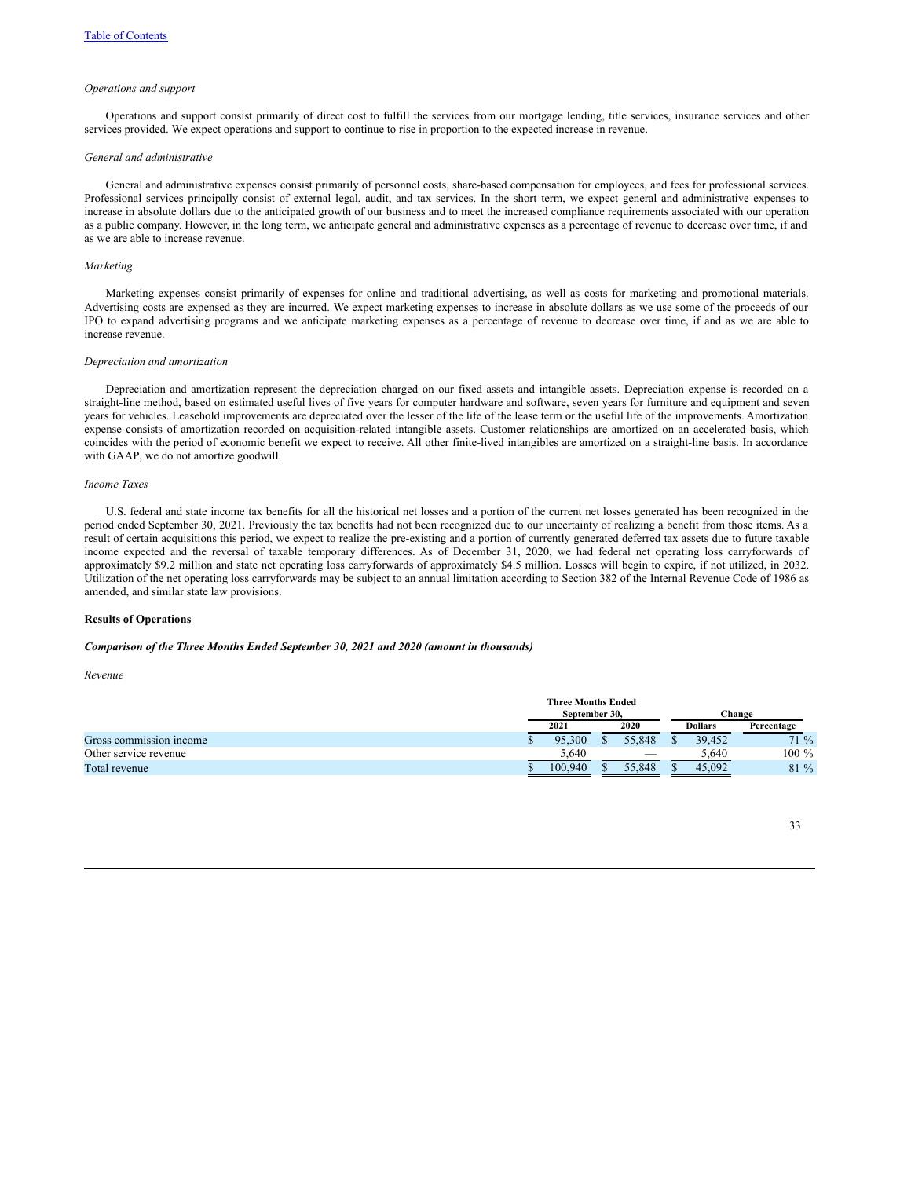*Operations and support*

Operations and support consist primarily of direct cost to fulfill the services from our mortgage lending, title services, insurance services and other services provided. We expect operations and support to continue to rise in proportion to the expected increase in revenue.

*General and administrative*

General and administrative expenses consist primarily of personnel costs, share-based compensation for employees, and fees for professional services. Professional services principally consist of external legal, audit, and tax services. In the short term, we expect general and administrative expenses to increase in absolute dollars due to the anticipated growth of our business and to meet the increased compliance requirements associated with our operation as a public company. However, in the long term, we anticipate general and administrative expenses as a percentage of revenue to decrease over time, if and as we are able to increase revenue.

*Marketing*

Marketing expenses consist primarily of expenses for online and traditional advertising, as well as costs for marketing and promotional materials. Advertising costs are expensed as they are incurred. We expect marketing expenses to increase in absolute dollars as we use some of the proceeds of our IPO to expand advertising programs and we anticipate marketing expenses as a percentage of revenue to decrease over time, if and as we are able to increase revenue.

*Depreciation and amortization*

Depreciation and amortization represent the depreciation charged on our fixed assets and intangible assets. Depreciation expense is recorded on a straight-line method, based on estimated useful lives of five years for computer hardware and software, seven years for furniture and equipment and seven years for vehicles. Leasehold improvements are depreciated over the lesser of the life of the lease term or the useful life of the improvements. Amortization expense consists of amortization recorded on acquisition-related intangible assets. Customer relationships are amortized on an accelerated basis, which coincides with the period of economic benefit we expect to receive. All other finite-lived intangibles are amortized on a straight-line basis. In accordance with GAAP, we do not amortize goodwill.

*Income Taxes*

U.S. federal and state income tax benefits for all the historical net losses and a portion of the current net losses generated has been recognized in the period ended September 30, 2021. Previously the tax benefits had not been recognized due to our uncertainty of realizing a benefit from those items. As a result of certain acquisitions this period, we expect to realize the pre-existing and a portion of currently generated deferred tax assets due to future taxable income expected and the reversal of taxable temporary differences. As of December 31, 2020, we had federal net operating loss carryforwards of approximately $9.2 million and state net operating loss carryforwards of approximately $4.5 million. Losses will begin to expire, if not utilized, in 2032. Utilization of the net operating loss carryforwards may be subject to an annual limitation according to Section 382 of the Internal Revenue Code of 1986 as amended, and similar state law provisions.

**Results of Operations**

***Comparison of the Three Months Ended September 30, 2021 and 2020 (amount in thousands)***

*Revenue*

| | Three Months Ended September 30, | | Change | |
|---|---|---|---|---|
| | 2021 | 2020 | Dollars | Percentage |
| Gross commission income | $ 95,300 | $ 55,848 | $ 39,452 | 71 % |
| Other service revenue | 5,640 | — | 5,640 | 100 % |
| Total revenue | $ 100,940 | $ 55,848 | $ 45,092 | 81 % |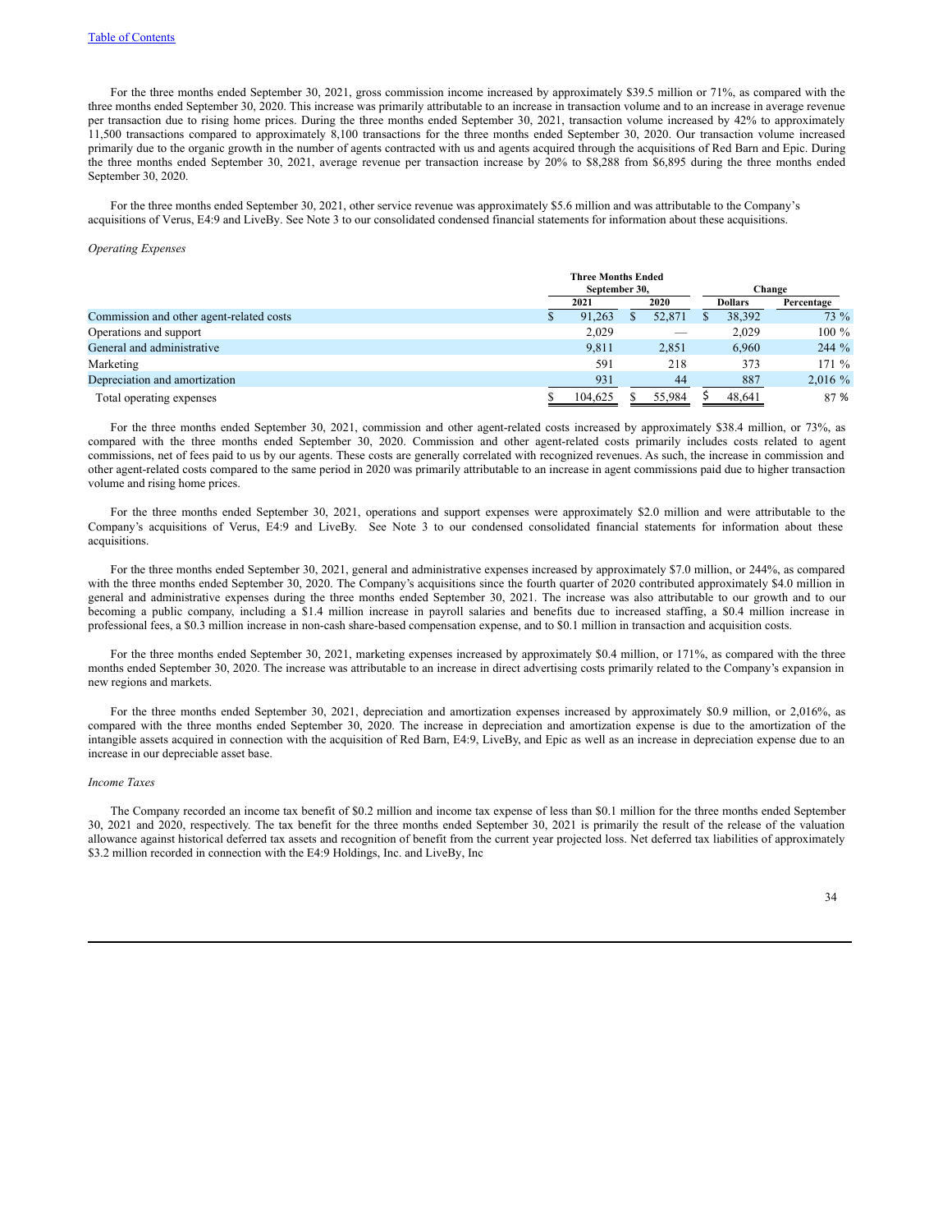For the three months ended September 30, 2021, gross commission income increased by approximately $39.5 million or 71%, as compared with the three months ended September 30, 2020. This increase was primarily attributable to an increase in transaction volume and to an increase in average revenue per transaction due to rising home prices. During the three months ended September 30, 2021, transaction volume increased by 42% to approximately 11,500 transactions compared to approximately 8,100 transactions for the three months ended September 30, 2020. Our transaction volume increased primarily due to the organic growth in the number of agents contracted with us and agents acquired through the acquisitions of Red Barn and Epic. During the three months ended September 30, 2021, average revenue per transaction increase by 20% to $8,288 from $6,895 during the three months ended September 30, 2020.

For the three months ended September 30, 2021, other service revenue was approximately $5.6 million and was attributable to the Company's acquisitions of Verus, E4:9 and LiveBy. See Note 3 to our consolidated condensed financial statements for information about these acquisitions.

*Operating Expenses*

| | Three Months Ended September 30, | | Change | |
|---|---|---|---|---|
| | 2021 | 2020 | Dollars | Percentage |
| Commission and other agent-related costs | $ 91,263 | $ 52,871 | $ 38,392 | 73 % |
| Operations and support | 2,029 | — | 2,029 | 100 % |
| General and administrative | 9,811 | 2,851 | 6,960 | 244 % |
| Marketing | 591 | 218 | 373 | 171 % |
| Depreciation and amortization | 931 | 44 | 887 | 2,016 % |
| Total operating expenses | $ 104,625 | $ 55,984 | $ 48,641 | 87 % |

For the three months ended September 30, 2021, commission and other agent-related costs increased by approximately $38.4 million, or 73%, as compared with the three months ended September 30, 2020. Commission and other agent-related costs primarily includes costs related to agent commissions, net of fees paid to us by our agents. These costs are generally correlated with recognized revenues. As such, the increase in commission and other agent-related costs compared to the same period in 2020 was primarily attributable to an increase in agent commissions paid due to higher transaction volume and rising home prices.

For the three months ended September 30, 2021, operations and support expenses were approximately $2.0 million and were attributable to the Company's acquisitions of Verus, E4:9 and LiveBy. See Note 3 to our condensed consolidated financial statements for information about these acquisitions.

For the three months ended September 30, 2021, general and administrative expenses increased by approximately $7.0 million, or 244%, as compared with the three months ended September 30, 2020. The Company's acquisitions since the fourth quarter of 2020 contributed approximately $4.0 million in general and administrative expenses during the three months ended September 30, 2021. The increase was also attributable to our growth and to our becoming a public company, including a $1.4 million increase in payroll salaries and benefits due to increased staffing, a $0.4 million increase in professional fees, a $0.3 million increase in non-cash share-based compensation expense, and to $0.1 million in transaction and acquisition costs.

For the three months ended September 30, 2021, marketing expenses increased by approximately $0.4 million, or 171%, as compared with the three months ended September 30, 2020. The increase was attributable to an increase in direct advertising costs primarily related to the Company's expansion in new regions and markets.

For the three months ended September 30, 2021, depreciation and amortization expenses increased by approximately $0.9 million, or 2,016%, as compared with the three months ended September 30, 2020. The increase in depreciation and amortization expense is due to the amortization of the intangible assets acquired in connection with the acquisition of Red Barn, E4:9, LiveBy, and Epic as well as an increase in depreciation expense due to an increase in our depreciable asset base.

*Income Taxes*

The Company recorded an income tax benefit of $0.2 million and income tax expense of less than $0.1 million for the three months ended September 30, 2021 and 2020, respectively. The tax benefit for the three months ended September 30, 2021 is primarily the result of the release of the valuation allowance against historical deferred tax assets and recognition of benefit from the current year projected loss. Net deferred tax liabilities of approximately $3.2 million recorded in connection with the E4:9 Holdings, Inc. and LiveBy, Inc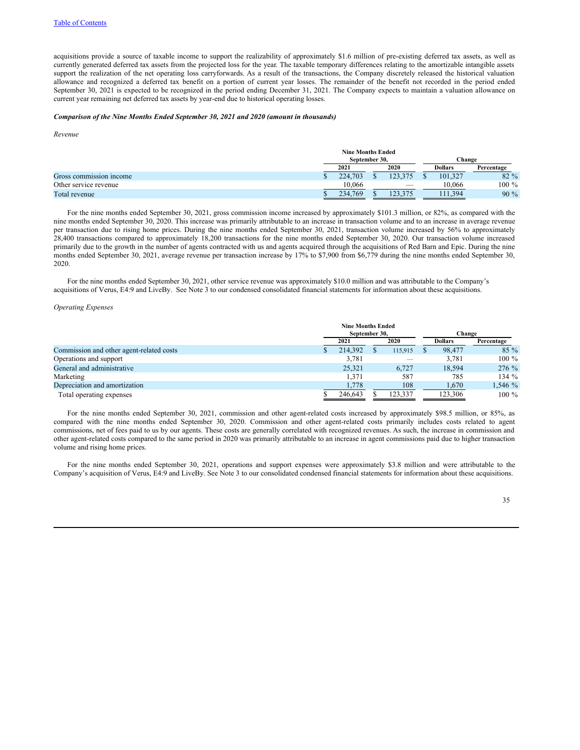acquisitions provide a source of taxable income to support the realizability of approximately $1.6 million of pre-existing deferred tax assets, as well as currently generated deferred tax assets from the projected loss for the year. The taxable temporary differences relating to the amortizable intangible assets support the realization of the net operating loss carryforwards. As a result of the transactions, the Company discretely released the historical valuation allowance and recognized a deferred tax benefit on a portion of current year losses. The remainder of the benefit not recorded in the period ended September 30, 2021 is expected to be recognized in the period ending December 31, 2021. The Company expects to maintain a valuation allowance on current year remaining net deferred tax assets by year-end due to historical operating losses.

***Comparison of the Nine Months Ended September 30, 2021 and 2020 (amount in thousands)***

*Revenue*

| | Nine Months Ended September 30, | | Change | |
|---|---|---|---|---|
| | 2021 | 2020 | Dollars | Percentage |
| Gross commission income | $ 224,703 | $ 123,375 | $ 101,327 | 82 % |
| Other service revenue | 10,066 | — | 10,066 | 100 % |
| Total revenue | $ 234,769 | $ 123,375 | 111,394 | 90 % |

For the nine months ended September 30, 2021, gross commission income increased by approximately $101.3 million, or 82%, as compared with the nine months ended September 30, 2020. This increase was primarily attributable to an increase in transaction volume and to an increase in average revenue per transaction due to rising home prices. During the nine months ended September 30, 2021, transaction volume increased by 56% to approximately 28,400 transactions compared to approximately 18,200 transactions for the nine months ended September 30, 2020. Our transaction volume increased primarily due to the growth in the number of agents contracted with us and agents acquired through the acquisitions of Red Barn and Epic. During the nine months ended September 30, 2021, average revenue per transaction increase by 17% to $7,900 from $6,779 during the nine months ended September 30, 2020.

For the nine months ended September 30, 2021, other service revenue was approximately $10.0 million and was attributable to the Company's acquisitions of Verus, E4:9 and LiveBy. See Note 3 to our condensed consolidated financial statements for information about these acquisitions.

*Operating Expenses*

| | Nine Months Ended September 30, | | Change | |
|---|---|---|---|---|
| | 2021 | 2020 | Dollars | Percentage |
| Commission and other agent-related costs | $ 214,392 | $ 115,915 | $ 98,477 | 85 % |
| Operations and support | 3,781 | — | 3,781 | 100 % |
| General and administrative | 25,321 | 6,727 | 18,594 | 276 % |
| Marketing | 1,371 | 587 | 785 | 134 % |
| Depreciation and amortization | 1,778 | 108 | 1,670 | 1,546 % |
| Total operating expenses | $ 246,643 | $ 123,337 | 123,306 | 100 % |

For the nine months ended September 30, 2021, commission and other agent-related costs increased by approximately $98.5 million, or 85%, as compared with the nine months ended September 30, 2020. Commission and other agent-related costs primarily includes costs related to agent commissions, net of fees paid to us by our agents. These costs are generally correlated with recognized revenues. As such, the increase in commission and other agent-related costs compared to the same period in 2020 was primarily attributable to an increase in agent commissions paid due to higher transaction volume and rising home prices.

For the nine months ended September 30, 2021, operations and support expenses were approximately $3.8 million and were attributable to the Company's acquisition of Verus, E4:9 and LiveBy. See Note 3 to our consolidated condensed financial statements for information about these acquisitions.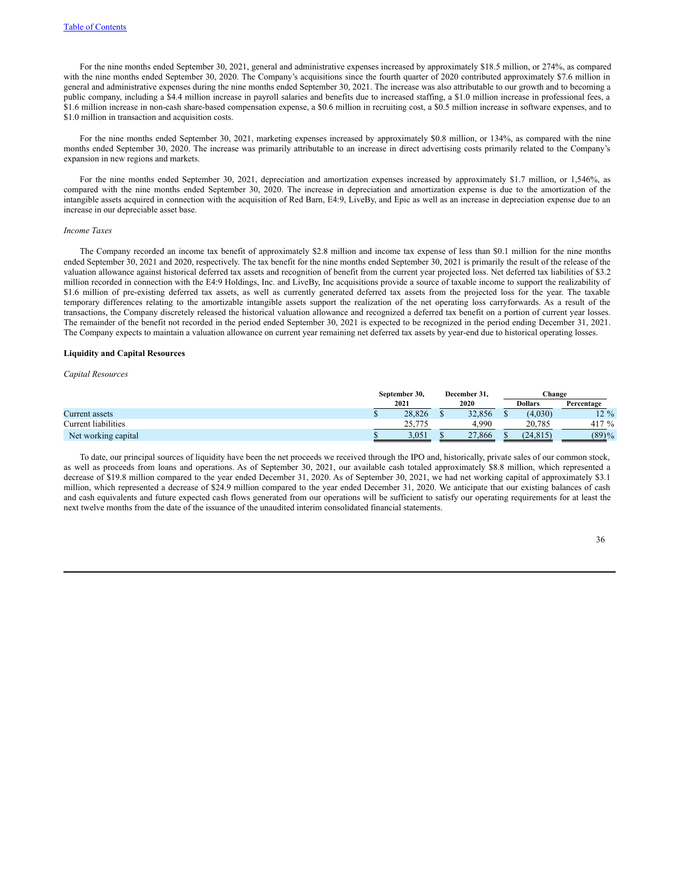For the nine months ended September 30, 2021, general and administrative expenses increased by approximately $18.5 million, or 274%, as compared with the nine months ended September 30, 2020. The Company's acquisitions since the fourth quarter of 2020 contributed approximately $7.6 million in general and administrative expenses during the nine months ended September 30, 2021. The increase was also attributable to our growth and to becoming a public company, including a $4.4 million increase in payroll salaries and benefits due to increased staffing, a $1.0 million increase in professional fees, a $1.6 million increase in non-cash share-based compensation expense, a $0.6 million in recruiting cost, a $0.5 million increase in software expenses, and to $1.0 million in transaction and acquisition costs.

For the nine months ended September 30, 2021, marketing expenses increased by approximately $0.8 million, or 134%, as compared with the nine months ended September 30, 2020. The increase was primarily attributable to an increase in direct advertising costs primarily related to the Company's expansion in new regions and markets.

For the nine months ended September 30, 2021, depreciation and amortization expenses increased by approximately $1.7 million, or 1,546%, as compared with the nine months ended September 30, 2020. The increase in depreciation and amortization expense is due to the amortization of the intangible assets acquired in connection with the acquisition of Red Barn, E4:9, LiveBy, and Epic as well as an increase in depreciation expense due to an increase in our depreciable asset base.

*Income Taxes*

The Company recorded an income tax benefit of approximately $2.8 million and income tax expense of less than $0.1 million for the nine months ended September 30, 2021 and 2020, respectively. The tax benefit for the nine months ended September 30, 2021 is primarily the result of the release of the valuation allowance against historical deferred tax assets and recognition of benefit from the current year projected loss. Net deferred tax liabilities of $3.2 million recorded in connection with the E4:9 Holdings, Inc. and LiveBy, Inc acquisitions provide a source of taxable income to support the realizability of $1.6 million of pre-existing deferred tax assets, as well as currently generated deferred tax assets from the projected loss for the year. The taxable temporary differences relating to the amortizable intangible assets support the realization of the net operating loss carryforwards. As a result of the transactions, the Company discretely released the historical valuation allowance and recognized a deferred tax benefit on a portion of current year losses. The remainder of the benefit not recorded in the period ended September 30, 2021 is expected to be recognized in the period ending December 31, 2021. The Company expects to maintain a valuation allowance on current year remaining net deferred tax assets by year-end due to historical operating losses.

**Liquidity and Capital Resources**

*Capital Resources*

| | September 30, 2021 | December 31, 2020 | Change Dollars | Change Percentage |
|---|---|---|---|---|
| Current assets | $ 28,826 | $ 32,856 | $ (4,030) | 12 % |
| Current liabilities | 25,775 | 4,990 | 20,785 | 417 % |
| Net working capital | $ 3,051 | $ 27,866 | $ (24,815) | (89)% |

To date, our principal sources of liquidity have been the net proceeds we received through the IPO and, historically, private sales of our common stock, as well as proceeds from loans and operations. As of September 30, 2021, our available cash totaled approximately $8.8 million, which represented a decrease of $19.8 million compared to the year ended December 31, 2020. As of September 30, 2021, we had net working capital of approximately $3.1 million, which represented a decrease of $24.9 million compared to the year ended December 31, 2020. We anticipate that our existing balances of cash and cash equivalents and future expected cash flows generated from our operations will be sufficient to satisfy our operating requirements for at least the next twelve months from the date of the issuance of the unaudited interim consolidated financial statements.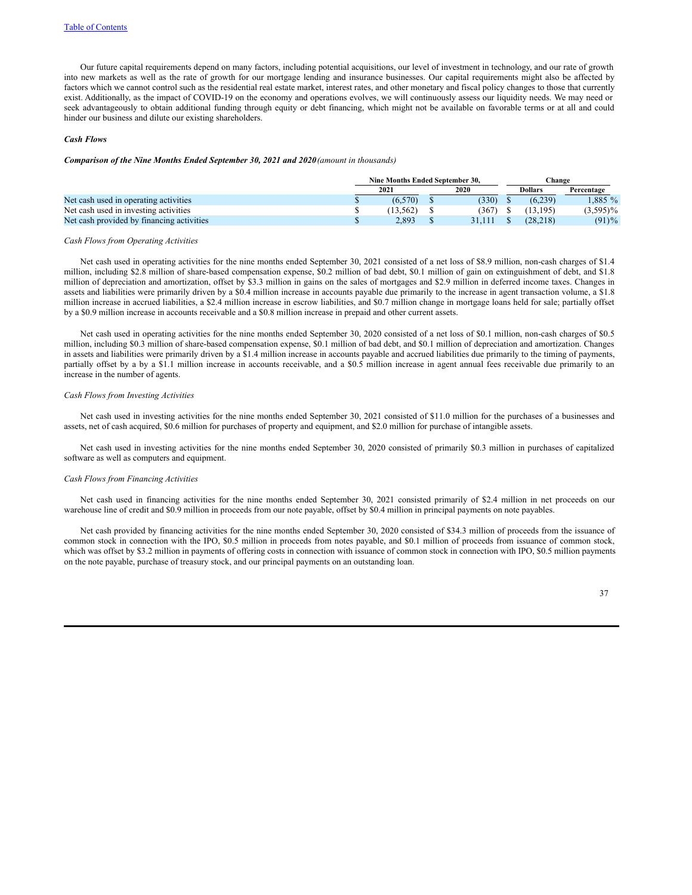[Table of Contents](#)

Our future capital requirements depend on many factors, including potential acquisitions, our level of investment in technology, and our rate of growth into new markets as well as the rate of growth for our mortgage lending and insurance businesses. Our capital requirements might also be affected by factors which we cannot control such as the residential real estate market, interest rates, and other monetary and fiscal policy changes to those that currently exist. Additionally, as the impact of COVID-19 on the economy and operations evolves, we will continuously assess our liquidity needs. We may need or seek advantageously to obtain additional funding through equity or debt financing, which might not be available on favorable terms or at all and could hinder our business and dilute our existing shareholders.

***Cash Flows***

***Comparison of the Nine Months Ended September 30, 2021 and 2020*** *(amount in thousands)*

| | Nine Months Ended September 30, | | Change | |
|---|---|---|---|---|
| | 2021 | 2020 | Dollars | Percentage |
| Net cash used in operating activities | $ (6,570) | $ (330) | $ (6,239) | 1,885 % |
| Net cash used in investing activities | $ (13,562) | $ (367) | $ (13,195) | (3,595)% |
| Net cash provided by financing activities | $ 2,893 | $ 31,111 | $ (28,218) | (91)% |

*Cash Flows from Operating Activities*

Net cash used in operating activities for the nine months ended September 30, 2021 consisted of a net loss of $8.9 million, non-cash charges of $1.4 million, including $2.8 million of share-based compensation expense, $0.2 million of bad debt, $0.1 million of gain on extinguishment of debt, and $1.8 million of depreciation and amortization, offset by $3.3 million in gains on the sales of mortgages and $2.9 million in deferred income taxes. Changes in assets and liabilities were primarily driven by a $0.4 million increase in accounts payable due primarily to the increase in agent transaction volume, a $1.8 million increase in accrued liabilities, a $2.4 million increase in escrow liabilities, and $0.7 million change in mortgage loans held for sale; partially offset by a $0.9 million increase in accounts receivable and a $0.8 million increase in prepaid and other current assets.

Net cash used in operating activities for the nine months ended September 30, 2020 consisted of a net loss of $0.1 million, non-cash charges of $0.5 million, including $0.3 million of share-based compensation expense, $0.1 million of bad debt, and $0.1 million of depreciation and amortization. Changes in assets and liabilities were primarily driven by a $1.4 million increase in accounts payable and accrued liabilities due primarily to the timing of payments, partially offset by a by a $1.1 million increase in accounts receivable, and a $0.5 million increase in agent annual fees receivable due primarily to an increase in the number of agents.

*Cash Flows from Investing Activities*

Net cash used in investing activities for the nine months ended September 30, 2021 consisted of $11.0 million for the purchases of a businesses and assets, net of cash acquired, $0.6 million for purchases of property and equipment, and $2.0 million for purchase of intangible assets.

Net cash used in investing activities for the nine months ended September 30, 2020 consisted of primarily $0.3 million in purchases of capitalized software as well as computers and equipment.

*Cash Flows from Financing Activities*

Net cash used in financing activities for the nine months ended September 30, 2021 consisted primarily of $2.4 million in net proceeds on our warehouse line of credit and $0.9 million in proceeds from our note payable, offset by $0.4 million in principal payments on note payables.

Net cash provided by financing activities for the nine months ended September 30, 2020 consisted of $34.3 million of proceeds from the issuance of common stock in connection with the IPO, $0.5 million in proceeds from notes payable, and $0.1 million of proceeds from issuance of common stock, which was offset by $3.2 million in payments of offering costs in connection with issuance of common stock in connection with IPO, $0.5 million payments on the note payable, purchase of treasury stock, and our principal payments on an outstanding loan.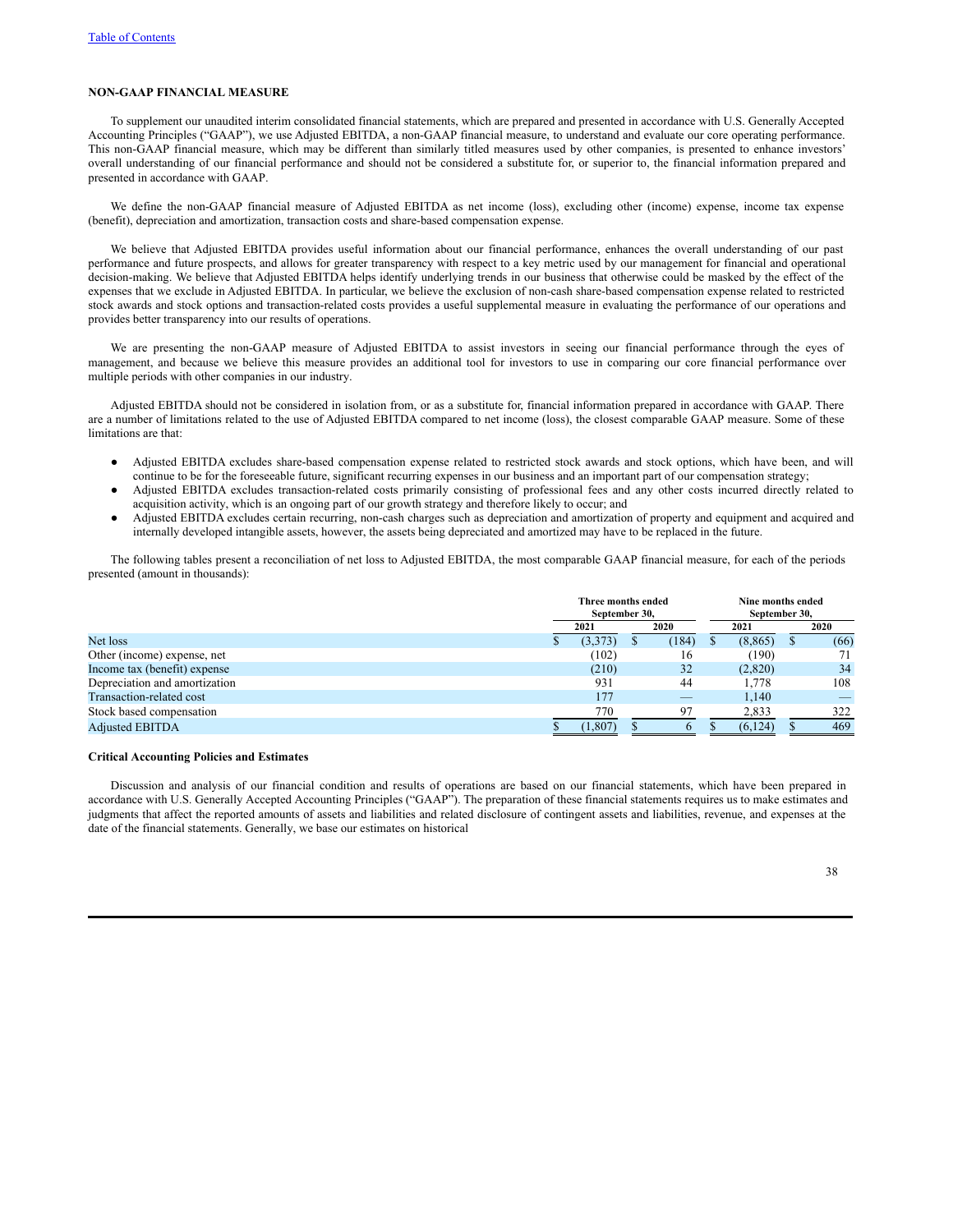[Table of Contents](#)

**NON-GAAP FINANCIAL MEASURE**

To supplement our unaudited interim consolidated financial statements, which are prepared and presented in accordance with U.S. Generally Accepted Accounting Principles ("GAAP"), we use Adjusted EBITDA, a non-GAAP financial measure, to understand and evaluate our core operating performance. This non-GAAP financial measure, which may be different than similarly titled measures used by other companies, is presented to enhance investors' overall understanding of our financial performance and should not be considered a substitute for, or superior to, the financial information prepared and presented in accordance with GAAP.

We define the non-GAAP financial measure of Adjusted EBITDA as net income (loss), excluding other (income) expense, income tax expense (benefit), depreciation and amortization, transaction costs and share-based compensation expense.

We believe that Adjusted EBITDA provides useful information about our financial performance, enhances the overall understanding of our past performance and future prospects, and allows for greater transparency with respect to a key metric used by our management for financial and operational decision-making. We believe that Adjusted EBITDA helps identify underlying trends in our business that otherwise could be masked by the effect of the expenses that we exclude in Adjusted EBITDA. In particular, we believe the exclusion of non-cash share-based compensation expense related to restricted stock awards and stock options and transaction-related costs provides a useful supplemental measure in evaluating the performance of our operations and provides better transparency into our results of operations.

We are presenting the non-GAAP measure of Adjusted EBITDA to assist investors in seeing our financial performance through the eyes of management, and because we believe this measure provides an additional tool for investors to use in comparing our core financial performance over multiple periods with other companies in our industry.

Adjusted EBITDA should not be considered in isolation from, or as a substitute for, financial information prepared in accordance with GAAP. There are a number of limitations related to the use of Adjusted EBITDA compared to net income (loss), the closest comparable GAAP measure. Some of these limitations are that:

- Adjusted EBITDA excludes share-based compensation expense related to restricted stock awards and stock options, which have been, and will continue to be for the foreseeable future, significant recurring expenses in our business and an important part of our compensation strategy;
- Adjusted EBITDA excludes transaction-related costs primarily consisting of professional fees and any other costs incurred directly related to acquisition activity, which is an ongoing part of our growth strategy and therefore likely to occur; and
- Adjusted EBITDA excludes certain recurring, non-cash charges such as depreciation and amortization of property and equipment and acquired and internally developed intangible assets, however, the assets being depreciated and amortized may have to be replaced in the future.

The following tables present a reconciliation of net loss to Adjusted EBITDA, the most comparable GAAP financial measure, for each of the periods presented (amount in thousands):

| | Three months ended September 30, | | Nine months ended September 30, | |
|---|---|---|---|---|
| | 2021 | 2020 | 2021 | 2020 |
| Net loss | $ (3,373) | $ (184) | $ (8,865) | $ (66) |
| Other (income) expense, net | (102) | 16 | (190) | 71 |
| Income tax (benefit) expense | (210) | 32 | (2,820) | 34 |
| Depreciation and amortization | 931 | 44 | 1,778 | 108 |
| Transaction-related cost | 177 | — | 1,140 | — |
| Stock based compensation | 770 | 97 | 2,833 | 322 |
| Adjusted EBITDA | $ (1,807) | $ 6 | $ (6,124) | $ 469 |

**Critical Accounting Policies and Estimates**

Discussion and analysis of our financial condition and results of operations are based on our financial statements, which have been prepared in accordance with U.S. Generally Accepted Accounting Principles ("GAAP"). The preparation of these financial statements requires us to make estimates and judgments that affect the reported amounts of assets and liabilities and related disclosure of contingent assets and liabilities, revenue, and expenses at the date of the financial statements. Generally, we base our estimates on historical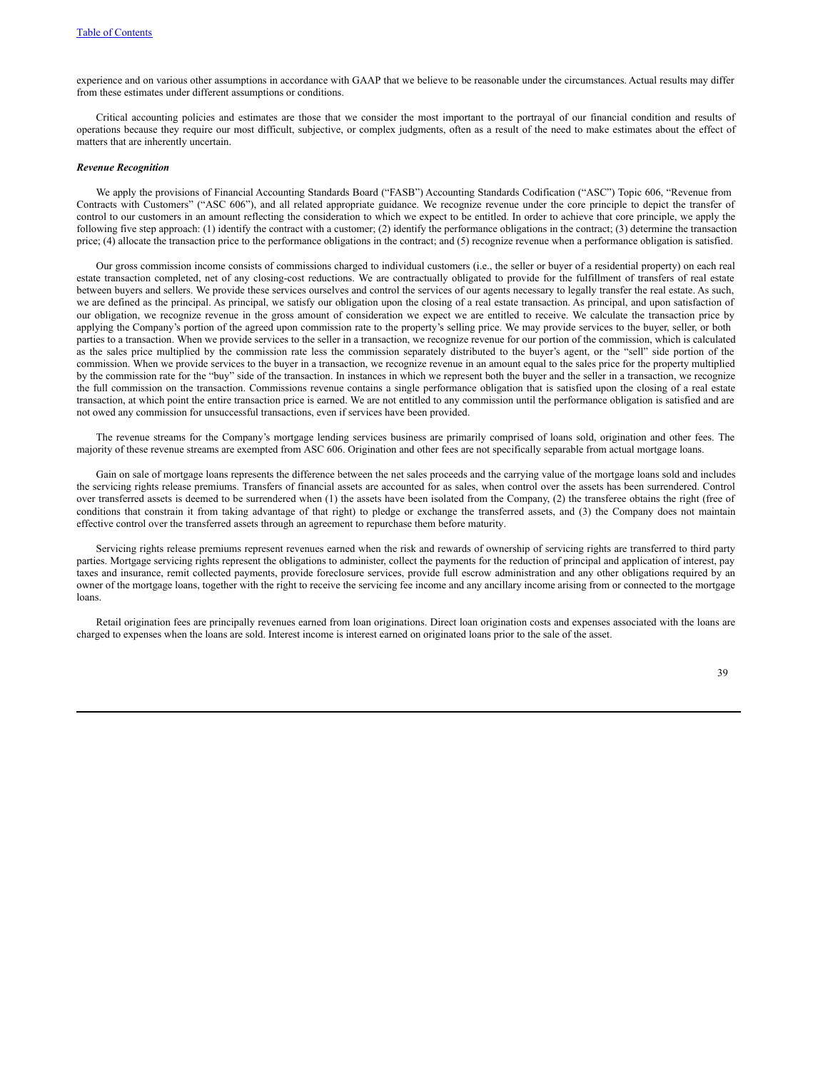experience and on various other assumptions in accordance with GAAP that we believe to be reasonable under the circumstances. Actual results may differ from these estimates under different assumptions or conditions.

Critical accounting policies and estimates are those that we consider the most important to the portrayal of our financial condition and results of operations because they require our most difficult, subjective, or complex judgments, often as a result of the need to make estimates about the effect of matters that are inherently uncertain.

***Revenue Recognition***

We apply the provisions of Financial Accounting Standards Board ("FASB") Accounting Standards Codification ("ASC") Topic 606, "Revenue from Contracts with Customers" ("ASC 606"), and all related appropriate guidance. We recognize revenue under the core principle to depict the transfer of control to our customers in an amount reflecting the consideration to which we expect to be entitled. In order to achieve that core principle, we apply the following five step approach: (1) identify the contract with a customer; (2) identify the performance obligations in the contract; (3) determine the transaction price; (4) allocate the transaction price to the performance obligations in the contract; and (5) recognize revenue when a performance obligation is satisfied.

Our gross commission income consists of commissions charged to individual customers (i.e., the seller or buyer of a residential property) on each real estate transaction completed, net of any closing-cost reductions. We are contractually obligated to provide for the fulfillment of transfers of real estate between buyers and sellers. We provide these services ourselves and control the services of our agents necessary to legally transfer the real estate. As such, we are defined as the principal. As principal, we satisfy our obligation upon the closing of a real estate transaction. As principal, and upon satisfaction of our obligation, we recognize revenue in the gross amount of consideration we expect we are entitled to receive. We calculate the transaction price by applying the Company's portion of the agreed upon commission rate to the property's selling price. We may provide services to the buyer, seller, or both parties to a transaction. When we provide services to the seller in a transaction, we recognize revenue for our portion of the commission, which is calculated as the sales price multiplied by the commission rate less the commission separately distributed to the buyer's agent, or the "sell" side portion of the commission. When we provide services to the buyer in a transaction, we recognize revenue in an amount equal to the sales price for the property multiplied by the commission rate for the "buy" side of the transaction. In instances in which we represent both the buyer and the seller in a transaction, we recognize the full commission on the transaction. Commissions revenue contains a single performance obligation that is satisfied upon the closing of a real estate transaction, at which point the entire transaction price is earned. We are not entitled to any commission until the performance obligation is satisfied and are not owed any commission for unsuccessful transactions, even if services have been provided.

The revenue streams for the Company's mortgage lending services business are primarily comprised of loans sold, origination and other fees. The majority of these revenue streams are exempted from ASC 606. Origination and other fees are not specifically separable from actual mortgage loans.

Gain on sale of mortgage loans represents the difference between the net sales proceeds and the carrying value of the mortgage loans sold and includes the servicing rights release premiums. Transfers of financial assets are accounted for as sales, when control over the assets has been surrendered. Control over transferred assets is deemed to be surrendered when (1) the assets have been isolated from the Company, (2) the transferee obtains the right (free of conditions that constrain it from taking advantage of that right) to pledge or exchange the transferred assets, and (3) the Company does not maintain effective control over the transferred assets through an agreement to repurchase them before maturity.

Servicing rights release premiums represent revenues earned when the risk and rewards of ownership of servicing rights are transferred to third party parties. Mortgage servicing rights represent the obligations to administer, collect the payments for the reduction of principal and application of interest, pay taxes and insurance, remit collected payments, provide foreclosure services, provide full escrow administration and any other obligations required by an owner of the mortgage loans, together with the right to receive the servicing fee income and any ancillary income arising from or connected to the mortgage loans.

Retail origination fees are principally revenues earned from loan originations. Direct loan origination costs and expenses associated with the loans are charged to expenses when the loans are sold. Interest income is interest earned on originated loans prior to the sale of the asset.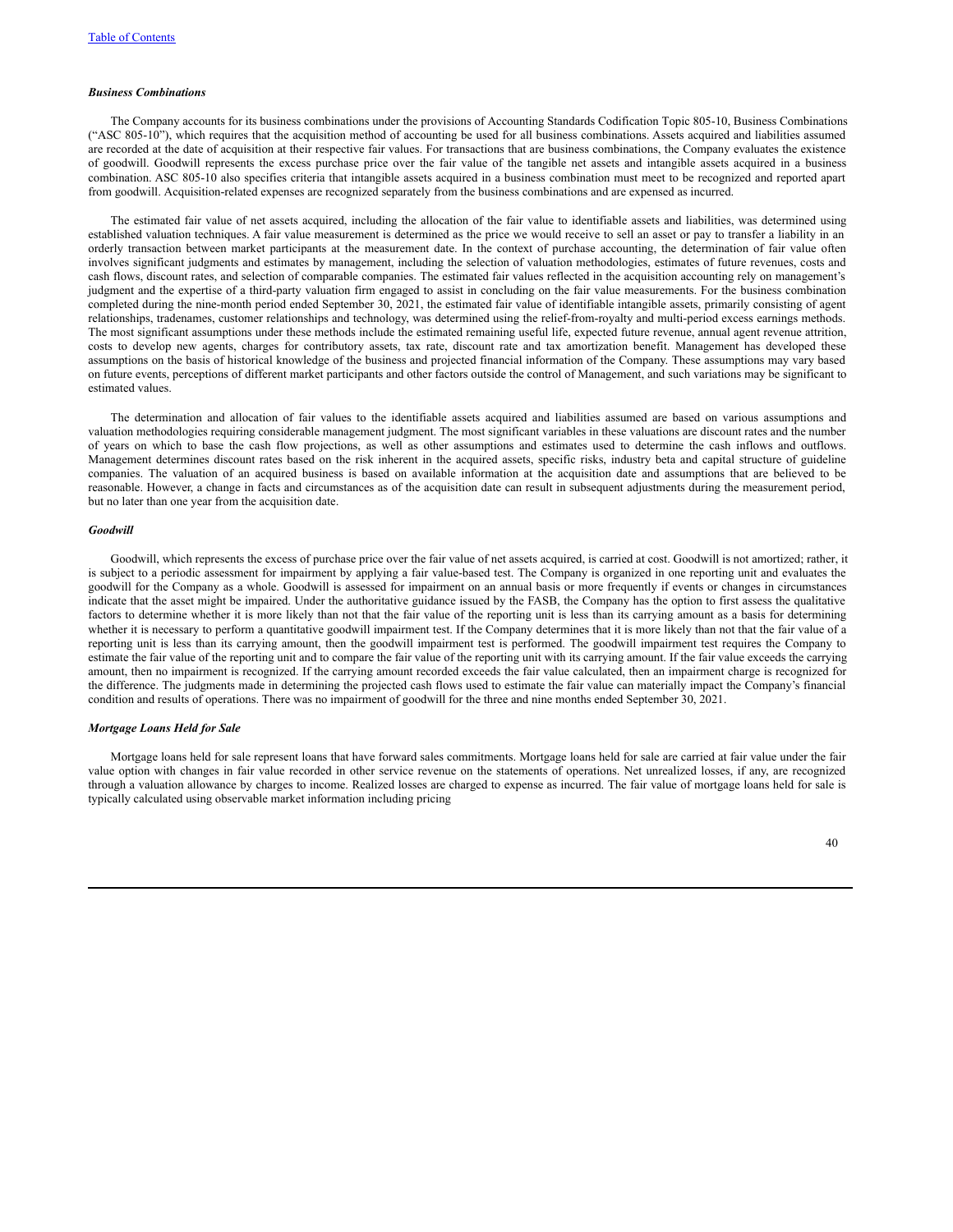***Business Combinations***

The Company accounts for its business combinations under the provisions of Accounting Standards Codification Topic 805-10, Business Combinations ("ASC 805-10"), which requires that the acquisition method of accounting be used for all business combinations. Assets acquired and liabilities assumed are recorded at the date of acquisition at their respective fair values. For transactions that are business combinations, the Company evaluates the existence of goodwill. Goodwill represents the excess purchase price over the fair value of the tangible net assets and intangible assets acquired in a business combination. ASC 805-10 also specifies criteria that intangible assets acquired in a business combination must meet to be recognized and reported apart from goodwill. Acquisition-related expenses are recognized separately from the business combinations and are expensed as incurred.

The estimated fair value of net assets acquired, including the allocation of the fair value to identifiable assets and liabilities, was determined using established valuation techniques. A fair value measurement is determined as the price we would receive to sell an asset or pay to transfer a liability in an orderly transaction between market participants at the measurement date. In the context of purchase accounting, the determination of fair value often involves significant judgments and estimates by management, including the selection of valuation methodologies, estimates of future revenues, costs and cash flows, discount rates, and selection of comparable companies. The estimated fair values reflected in the acquisition accounting rely on management's judgment and the expertise of a third-party valuation firm engaged to assist in concluding on the fair value measurements. For the business combination completed during the nine-month period ended September 30, 2021, the estimated fair value of identifiable intangible assets, primarily consisting of agent relationships, tradenames, customer relationships and technology, was determined using the relief-from-royalty and multi-period excess earnings methods. The most significant assumptions under these methods include the estimated remaining useful life, expected future revenue, annual agent revenue attrition, costs to develop new agents, charges for contributory assets, tax rate, discount rate and tax amortization benefit. Management has developed these assumptions on the basis of historical knowledge of the business and projected financial information of the Company. These assumptions may vary based on future events, perceptions of different market participants and other factors outside the control of Management, and such variations may be significant to estimated values.

The determination and allocation of fair values to the identifiable assets acquired and liabilities assumed are based on various assumptions and valuation methodologies requiring considerable management judgment. The most significant variables in these valuations are discount rates and the number of years on which to base the cash flow projections, as well as other assumptions and estimates used to determine the cash inflows and outflows. Management determines discount rates based on the risk inherent in the acquired assets, specific risks, industry beta and capital structure of guideline companies. The valuation of an acquired business is based on available information at the acquisition date and assumptions that are believed to be reasonable. However, a change in facts and circumstances as of the acquisition date can result in subsequent adjustments during the measurement period, but no later than one year from the acquisition date.

***Goodwill***

Goodwill, which represents the excess of purchase price over the fair value of net assets acquired, is carried at cost. Goodwill is not amortized; rather, it is subject to a periodic assessment for impairment by applying a fair value-based test. The Company is organized in one reporting unit and evaluates the goodwill for the Company as a whole. Goodwill is assessed for impairment on an annual basis or more frequently if events or changes in circumstances indicate that the asset might be impaired. Under the authoritative guidance issued by the FASB, the Company has the option to first assess the qualitative factors to determine whether it is more likely than not that the fair value of the reporting unit is less than its carrying amount as a basis for determining whether it is necessary to perform a quantitative goodwill impairment test. If the Company determines that it is more likely than not that the fair value of a reporting unit is less than its carrying amount, then the goodwill impairment test is performed. The goodwill impairment test requires the Company to estimate the fair value of the reporting unit and to compare the fair value of the reporting unit with its carrying amount. If the fair value exceeds the carrying amount, then no impairment is recognized. If the carrying amount recorded exceeds the fair value calculated, then an impairment charge is recognized for the difference. The judgments made in determining the projected cash flows used to estimate the fair value can materially impact the Company's financial condition and results of operations. There was no impairment of goodwill for the three and nine months ended September 30, 2021.

***Mortgage Loans Held for Sale***

Mortgage loans held for sale represent loans that have forward sales commitments. Mortgage loans held for sale are carried at fair value under the fair value option with changes in fair value recorded in other service revenue on the statements of operations. Net unrealized losses, if any, are recognized through a valuation allowance by charges to income. Realized losses are charged to expense as incurred. The fair value of mortgage loans held for sale is typically calculated using observable market information including pricing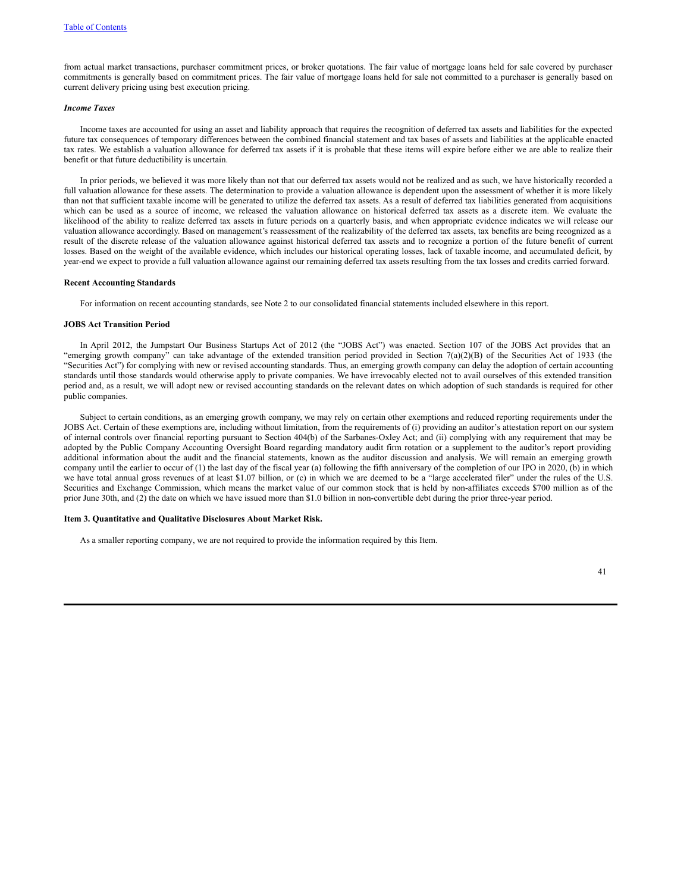from actual market transactions, purchaser commitment prices, or broker quotations. The fair value of mortgage loans held for sale covered by purchaser commitments is generally based on commitment prices. The fair value of mortgage loans held for sale not committed to a purchaser is generally based on current delivery pricing using best execution pricing.

***Income Taxes***

Income taxes are accounted for using an asset and liability approach that requires the recognition of deferred tax assets and liabilities for the expected future tax consequences of temporary differences between the combined financial statement and tax bases of assets and liabilities at the applicable enacted tax rates. We establish a valuation allowance for deferred tax assets if it is probable that these items will expire before either we are able to realize their benefit or that future deductibility is uncertain.

In prior periods, we believed it was more likely than not that our deferred tax assets would not be realized and as such, we have historically recorded a full valuation allowance for these assets. The determination to provide a valuation allowance is dependent upon the assessment of whether it is more likely than not that sufficient taxable income will be generated to utilize the deferred tax assets. As a result of deferred tax liabilities generated from acquisitions which can be used as a source of income, we released the valuation allowance on historical deferred tax assets as a discrete item. We evaluate the likelihood of the ability to realize deferred tax assets in future periods on a quarterly basis, and when appropriate evidence indicates we will release our valuation allowance accordingly. Based on management's reassessment of the realizability of the deferred tax assets, tax benefits are being recognized as a result of the discrete release of the valuation allowance against historical deferred tax assets and to recognize a portion of the future benefit of current losses. Based on the weight of the available evidence, which includes our historical operating losses, lack of taxable income, and accumulated deficit, by year-end we expect to provide a full valuation allowance against our remaining deferred tax assets resulting from the tax losses and credits carried forward.

**Recent Accounting Standards**

For information on recent accounting standards, see Note 2 to our consolidated financial statements included elsewhere in this report.

**JOBS Act Transition Period**

In April 2012, the Jumpstart Our Business Startups Act of 2012 (the "JOBS Act") was enacted. Section 107 of the JOBS Act provides that an "emerging growth company" can take advantage of the extended transition period provided in Section 7(a)(2)(B) of the Securities Act of 1933 (the "Securities Act") for complying with new or revised accounting standards. Thus, an emerging growth company can delay the adoption of certain accounting standards until those standards would otherwise apply to private companies. We have irrevocably elected not to avail ourselves of this extended transition period and, as a result, we will adopt new or revised accounting standards on the relevant dates on which adoption of such standards is required for other public companies.

Subject to certain conditions, as an emerging growth company, we may rely on certain other exemptions and reduced reporting requirements under the JOBS Act. Certain of these exemptions are, including without limitation, from the requirements of (i) providing an auditor's attestation report on our system of internal controls over financial reporting pursuant to Section 404(b) of the Sarbanes-Oxley Act; and (ii) complying with any requirement that may be adopted by the Public Company Accounting Oversight Board regarding mandatory audit firm rotation or a supplement to the auditor's report providing additional information about the audit and the financial statements, known as the auditor discussion and analysis. We will remain an emerging growth company until the earlier to occur of (1) the last day of the fiscal year (a) following the fifth anniversary of the completion of our IPO in 2020, (b) in which we have total annual gross revenues of at least $1.07 billion, or (c) in which we are deemed to be a "large accelerated filer" under the rules of the U.S. Securities and Exchange Commission, which means the market value of our common stock that is held by non-affiliates exceeds $700 million as of the prior June 30th, and (2) the date on which we have issued more than $1.0 billion in non-convertible debt during the prior three-year period.

**Item 3. Quantitative and Qualitative Disclosures About Market Risk.**

As a smaller reporting company, we are not required to provide the information required by this Item.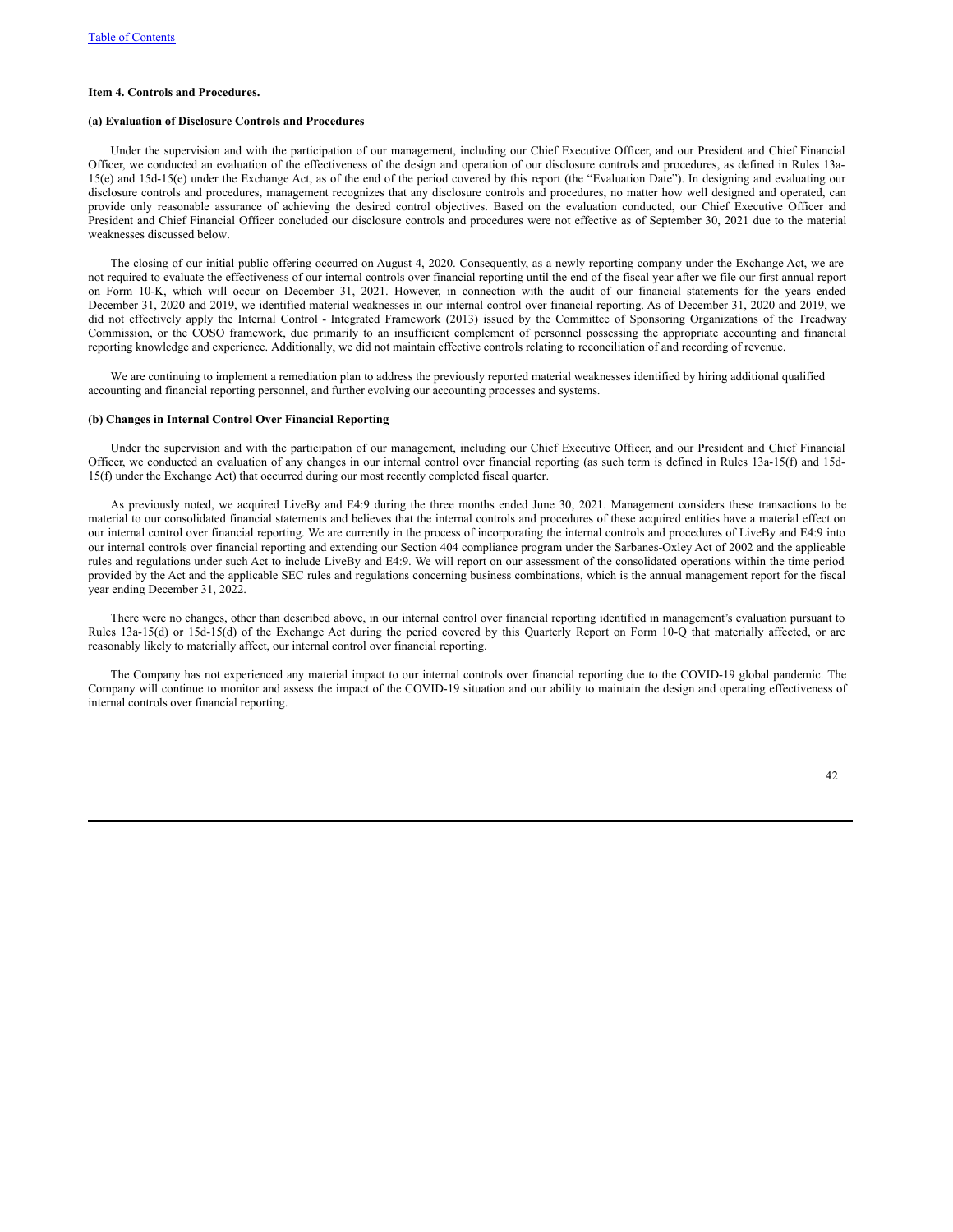**Item 4. Controls and Procedures.**

**(a) Evaluation of Disclosure Controls and Procedures**

Under the supervision and with the participation of our management, including our Chief Executive Officer, and our President and Chief Financial Officer, we conducted an evaluation of the effectiveness of the design and operation of our disclosure controls and procedures, as defined in Rules 13a-15(e) and 15d-15(e) under the Exchange Act, as of the end of the period covered by this report (the "Evaluation Date"). In designing and evaluating our disclosure controls and procedures, management recognizes that any disclosure controls and procedures, no matter how well designed and operated, can provide only reasonable assurance of achieving the desired control objectives. Based on the evaluation conducted, our Chief Executive Officer and President and Chief Financial Officer concluded our disclosure controls and procedures were not effective as of September 30, 2021 due to the material weaknesses discussed below.

The closing of our initial public offering occurred on August 4, 2020. Consequently, as a newly reporting company under the Exchange Act, we are not required to evaluate the effectiveness of our internal controls over financial reporting until the end of the fiscal year after we file our first annual report on Form 10-K, which will occur on December 31, 2021. However, in connection with the audit of our financial statements for the years ended December 31, 2020 and 2019, we identified material weaknesses in our internal control over financial reporting. As of December 31, 2020 and 2019, we did not effectively apply the Internal Control - Integrated Framework (2013) issued by the Committee of Sponsoring Organizations of the Treadway Commission, or the COSO framework, due primarily to an insufficient complement of personnel possessing the appropriate accounting and financial reporting knowledge and experience. Additionally, we did not maintain effective controls relating to reconciliation of and recording of revenue.

We are continuing to implement a remediation plan to address the previously reported material weaknesses identified by hiring additional qualified accounting and financial reporting personnel, and further evolving our accounting processes and systems.

**(b) Changes in Internal Control Over Financial Reporting**

Under the supervision and with the participation of our management, including our Chief Executive Officer, and our President and Chief Financial Officer, we conducted an evaluation of any changes in our internal control over financial reporting (as such term is defined in Rules 13a-15(f) and 15d-15(f) under the Exchange Act) that occurred during our most recently completed fiscal quarter.

As previously noted, we acquired LiveBy and E4:9 during the three months ended June 30, 2021. Management considers these transactions to be material to our consolidated financial statements and believes that the internal controls and procedures of these acquired entities have a material effect on our internal control over financial reporting. We are currently in the process of incorporating the internal controls and procedures of LiveBy and E4:9 into our internal controls over financial reporting and extending our Section 404 compliance program under the Sarbanes-Oxley Act of 2002 and the applicable rules and regulations under such Act to include LiveBy and E4:9. We will report on our assessment of the consolidated operations within the time period provided by the Act and the applicable SEC rules and regulations concerning business combinations, which is the annual management report for the fiscal year ending December 31, 2022.

There were no changes, other than described above, in our internal control over financial reporting identified in management's evaluation pursuant to Rules 13a-15(d) or 15d-15(d) of the Exchange Act during the period covered by this Quarterly Report on Form 10-Q that materially affected, or are reasonably likely to materially affect, our internal control over financial reporting.

The Company has not experienced any material impact to our internal controls over financial reporting due to the COVID-19 global pandemic. The Company will continue to monitor and assess the impact of the COVID-19 situation and our ability to maintain the design and operating effectiveness of internal controls over financial reporting.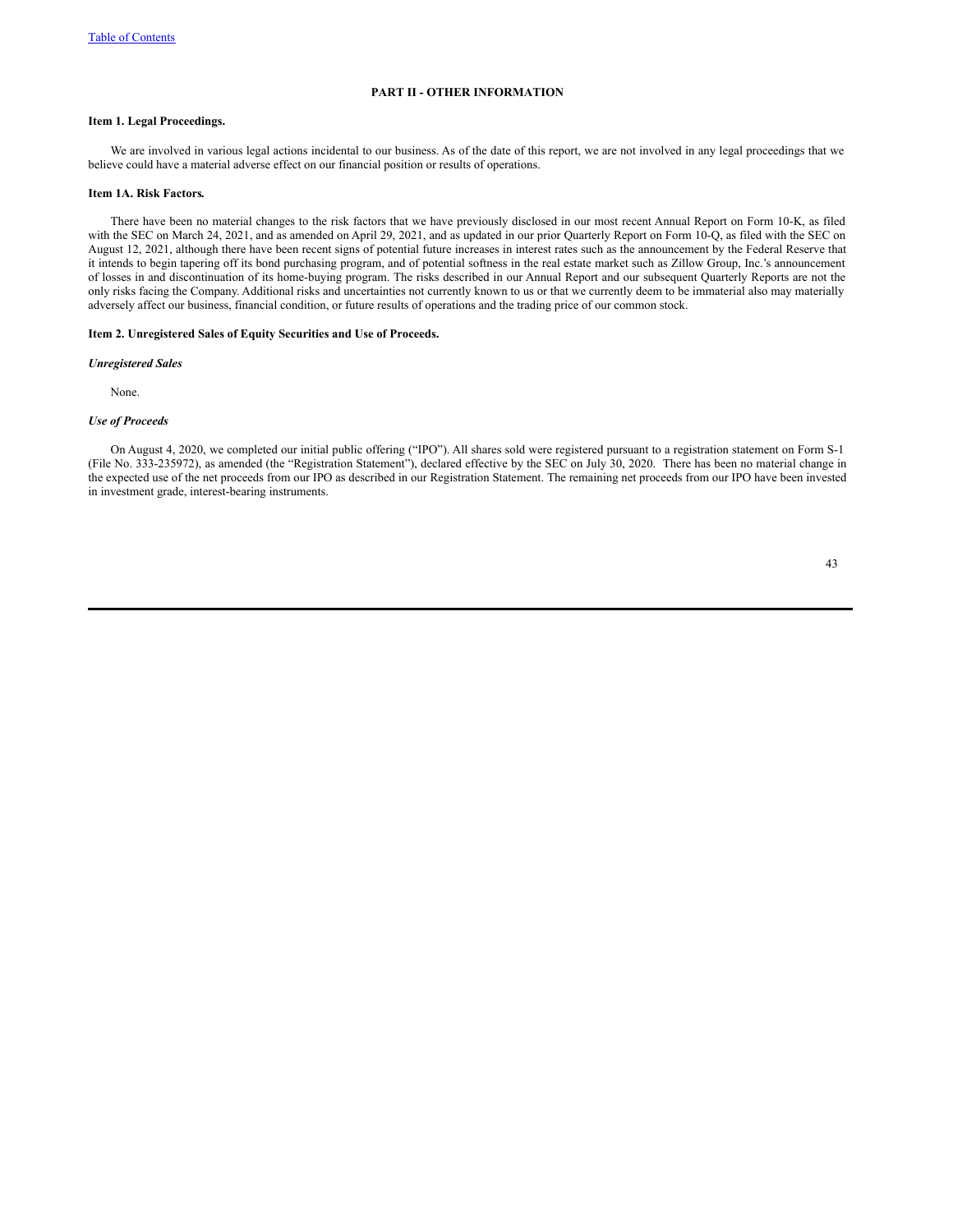Table of Contents

## PART II - OTHER INFORMATION

### Item 1. Legal Proceedings.

We are involved in various legal actions incidental to our business. As of the date of this report, we are not involved in any legal proceedings that we believe could have a material adverse effect on our financial position or results of operations.

### Item 1A. Risk Factors.

There have been no material changes to the risk factors that we have previously disclosed in our most recent Annual Report on Form 10-K, as filed with the SEC on March 24, 2021, and as amended on April 29, 2021, and as updated in our prior Quarterly Report on Form 10-Q, as filed with the SEC on August 12, 2021, although there have been recent signs of potential future increases in interest rates such as the announcement by the Federal Reserve that it intends to begin tapering off its bond purchasing program, and of potential softness in the real estate market such as Zillow Group, Inc.'s announcement of losses in and discontinuation of its home-buying program. The risks described in our Annual Report and our subsequent Quarterly Reports are not the only risks facing the Company. Additional risks and uncertainties not currently known to us or that we currently deem to be immaterial also may materially adversely affect our business, financial condition, or future results of operations and the trading price of our common stock.

### Item 2. Unregistered Sales of Equity Securities and Use of Proceeds.

***Unregistered Sales***

None.

***Use of Proceeds***

On August 4, 2020, we completed our initial public offering ("IPO"). All shares sold were registered pursuant to a registration statement on Form S-1 (File No. 333-235972), as amended (the "Registration Statement"), declared effective by the SEC on July 30, 2020. There has been no material change in the expected use of the net proceeds from our IPO as described in our Registration Statement. The remaining net proceeds from our IPO have been invested in investment grade, interest-bearing instruments.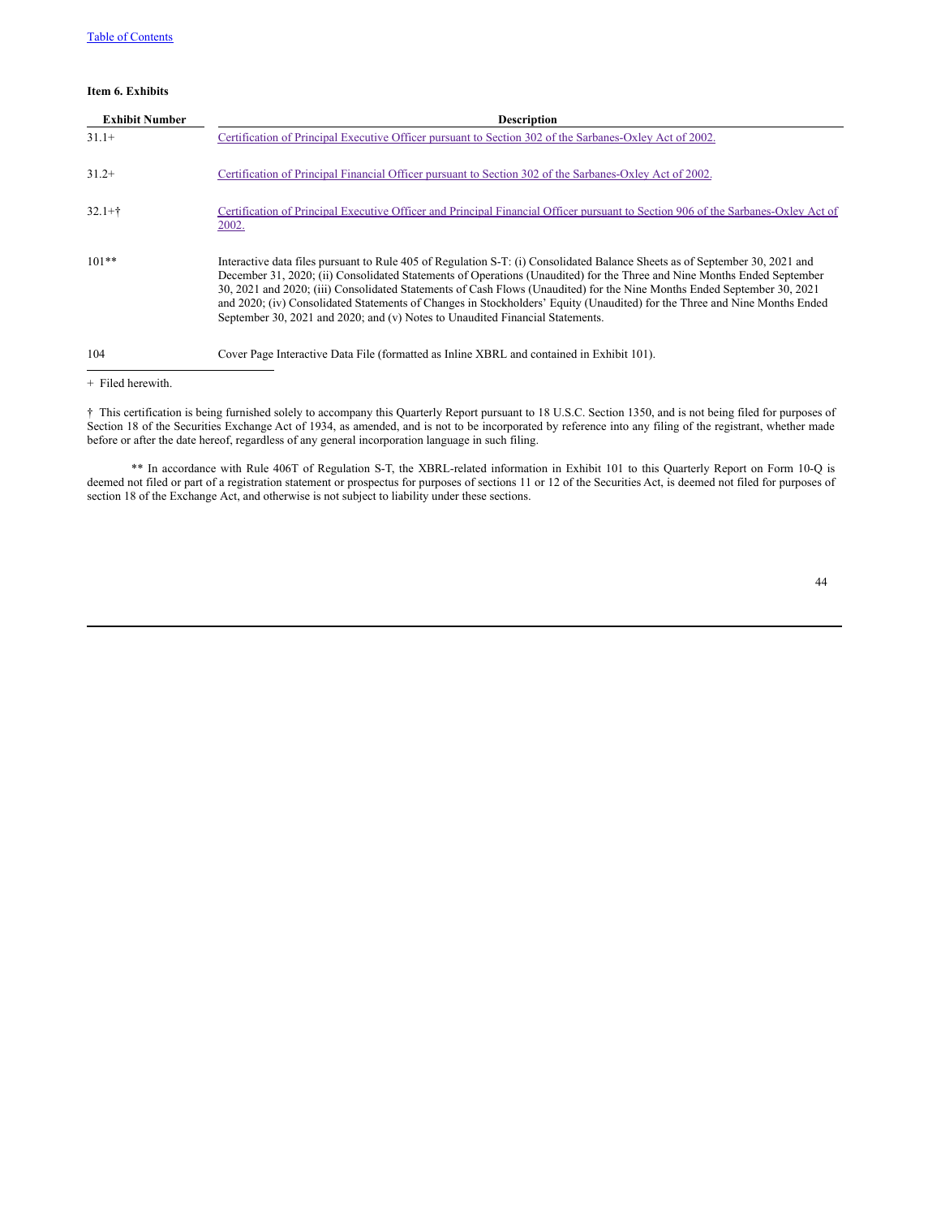**Item 6. Exhibits**

| Exhibit Number | Description |
|---|---|
| 31.1+ | Certification of Principal Executive Officer pursuant to Section 302 of the Sarbanes-Oxley Act of 2002. |
| 31.2+ | Certification of Principal Financial Officer pursuant to Section 302 of the Sarbanes-Oxley Act of 2002. |
| 32.1+† | Certification of Principal Executive Officer and Principal Financial Officer pursuant to Section 906 of the Sarbanes-Oxley Act of 2002. |
| 101** | Interactive data files pursuant to Rule 405 of Regulation S-T: (i) Consolidated Balance Sheets as of September 30, 2021 and December 31, 2020; (ii) Consolidated Statements of Operations (Unaudited) for the Three and Nine Months Ended September 30, 2021 and 2020; (iii) Consolidated Statements of Cash Flows (Unaudited) for the Nine Months Ended September 30, 2021 and 2020; (iv) Consolidated Statements of Changes in Stockholders' Equity (Unaudited) for the Three and Nine Months Ended September 30, 2021 and 2020; and (v) Notes to Unaudited Financial Statements. |
| 104 | Cover Page Interactive Data File (formatted as Inline XBRL and contained in Exhibit 101). |

+ Filed herewith.

† This certification is being furnished solely to accompany this Quarterly Report pursuant to 18 U.S.C. Section 1350, and is not being filed for purposes of Section 18 of the Securities Exchange Act of 1934, as amended, and is not to be incorporated by reference into any filing of the registrant, whether made before or after the date hereof, regardless of any general incorporation language in such filing.

** In accordance with Rule 406T of Regulation S-T, the XBRL-related information in Exhibit 101 to this Quarterly Report on Form 10-Q is deemed not filed or part of a registration statement or prospectus for purposes of sections 11 or 12 of the Securities Act, is deemed not filed for purposes of section 18 of the Exchange Act, and otherwise is not subject to liability under these sections.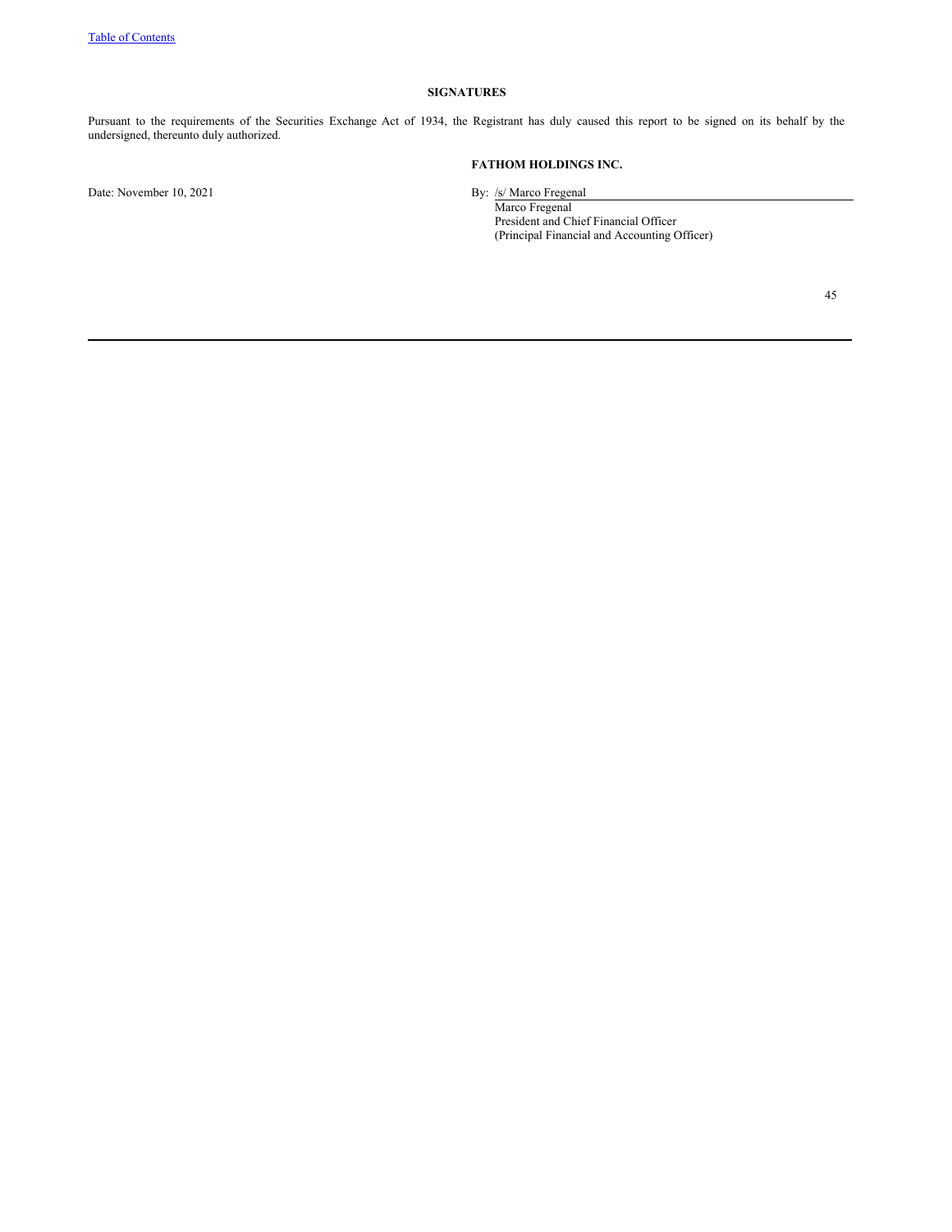## SIGNATURES

Pursuant to the requirements of the Securities Exchange Act of 1934, the Registrant has duly caused this report to be signed on its behalf by the undersigned, thereunto duly authorized.

**FATHOM HOLDINGS INC.**

Date: November 10, 2021

By: /s/ Marco Fregenal
Marco Fregenal
President and Chief Financial Officer
(Principal Financial and Accounting Officer)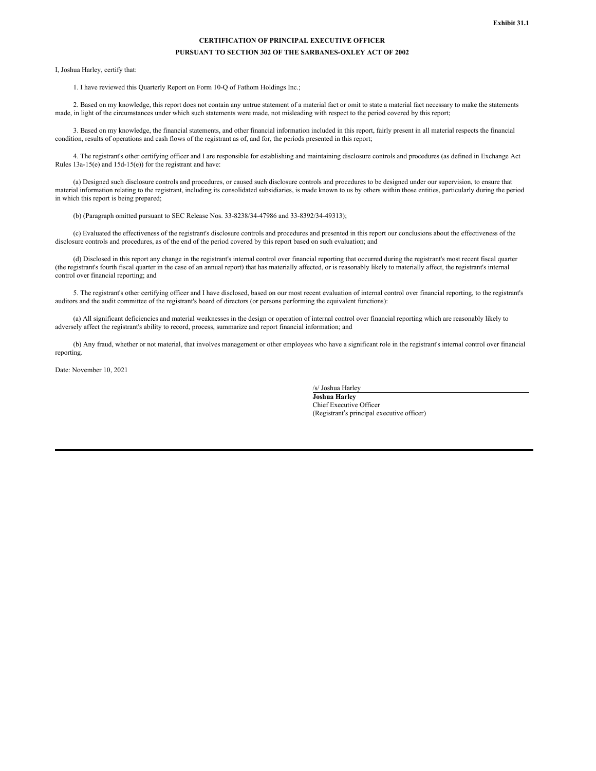**Exhibit 31.1**

# CERTIFICATION OF PRINCIPAL EXECUTIVE OFFICER
## PURSUANT TO SECTION 302 OF THE SARBANES-OXLEY ACT OF 2002

I, Joshua Harley, certify that:

1. I have reviewed this Quarterly Report on Form 10-Q of Fathom Holdings Inc.;

2. Based on my knowledge, this report does not contain any untrue statement of a material fact or omit to state a material fact necessary to make the statements made, in light of the circumstances under which such statements were made, not misleading with respect to the period covered by this report;

3. Based on my knowledge, the financial statements, and other financial information included in this report, fairly present in all material respects the financial condition, results of operations and cash flows of the registrant as of, and for, the periods presented in this report;

4. The registrant's other certifying officer and I are responsible for establishing and maintaining disclosure controls and procedures (as defined in Exchange Act Rules 13a-15(e) and 15d-15(e)) for the registrant and have:

(a) Designed such disclosure controls and procedures, or caused such disclosure controls and procedures to be designed under our supervision, to ensure that material information relating to the registrant, including its consolidated subsidiaries, is made known to us by others within those entities, particularly during the period in which this report is being prepared;

(b) (Paragraph omitted pursuant to SEC Release Nos. 33-8238/34-47986 and 33-8392/34-49313);

(c) Evaluated the effectiveness of the registrant's disclosure controls and procedures and presented in this report our conclusions about the effectiveness of the disclosure controls and procedures, as of the end of the period covered by this report based on such evaluation; and

(d) Disclosed in this report any change in the registrant's internal control over financial reporting that occurred during the registrant's most recent fiscal quarter (the registrant's fourth fiscal quarter in the case of an annual report) that has materially affected, or is reasonably likely to materially affect, the registrant's internal control over financial reporting; and

5. The registrant's other certifying officer and I have disclosed, based on our most recent evaluation of internal control over financial reporting, to the registrant's auditors and the audit committee of the registrant's board of directors (or persons performing the equivalent functions):

(a) All significant deficiencies and material weaknesses in the design or operation of internal control over financial reporting which are reasonably likely to adversely affect the registrant's ability to record, process, summarize and report financial information; and

(b) Any fraud, whether or not material, that involves management or other employees who have a significant role in the registrant's internal control over financial reporting.

Date: November 10, 2021

/s/ Joshua Harley
**Joshua Harley**
Chief Executive Officer
(Registrant's principal executive officer)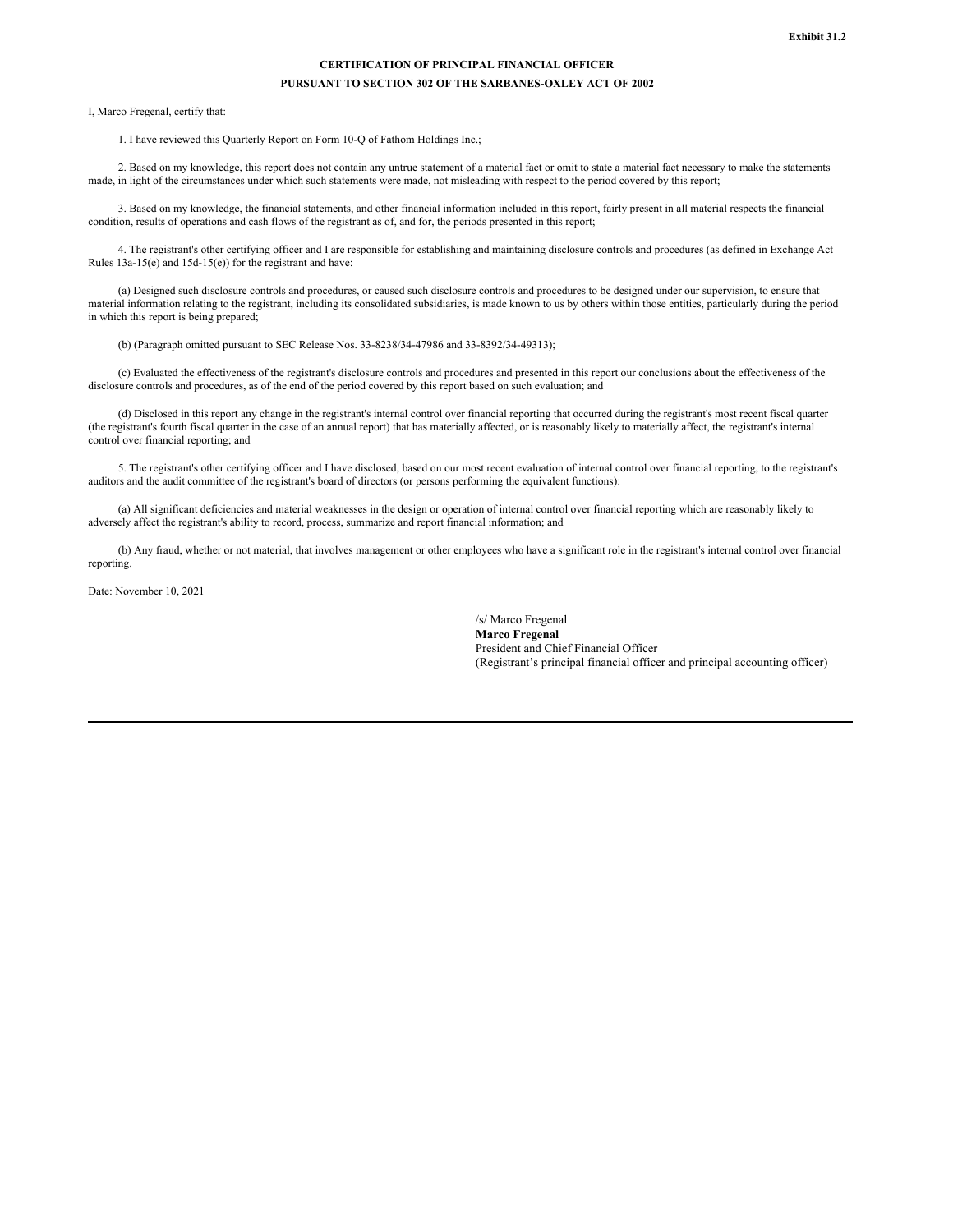**Exhibit 31.2**

**CERTIFICATION OF PRINCIPAL FINANCIAL OFFICER**

**PURSUANT TO SECTION 302 OF THE SARBANES-OXLEY ACT OF 2002**

I, Marco Fregenal, certify that:

1. I have reviewed this Quarterly Report on Form 10-Q of Fathom Holdings Inc.;

2. Based on my knowledge, this report does not contain any untrue statement of a material fact or omit to state a material fact necessary to make the statements made, in light of the circumstances under which such statements were made, not misleading with respect to the period covered by this report;

3. Based on my knowledge, the financial statements, and other financial information included in this report, fairly present in all material respects the financial condition, results of operations and cash flows of the registrant as of, and for, the periods presented in this report;

4. The registrant's other certifying officer and I are responsible for establishing and maintaining disclosure controls and procedures (as defined in Exchange Act Rules 13a-15(e) and 15d-15(e)) for the registrant and have:

(a) Designed such disclosure controls and procedures, or caused such disclosure controls and procedures to be designed under our supervision, to ensure that material information relating to the registrant, including its consolidated subsidiaries, is made known to us by others within those entities, particularly during the period in which this report is being prepared;

(b) (Paragraph omitted pursuant to SEC Release Nos. 33-8238/34-47986 and 33-8392/34-49313);

(c) Evaluated the effectiveness of the registrant's disclosure controls and procedures and presented in this report our conclusions about the effectiveness of the disclosure controls and procedures, as of the end of the period covered by this report based on such evaluation; and

(d) Disclosed in this report any change in the registrant's internal control over financial reporting that occurred during the registrant's most recent fiscal quarter (the registrant's fourth fiscal quarter in the case of an annual report) that has materially affected, or is reasonably likely to materially affect, the registrant's internal control over financial reporting; and

5. The registrant's other certifying officer and I have disclosed, based on our most recent evaluation of internal control over financial reporting, to the registrant's auditors and the audit committee of the registrant's board of directors (or persons performing the equivalent functions):

(a) All significant deficiencies and material weaknesses in the design or operation of internal control over financial reporting which are reasonably likely to adversely affect the registrant's ability to record, process, summarize and report financial information; and

(b) Any fraud, whether or not material, that involves management or other employees who have a significant role in the registrant's internal control over financial reporting.

Date: November 10, 2021

/s/ Marco Fregenal
**Marco Fregenal**
President and Chief Financial Officer
(Registrant's principal financial officer and principal accounting officer)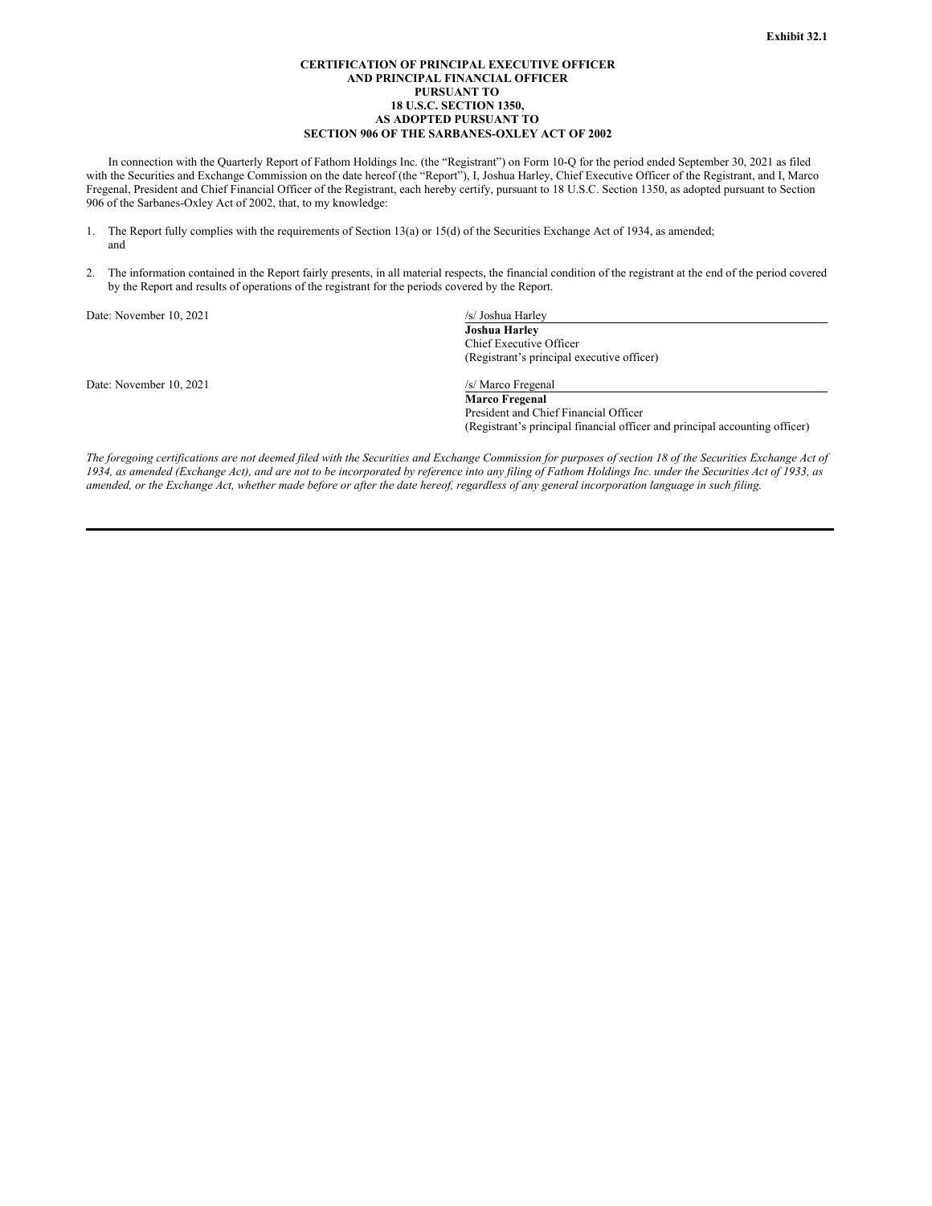**Exhibit 32.1**

**CERTIFICATION OF PRINCIPAL EXECUTIVE OFFICER
AND PRINCIPAL FINANCIAL OFFICER
PURSUANT TO
18 U.S.C. SECTION 1350,
AS ADOPTED PURSUANT TO
SECTION 906 OF THE SARBANES-OXLEY ACT OF 2002**

In connection with the Quarterly Report of Fathom Holdings Inc. (the "Registrant") on Form 10-Q for the period ended September 30, 2021 as filed with the Securities and Exchange Commission on the date hereof (the "Report"), I, Joshua Harley, Chief Executive Officer of the Registrant, and I, Marco Fregenal, President and Chief Financial Officer of the Registrant, each hereby certify, pursuant to 18 U.S.C. Section 1350, as adopted pursuant to Section 906 of the Sarbanes-Oxley Act of 2002, that, to my knowledge:

1. The Report fully complies with the requirements of Section 13(a) or 15(d) of the Securities Exchange Act of 1934, as amended; and

2. The information contained in the Report fairly presents, in all material respects, the financial condition of the registrant at the end of the period covered by the Report and results of operations of the registrant for the periods covered by the Report.

Date: November 10, 2021

/s/ Joshua Harley
**Joshua Harley**
Chief Executive Officer
(Registrant's principal executive officer)

Date: November 10, 2021

/s/ Marco Fregenal
**Marco Fregenal**
President and Chief Financial Officer
(Registrant's principal financial officer and principal accounting officer)

*The foregoing certifications are not deemed filed with the Securities and Exchange Commission for purposes of section 18 of the Securities Exchange Act of 1934, as amended (Exchange Act), and are not to be incorporated by reference into any filing of Fathom Holdings Inc. under the Securities Act of 1933, as amended, or the Exchange Act, whether made before or after the date hereof, regardless of any general incorporation language in such filing.*